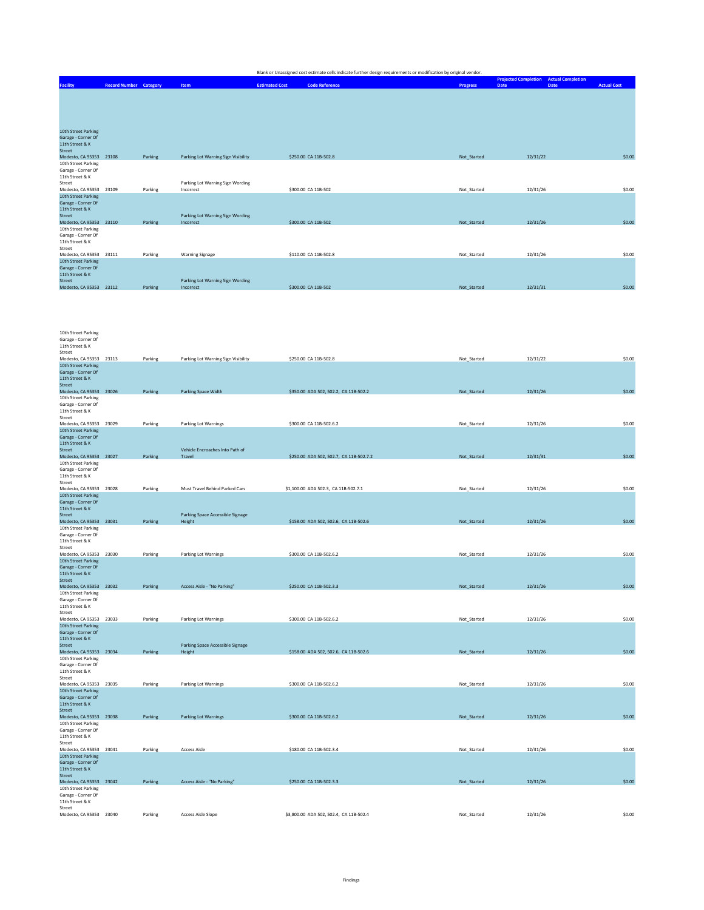Blank or Unassigned cost estimate cells indicate further design requirements or modification by original vendor.

| Facility | Record Number | Category | Item | Estimated Cost | Code Reference | Progress | Projected Completion Date | Actual Completion Date | Actual Cost |
|---|---|---|---|---|---|---|---|---|---|
| 10th Street Parking Garage - Corner Of 11th Street & K Street Modesto, CA 95353 | 23108 | Parking | Parking Lot Warning Sign Visibility | $250.00 | CA 11B-502.8 | Not_Started | 12/31/22 | | $0.00 |
| 10th Street Parking Garage - Corner Of 11th Street & K Street Modesto, CA 95353 | 23109 | Parking | Parking Lot Warning Sign Wording Incorrect | $300.00 | CA 11B-502 | Not_Started | 12/31/26 | | $0.00 |
| 10th Street Parking Garage - Corner Of 11th Street & K Street Modesto, CA 95353 | 23110 | Parking | Parking Lot Warning Sign Wording Incorrect | $300.00 | CA 11B-502 | Not_Started | 12/31/26 | | $0.00 |
| 10th Street Parking Garage - Corner Of 11th Street & K Street Modesto, CA 95353 | 23111 | Parking | Warning Signage | $110.00 | CA 11B-502.8 | Not_Started | 12/31/26 | | $0.00 |
| 10th Street Parking Garage - Corner Of 11th Street & K Street Modesto, CA 95353 | 23112 | Parking | Parking Lot Warning Sign Wording Incorrect | $300.00 | CA 11B-502 | Not_Started | 12/31/31 | | $0.00 |
| 10th Street Parking Garage - Corner Of 11th Street & K Street Modesto, CA 95353 | 23113 | Parking | Parking Lot Warning Sign Visibility | $250.00 | CA 11B-502.8 | Not_Started | 12/31/22 | | $0.00 |
| 10th Street Parking Garage - Corner Of 11th Street & K Street Modesto, CA 95353 | 23026 | Parking | Parking Space Width | $350.00 | ADA 502, 502.2, CA 11B-502.2 | Not_Started | 12/31/26 | | $0.00 |
| 10th Street Parking Garage - Corner Of 11th Street & K Street Modesto, CA 95353 | 23029 | Parking | Parking Lot Warnings | $300.00 | CA 11B-502.6.2 | Not_Started | 12/31/26 | | $0.00 |
| 10th Street Parking Garage - Corner Of 11th Street & K Street Modesto, CA 95353 | 23027 | Parking | Vehicle Encroaches Into Path of Travel | $250.00 | ADA 502, 502.7, CA 11B-502.7.2 | Not_Started | 12/31/31 | | $0.00 |
| 10th Street Parking Garage - Corner Of 11th Street & K Street Modesto, CA 95353 | 23028 | Parking | Must Travel Behind Parked Cars | $1,100.00 | ADA 502.3, CA 11B-502.7.1 | Not_Started | 12/31/26 | | $0.00 |
| 10th Street Parking Garage - Corner Of 11th Street & K Street Modesto, CA 95353 | 23031 | Parking | Parking Space Accessible Signage Height | $158.00 | ADA 502, 502.6, CA 11B-502.6 | Not_Started | 12/31/26 | | $0.00 |
| 10th Street Parking Garage - Corner Of 11th Street & K Street Modesto, CA 95353 | 23030 | Parking | Parking Lot Warnings | $300.00 | CA 11B-502.6.2 | Not_Started | 12/31/26 | | $0.00 |
| 10th Street Parking Garage - Corner Of 11th Street & K Street Modesto, CA 95353 | 23032 | Parking | Access Aisle - "No Parking" | $250.00 | CA 11B-502.3.3 | Not_Started | 12/31/26 | | $0.00 |
| 10th Street Parking Garage - Corner Of 11th Street & K Street Modesto, CA 95353 | 23033 | Parking | Parking Lot Warnings | $300.00 | CA 11B-502.6.2 | Not_Started | 12/31/26 | | $0.00 |
| 10th Street Parking Garage - Corner Of 11th Street & K Street Modesto, CA 95353 | 23034 | Parking | Parking Space Accessible Signage Height | $158.00 | ADA 502, 502.6, CA 11B-502.6 | Not_Started | 12/31/26 | | $0.00 |
| 10th Street Parking Garage - Corner Of 11th Street & K Street Modesto, CA 95353 | 23035 | Parking | Parking Lot Warnings | $300.00 | CA 11B-502.6.2 | Not_Started | 12/31/26 | | $0.00 |
| 10th Street Parking Garage - Corner Of 11th Street & K Street Modesto, CA 95353 | 23038 | Parking | Parking Lot Warnings | $300.00 | CA 11B-502.6.2 | Not_Started | 12/31/26 | | $0.00 |
| 10th Street Parking Garage - Corner Of 11th Street & K Street Modesto, CA 95353 | 23041 | Parking | Access Aisle | $180.00 | CA 11B-502.3.4 | Not_Started | 12/31/26 | | $0.00 |
| 10th Street Parking Garage - Corner Of 11th Street & K Street Modesto, CA 95353 | 23042 | Parking | Access Aisle - "No Parking" | $250.00 | CA 11B-502.3.3 | Not_Started | 12/31/26 | | $0.00 |
| 10th Street Parking Garage - Corner Of 11th Street & K Street Modesto, CA 95353 | 23040 | Parking | Access Aisle Slope | $3,800.00 | ADA 502, 502.4, CA 11B-502.4 | Not_Started | 12/31/26 | | $0.00 |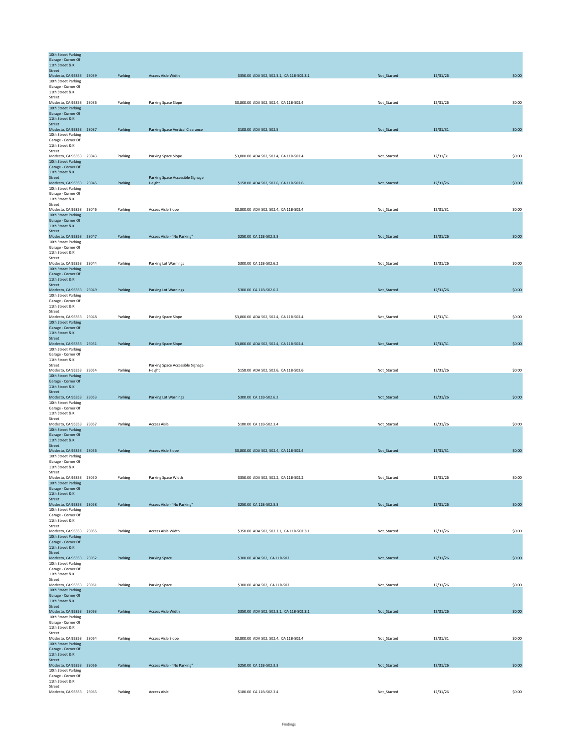| | | | | | | | |
|---|---|---|---|---|---|---|---|
| 10th Street Parking Garage - Corner Of 11th Street & K Street Modesto, CA 95353 | 23039 | Parking | Access Aisle Width | $350.00 ADA 502, 502.3.1, CA 11B-502.3.1 | Not_Started | 12/31/26 | $0.00 |
| 10th Street Parking Garage - Corner Of 11th Street & K Street Modesto, CA 95353 | 23036 | Parking | Parking Space Slope | $3,800.00 ADA 502, 502.4, CA 11B-502.4 | Not_Started | 12/31/26 | $0.00 |
| 10th Street Parking Garage - Corner Of 11th Street & K Street Modesto, CA 95353 | 23037 | Parking | Parking Space Vertical Clearance | $108.00 ADA 502, 502.5 | Not_Started | 12/31/31 | $0.00 |
| 10th Street Parking Garage - Corner Of 11th Street & K Street Modesto, CA 95353 | 23043 | Parking | Parking Space Slope | $3,800.00 ADA 502, 502.4, CA 11B-502.4 | Not_Started | 12/31/31 | $0.00 |
| 10th Street Parking Garage - Corner Of 11th Street & K Street Modesto, CA 95353 | 23045 | Parking | Parking Space Accessible Signage Height | $158.00 ADA 502, 502.6, CA 11B-502.6 | Not_Started | 12/31/26 | $0.00 |
| 10th Street Parking Garage - Corner Of 11th Street & K Street Modesto, CA 95353 | 23046 | Parking | Access Aisle Slope | $3,800.00 ADA 502, 502.4, CA 11B-502.4 | Not_Started | 12/31/31 | $0.00 |
| 10th Street Parking Garage - Corner Of 11th Street & K Street Modesto, CA 95353 | 23047 | Parking | Access Aisle - "No Parking" | $250.00 CA 11B-502.3.3 | Not_Started | 12/31/26 | $0.00 |
| 10th Street Parking Garage - Corner Of 11th Street & K Street Modesto, CA 95353 | 23044 | Parking | Parking Lot Warnings | $300.00 CA 11B-502.6.2 | Not_Started | 12/31/26 | $0.00 |
| 10th Street Parking Garage - Corner Of 11th Street & K Street Modesto, CA 95353 | 23049 | Parking | Parking Lot Warnings | $300.00 CA 11B-502.6.2 | Not_Started | 12/31/26 | $0.00 |
| 10th Street Parking Garage - Corner Of 11th Street & K Street Modesto, CA 95353 | 23048 | Parking | Parking Space Slope | $3,800.00 ADA 502, 502.4, CA 11B-502.4 | Not_Started | 12/31/31 | $0.00 |
| 10th Street Parking Garage - Corner Of 11th Street & K Street Modesto, CA 95353 | 23051 | Parking | Parking Space Slope | $3,800.00 ADA 502, 502.4, CA 11B-502.4 | Not_Started | 12/31/31 | $0.00 |
| 10th Street Parking Garage - Corner Of 11th Street & K Street Modesto, CA 95353 | 23054 | Parking | Parking Space Accessible Signage Height | $158.00 ADA 502, 502.6, CA 11B-502.6 | Not_Started | 12/31/26 | $0.00 |
| 10th Street Parking Garage - Corner Of 11th Street & K Street Modesto, CA 95353 | 23053 | Parking | Parking Lot Warnings | $300.00 CA 11B-502.6.2 | Not_Started | 12/31/26 | $0.00 |
| 10th Street Parking Garage - Corner Of 11th Street & K Street Modesto, CA 95353 | 23057 | Parking | Access Aisle | $180.00 CA 11B-502.3.4 | Not_Started | 12/31/26 | $0.00 |
| 10th Street Parking Garage - Corner Of 11th Street & K Street Modesto, CA 95353 | 23056 | Parking | Access Aisle Slope | $3,800.00 ADA 502, 502.4, CA 11B-502.4 | Not_Started | 12/31/31 | $0.00 |
| 10th Street Parking Garage - Corner Of 11th Street & K Street Modesto, CA 95353 | 23050 | Parking | Parking Space Width | $350.00 ADA 502, 502.2, CA 11B-502.2 | Not_Started | 12/31/26 | $0.00 |
| 10th Street Parking Garage - Corner Of 11th Street & K Street Modesto, CA 95353 | 23058 | Parking | Access Aisle - "No Parking" | $250.00 CA 11B-502.3.3 | Not_Started | 12/31/26 | $0.00 |
| 10th Street Parking Garage - Corner Of 11th Street & K Street Modesto, CA 95353 | 23055 | Parking | Access Aisle Width | $350.00 ADA 502, 502.3.1, CA 11B-502.3.1 | Not_Started | 12/31/26 | $0.00 |
| 10th Street Parking Garage - Corner Of 11th Street & K Street Modesto, CA 95353 | 23052 | Parking | Parking Space | $300.00 ADA 502, CA 11B-502 | Not_Started | 12/31/26 | $0.00 |
| 10th Street Parking Garage - Corner Of 11th Street & K Street Modesto, CA 95353 | 23061 | Parking | Parking Space | $300.00 ADA 502, CA 11B-502 | Not_Started | 12/31/26 | $0.00 |
| 10th Street Parking Garage - Corner Of 11th Street & K Street Modesto, CA 95353 | 23063 | Parking | Access Aisle Width | $350.00 ADA 502, 502.3.1, CA 11B-502.3.1 | Not_Started | 12/31/26 | $0.00 |
| 10th Street Parking Garage - Corner Of 11th Street & K Street Modesto, CA 95353 | 23064 | Parking | Access Aisle Slope | $3,800.00 ADA 502, 502.4, CA 11B-502.4 | Not_Started | 12/31/31 | $0.00 |
| 10th Street Parking Garage - Corner Of 11th Street & K Street Modesto, CA 95353 | 23066 | Parking | Access Aisle - "No Parking" | $250.00 CA 11B-502.3.3 | Not_Started | 12/31/26 | $0.00 |
| 10th Street Parking Garage - Corner Of 11th Street & K Street Modesto, CA 95353 | 23065 | Parking | Access Aisle | $180.00 CA 11B-502.3.4 | Not_Started | 12/31/26 | $0.00 |

Findings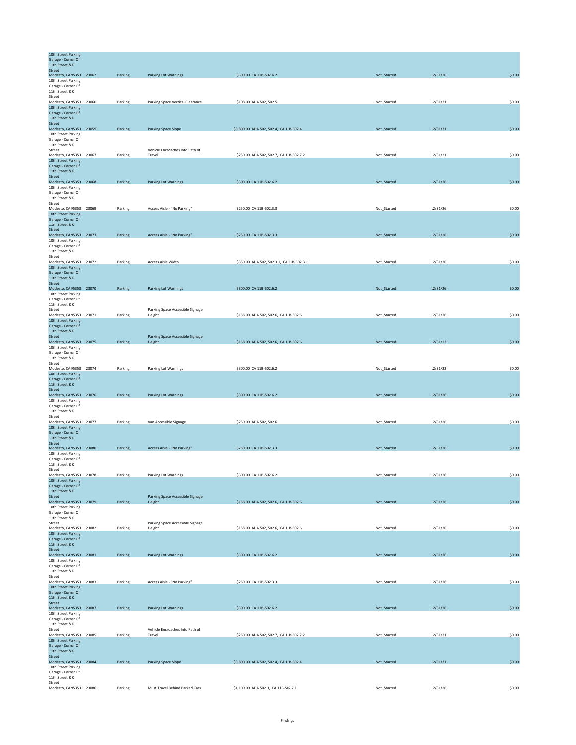| | | | | | | | |
|---|---|---|---|---|---|---|---|
| 10th Street Parking Garage - Corner Of 11th Street & K Street Modesto, CA 95353 | 23062 | Parking | Parking Lot Warnings | $300.00 CA 11B-502.6.2 | Not_Started | 12/31/26 | $0.00 |
| 10th Street Parking Garage - Corner Of 11th Street & K Street Modesto, CA 95353 | 23060 | Parking | Parking Space Vertical Clearance | $108.00 ADA 502, 502.5 | Not_Started | 12/31/31 | $0.00 |
| 10th Street Parking Garage - Corner Of 11th Street & K Street Modesto, CA 95353 | 23059 | Parking | Parking Space Slope | $3,800.00 ADA 502, 502.4, CA 11B-502.4 | Not_Started | 12/31/31 | $0.00 |
| 10th Street Parking Garage - Corner Of 11th Street & K Street Modesto, CA 95353 | 23067 | Parking | Vehicle Encroaches Into Path of Travel | $250.00 ADA 502, 502.7, CA 11B-502.7.2 | Not_Started | 12/31/31 | $0.00 |
| 10th Street Parking Garage - Corner Of 11th Street & K Street Modesto, CA 95353 | 23068 | Parking | Parking Lot Warnings | $300.00 CA 11B-502.6.2 | Not_Started | 12/31/26 | $0.00 |
| 10th Street Parking Garage - Corner Of 11th Street & K Street Modesto, CA 95353 | 23069 | Parking | Access Aisle - "No Parking" | $250.00 CA 11B-502.3.3 | Not_Started | 12/31/26 | $0.00 |
| 10th Street Parking Garage - Corner Of 11th Street & K Street Modesto, CA 95353 | 23073 | Parking | Access Aisle - "No Parking" | $250.00 CA 11B-502.3.3 | Not_Started | 12/31/26 | $0.00 |
| 10th Street Parking Garage - Corner Of 11th Street & K Street Modesto, CA 95353 | 23072 | Parking | Access Aisle Width | $350.00 ADA 502, 502.3.1, CA 11B-502.3.1 | Not_Started | 12/31/26 | $0.00 |
| 10th Street Parking Garage - Corner Of 11th Street & K Street Modesto, CA 95353 | 23070 | Parking | Parking Lot Warnings | $300.00 CA 11B-502.6.2 | Not_Started | 12/31/26 | $0.00 |
| 10th Street Parking Garage - Corner Of 11th Street & K Street Modesto, CA 95353 | 23071 | Parking | Parking Space Accessible Signage Height | $158.00 ADA 502, 502.6, CA 11B-502.6 | Not_Started | 12/31/26 | $0.00 |
| 10th Street Parking Garage - Corner Of 11th Street & K Street Modesto, CA 95353 | 23075 | Parking | Parking Space Accessible Signage Height | $158.00 ADA 502, 502.6, CA 11B-502.6 | Not_Started | 12/31/22 | $0.00 |
| 10th Street Parking Garage - Corner Of 11th Street & K Street Modesto, CA 95353 | 23074 | Parking | Parking Lot Warnings | $300.00 CA 11B-502.6.2 | Not_Started | 12/31/22 | $0.00 |
| 10th Street Parking Garage - Corner Of 11th Street & K Street Modesto, CA 95353 | 23076 | Parking | Parking Lot Warnings | $300.00 CA 11B-502.6.2 | Not_Started | 12/31/26 | $0.00 |
| 10th Street Parking Garage - Corner Of 11th Street & K Street Modesto, CA 95353 | 23077 | Parking | Van Accessible Signage | $250.00 ADA 502, 502.6 | Not_Started | 12/31/26 | $0.00 |
| 10th Street Parking Garage - Corner Of 11th Street & K Street Modesto, CA 95353 | 23080 | Parking | Access Aisle - "No Parking" | $250.00 CA 11B-502.3.3 | Not_Started | 12/31/26 | $0.00 |
| 10th Street Parking Garage - Corner Of 11th Street & K Street Modesto, CA 95353 | 23078 | Parking | Parking Lot Warnings | $300.00 CA 11B-502.6.2 | Not_Started | 12/31/26 | $0.00 |
| 10th Street Parking Garage - Corner Of 11th Street & K Street Modesto, CA 95353 | 23079 | Parking | Parking Space Accessible Signage Height | $158.00 ADA 502, 502.6, CA 11B-502.6 | Not_Started | 12/31/26 | $0.00 |
| 10th Street Parking Garage - Corner Of 11th Street & K Street Modesto, CA 95353 | 23082 | Parking | Parking Space Accessible Signage Height | $158.00 ADA 502, 502.6, CA 11B-502.6 | Not_Started | 12/31/26 | $0.00 |
| 10th Street Parking Garage - Corner Of 11th Street & K Street Modesto, CA 95353 | 23081 | Parking | Parking Lot Warnings | $300.00 CA 11B-502.6.2 | Not_Started | 12/31/26 | $0.00 |
| 10th Street Parking Garage - Corner Of 11th Street & K Street Modesto, CA 95353 | 23083 | Parking | Access Aisle - "No Parking" | $250.00 CA 11B-502.3.3 | Not_Started | 12/31/26 | $0.00 |
| 10th Street Parking Garage - Corner Of 11th Street & K Street Modesto, CA 95353 | 23087 | Parking | Parking Lot Warnings | $300.00 CA 11B-502.6.2 | Not_Started | 12/31/26 | $0.00 |
| 10th Street Parking Garage - Corner Of 11th Street & K Street Modesto, CA 95353 | 23085 | Parking | Vehicle Encroaches Into Path of Travel | $250.00 ADA 502, 502.7, CA 11B-502.7.2 | Not_Started | 12/31/31 | $0.00 |
| 10th Street Parking Garage - Corner Of 11th Street & K Street Modesto, CA 95353 | 23084 | Parking | Parking Space Slope | $3,800.00 ADA 502, 502.4, CA 11B-502.4 | Not_Started | 12/31/31 | $0.00 |
| 10th Street Parking Garage - Corner Of 11th Street & K Street Modesto, CA 95353 | 23086 | Parking | Must Travel Behind Parked Cars | $1,100.00 ADA 502.3, CA 11B-502.7.1 | Not_Started | 12/31/26 | $0.00 |

Findings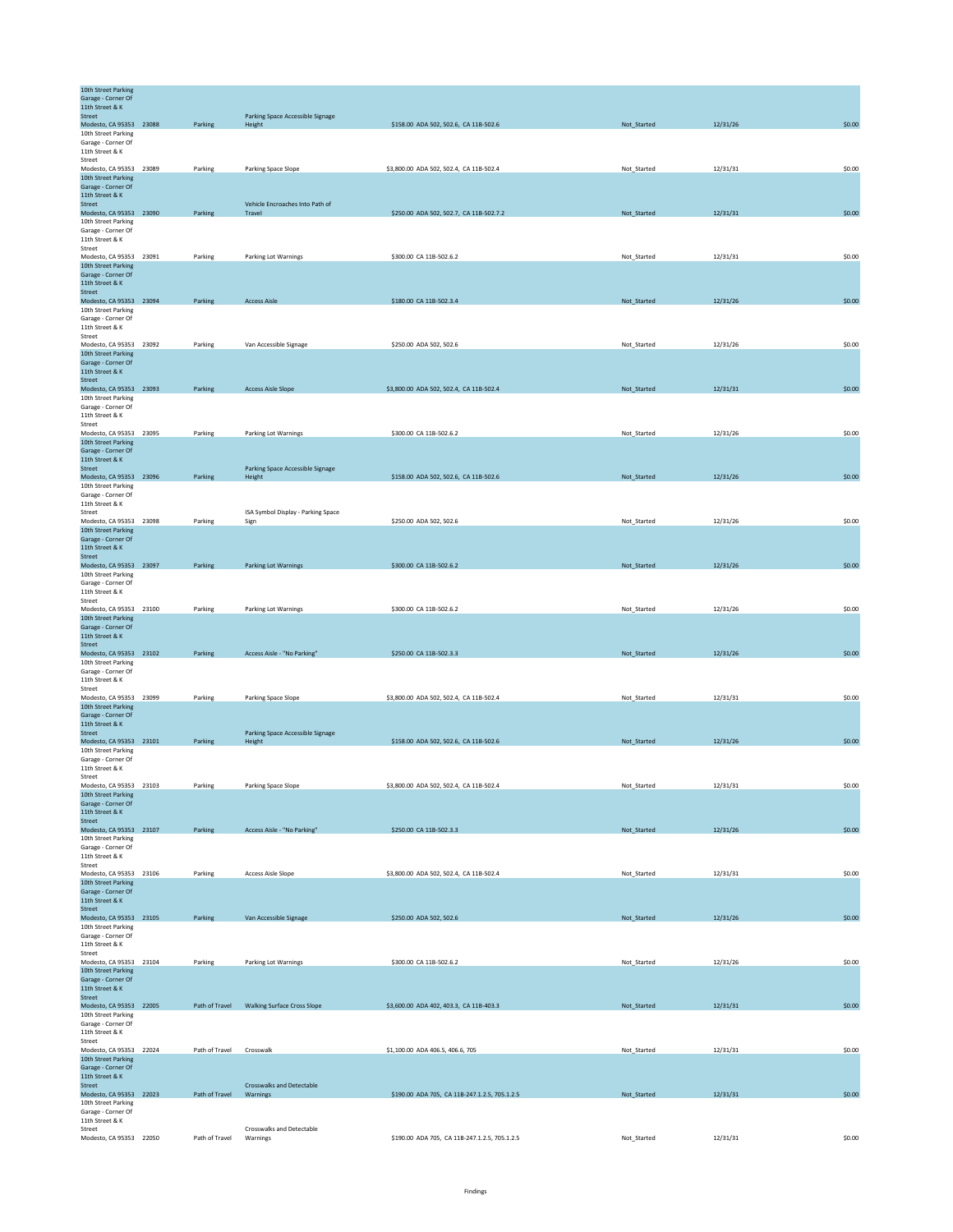| | | | | | | | | |
|---|---|---|---|---|---|---|---|---|
| 10th Street Parking Garage - Corner Of 11th Street & K Street Modesto, CA 95353 | 23088 | Parking | Parking Space Accessible Signage Height | $158.00 | ADA 502, 502.6, CA 11B-502.6 | Not_Started | 12/31/26 | $0.00 |
| 10th Street Parking Garage - Corner Of 11th Street & K Street Modesto, CA 95353 | 23089 | Parking | Parking Space Slope | $3,800.00 | ADA 502, 502.4, CA 11B-502.4 | Not_Started | 12/31/31 | $0.00 |
| 10th Street Parking Garage - Corner Of 11th Street & K Street Modesto, CA 95353 | 23090 | Parking | Vehicle Encroaches Into Path of Travel | $250.00 | ADA 502, 502.7, CA 11B-502.7.2 | Not_Started | 12/31/31 | $0.00 |
| 10th Street Parking Garage - Corner Of 11th Street & K Street Modesto, CA 95353 | 23091 | Parking | Parking Lot Warnings | $300.00 | CA 11B-502.6.2 | Not_Started | 12/31/31 | $0.00 |
| 10th Street Parking Garage - Corner Of 11th Street & K Street Modesto, CA 95353 | 23094 | Parking | Access Aisle | $180.00 | CA 11B-502.3.4 | Not_Started | 12/31/26 | $0.00 |
| 10th Street Parking Garage - Corner Of 11th Street & K Street Modesto, CA 95353 | 23092 | Parking | Van Accessible Signage | $250.00 | ADA 502, 502.6 | Not_Started | 12/31/26 | $0.00 |
| 10th Street Parking Garage - Corner Of 11th Street & K Street Modesto, CA 95353 | 23093 | Parking | Access Aisle Slope | $3,800.00 | ADA 502, 502.4, CA 11B-502.4 | Not_Started | 12/31/31 | $0.00 |
| 10th Street Parking Garage - Corner Of 11th Street & K Street Modesto, CA 95353 | 23095 | Parking | Parking Lot Warnings | $300.00 | CA 11B-502.6.2 | Not_Started | 12/31/26 | $0.00 |
| 10th Street Parking Garage - Corner Of 11th Street & K Street Modesto, CA 95353 | 23096 | Parking | Parking Space Accessible Signage Height | $158.00 | ADA 502, 502.6, CA 11B-502.6 | Not_Started | 12/31/26 | $0.00 |
| 10th Street Parking Garage - Corner Of 11th Street & K Street Modesto, CA 95353 | 23098 | Parking | ISA Symbol Display - Parking Space Sign | $250.00 | ADA 502, 502.6 | Not_Started | 12/31/26 | $0.00 |
| 10th Street Parking Garage - Corner Of 11th Street & K Street Modesto, CA 95353 | 23097 | Parking | Parking Lot Warnings | $300.00 | CA 11B-502.6.2 | Not_Started | 12/31/26 | $0.00 |
| 10th Street Parking Garage - Corner Of 11th Street & K Street Modesto, CA 95353 | 23100 | Parking | Parking Lot Warnings | $300.00 | CA 11B-502.6.2 | Not_Started | 12/31/26 | $0.00 |
| 10th Street Parking Garage - Corner Of 11th Street & K Street Modesto, CA 95353 | 23102 | Parking | Access Aisle - "No Parking" | $250.00 | CA 11B-502.3.3 | Not_Started | 12/31/26 | $0.00 |
| 10th Street Parking Garage - Corner Of 11th Street & K Street Modesto, CA 95353 | 23099 | Parking | Parking Space Slope | $3,800.00 | ADA 502, 502.4, CA 11B-502.4 | Not_Started | 12/31/31 | $0.00 |
| 10th Street Parking Garage - Corner Of 11th Street & K Street Modesto, CA 95353 | 23101 | Parking | Parking Space Accessible Signage Height | $158.00 | ADA 502, 502.6, CA 11B-502.6 | Not_Started | 12/31/26 | $0.00 |
| 10th Street Parking Garage - Corner Of 11th Street & K Street Modesto, CA 95353 | 23103 | Parking | Parking Space Slope | $3,800.00 | ADA 502, 502.4, CA 11B-502.4 | Not_Started | 12/31/31 | $0.00 |
| 10th Street Parking Garage - Corner Of 11th Street & K Street Modesto, CA 95353 | 23107 | Parking | Access Aisle - "No Parking" | $250.00 | CA 11B-502.3.3 | Not_Started | 12/31/26 | $0.00 |
| 10th Street Parking Garage - Corner Of 11th Street & K Street Modesto, CA 95353 | 23106 | Parking | Access Aisle Slope | $3,800.00 | ADA 502, 502.4, CA 11B-502.4 | Not_Started | 12/31/31 | $0.00 |
| 10th Street Parking Garage - Corner Of 11th Street & K Street Modesto, CA 95353 | 23105 | Parking | Van Accessible Signage | $250.00 | ADA 502, 502.6 | Not_Started | 12/31/26 | $0.00 |
| 10th Street Parking Garage - Corner Of 11th Street & K Street Modesto, CA 95353 | 23104 | Parking | Parking Lot Warnings | $300.00 | CA 11B-502.6.2 | Not_Started | 12/31/26 | $0.00 |
| 10th Street Parking Garage - Corner Of 11th Street & K Street Modesto, CA 95353 | 22005 | Path of Travel | Walking Surface Cross Slope | $3,600.00 | ADA 402, 403.3, CA 11B-403.3 | Not_Started | 12/31/31 | $0.00 |
| 10th Street Parking Garage - Corner Of 11th Street & K Street Modesto, CA 95353 | 22024 | Path of Travel | Crosswalk | $1,100.00 | ADA 406.5, 406.6, 705 | Not_Started | 12/31/31 | $0.00 |
| 10th Street Parking Garage - Corner Of 11th Street & K Street Modesto, CA 95353 | 22023 | Path of Travel | Crosswalks and Detectable Warnings | $190.00 | ADA 705, CA 11B-247.1.2.5, 705.1.2.5 | Not_Started | 12/31/31 | $0.00 |
| 10th Street Parking Garage - Corner Of 11th Street & K Street Modesto, CA 95353 | 22050 | Path of Travel | Crosswalks and Detectable Warnings | $190.00 | ADA 705, CA 11B-247.1.2.5, 705.1.2.5 | Not_Started | 12/31/31 | $0.00 |

Findings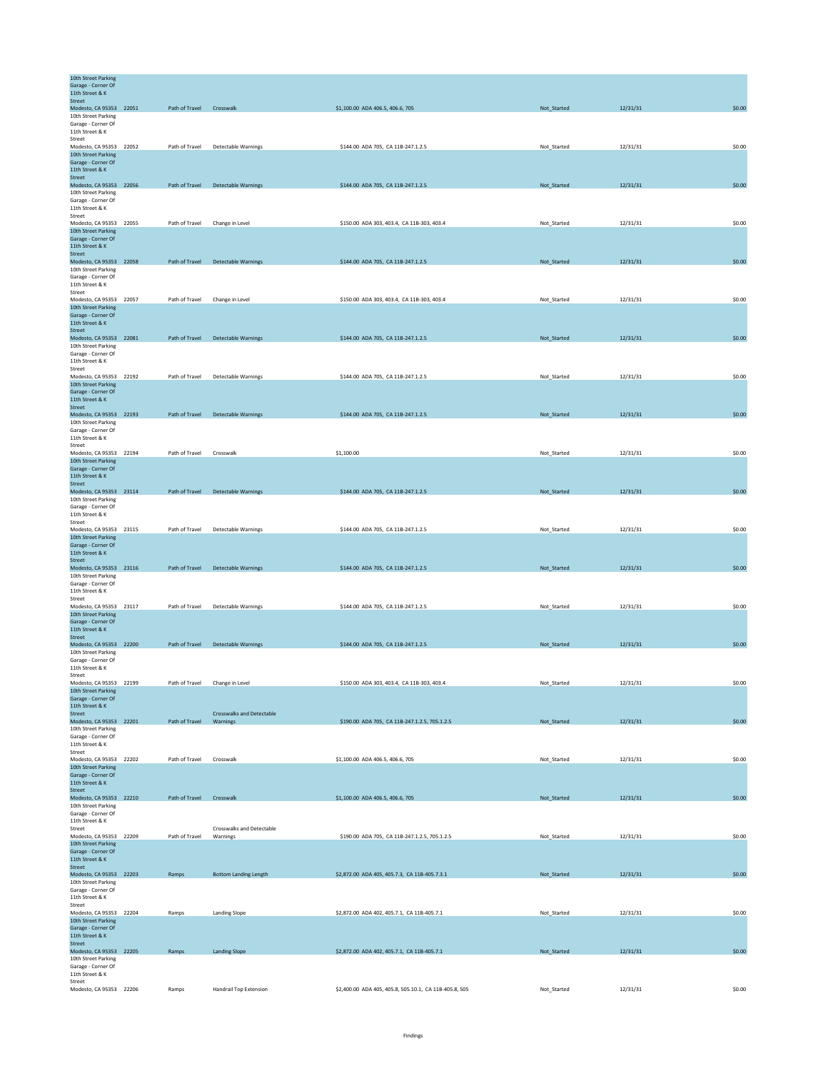| | | | | | | | |
|---|---|---|---|---|---|---|---|
| 10th Street Parking Garage - Corner Of 11th Street & K Street Modesto, CA 95353 | 22051 | Path of Travel | Crosswalk | $1,100.00 ADA 406.5, 406.6, 705 | Not_Started | 12/31/31 | $0.00 |
| 10th Street Parking Garage - Corner Of 11th Street & K Street Modesto, CA 95353 | 22052 | Path of Travel | Detectable Warnings | $144.00 ADA 705, CA 11B-247.1.2.5 | Not_Started | 12/31/31 | $0.00 |
| 10th Street Parking Garage - Corner Of 11th Street & K Street Modesto, CA 95353 | 22056 | Path of Travel | Detectable Warnings | $144.00 ADA 705, CA 11B-247.1.2.5 | Not_Started | 12/31/31 | $0.00 |
| 10th Street Parking Garage - Corner Of 11th Street & K Street Modesto, CA 95353 | 22055 | Path of Travel | Change in Level | $150.00 ADA 303, 403.4, CA 11B-303, 403.4 | Not_Started | 12/31/31 | $0.00 |
| 10th Street Parking Garage - Corner Of 11th Street & K Street Modesto, CA 95353 | 22058 | Path of Travel | Detectable Warnings | $144.00 ADA 705, CA 11B-247.1.2.5 | Not_Started | 12/31/31 | $0.00 |
| 10th Street Parking Garage - Corner Of 11th Street & K Street Modesto, CA 95353 | 22057 | Path of Travel | Change in Level | $150.00 ADA 303, 403.4, CA 11B-303, 403.4 | Not_Started | 12/31/31 | $0.00 |
| 10th Street Parking Garage - Corner Of 11th Street & K Street Modesto, CA 95353 | 22081 | Path of Travel | Detectable Warnings | $144.00 ADA 705, CA 11B-247.1.2.5 | Not_Started | 12/31/31 | $0.00 |
| 10th Street Parking Garage - Corner Of 11th Street & K Street Modesto, CA 95353 | 22192 | Path of Travel | Detectable Warnings | $144.00 ADA 705, CA 11B-247.1.2.5 | Not_Started | 12/31/31 | $0.00 |
| 10th Street Parking Garage - Corner Of 11th Street & K Street Modesto, CA 95353 | 22193 | Path of Travel | Detectable Warnings | $144.00 ADA 705, CA 11B-247.1.2.5 | Not_Started | 12/31/31 | $0.00 |
| 10th Street Parking Garage - Corner Of 11th Street & K Street Modesto, CA 95353 | 22194 | Path of Travel | Crosswalk | $1,100.00 | Not_Started | 12/31/31 | $0.00 |
| 10th Street Parking Garage - Corner Of 11th Street & K Street Modesto, CA 95353 | 23114 | Path of Travel | Detectable Warnings | $144.00 ADA 705, CA 11B-247.1.2.5 | Not_Started | 12/31/31 | $0.00 |
| 10th Street Parking Garage - Corner Of 11th Street & K Street Modesto, CA 95353 | 23115 | Path of Travel | Detectable Warnings | $144.00 ADA 705, CA 11B-247.1.2.5 | Not_Started | 12/31/31 | $0.00 |
| 10th Street Parking Garage - Corner Of 11th Street & K Street Modesto, CA 95353 | 23116 | Path of Travel | Detectable Warnings | $144.00 ADA 705, CA 11B-247.1.2.5 | Not_Started | 12/31/31 | $0.00 |
| 10th Street Parking Garage - Corner Of 11th Street & K Street Modesto, CA 95353 | 23117 | Path of Travel | Detectable Warnings | $144.00 ADA 705, CA 11B-247.1.2.5 | Not_Started | 12/31/31 | $0.00 |
| 10th Street Parking Garage - Corner Of 11th Street & K Street Modesto, CA 95353 | 22200 | Path of Travel | Detectable Warnings | $144.00 ADA 705, CA 11B-247.1.2.5 | Not_Started | 12/31/31 | $0.00 |
| 10th Street Parking Garage - Corner Of 11th Street & K Street Modesto, CA 95353 | 22199 | Path of Travel | Change in Level | $150.00 ADA 303, 403.4, CA 11B-303, 403.4 | Not_Started | 12/31/31 | $0.00 |
| 10th Street Parking Garage - Corner Of 11th Street & K Street Modesto, CA 95353 | 22201 | Path of Travel | Crosswalks and Detectable Warnings | $190.00 ADA 705, CA 11B-247.1.2.5, 705.1.2.5 | Not_Started | 12/31/31 | $0.00 |
| 10th Street Parking Garage - Corner Of 11th Street & K Street Modesto, CA 95353 | 22202 | Path of Travel | Crosswalk | $1,100.00 ADA 406.5, 406.6, 705 | Not_Started | 12/31/31 | $0.00 |
| 10th Street Parking Garage - Corner Of 11th Street & K Street Modesto, CA 95353 | 22210 | Path of Travel | Crosswalk | $1,100.00 ADA 406.5, 406.6, 705 | Not_Started | 12/31/31 | $0.00 |
| 10th Street Parking Garage - Corner Of 11th Street & K Street Modesto, CA 95353 | 22209 | Path of Travel | Crosswalks and Detectable Warnings | $190.00 ADA 705, CA 11B-247.1.2.5, 705.1.2.5 | Not_Started | 12/31/31 | $0.00 |
| 10th Street Parking Garage - Corner Of 11th Street & K Street Modesto, CA 95353 | 22203 | Ramps | Bottom Landing Length | $2,872.00 ADA 405, 405.7.3, CA 11B-405.7.3.1 | Not_Started | 12/31/31 | $0.00 |
| 10th Street Parking Garage - Corner Of 11th Street & K Street Modesto, CA 95353 | 22204 | Ramps | Landing Slope | $2,872.00 ADA 402, 405.7.1, CA 11B-405.7.1 | Not_Started | 12/31/31 | $0.00 |
| 10th Street Parking Garage - Corner Of 11th Street & K Street Modesto, CA 95353 | 22205 | Ramps | Landing Slope | $2,872.00 ADA 402, 405.7.1, CA 11B-405.7.1 | Not_Started | 12/31/31 | $0.00 |
| 10th Street Parking Garage - Corner Of 11th Street & K Street Modesto, CA 95353 | 22206 | Ramps | Handrail Top Extension | $2,400.00 ADA 405, 405.8, 505.10.1, CA 11B-405.8, 505 | Not_Started | 12/31/31 | $0.00 |

Findings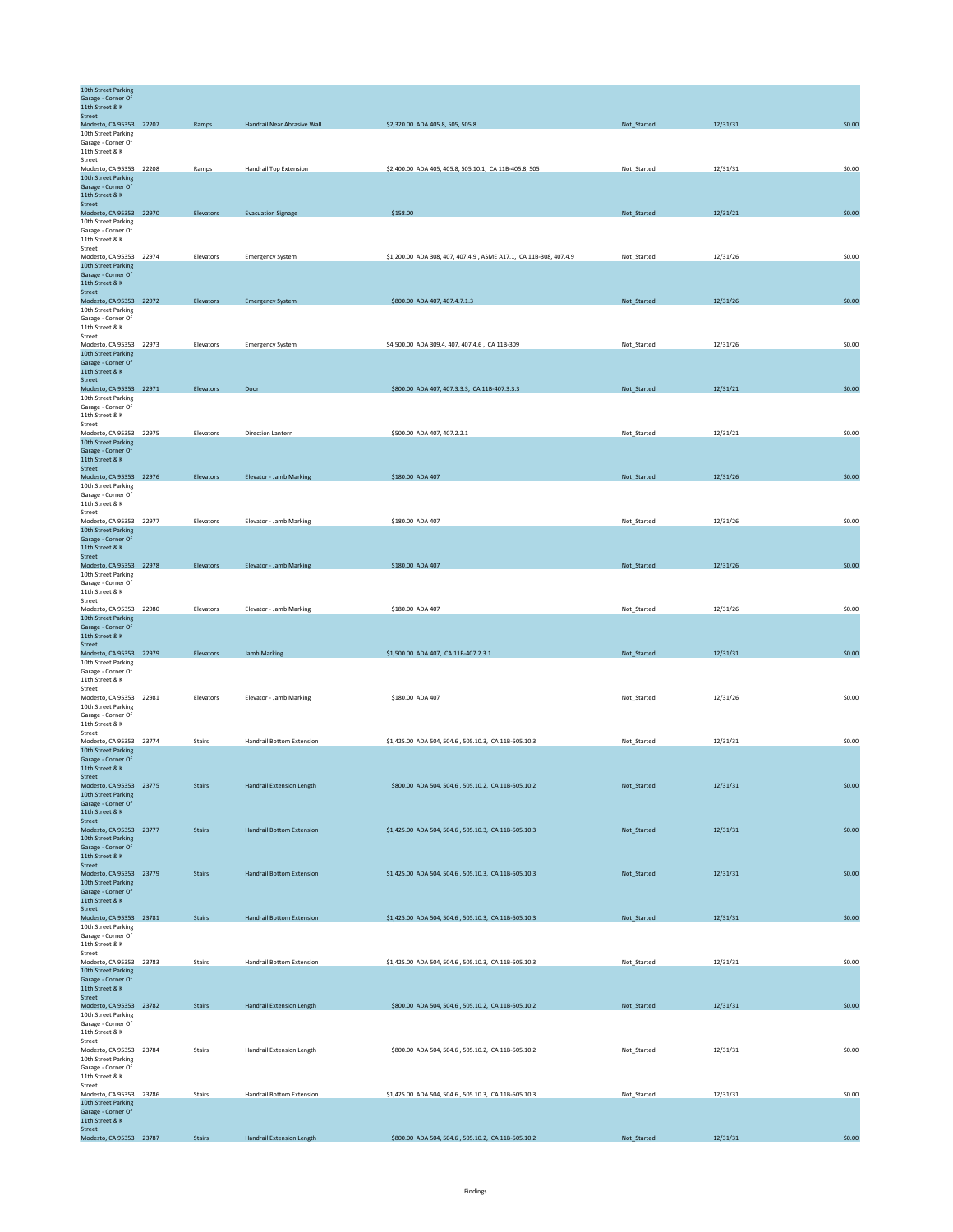| Location | ID | Category | Finding | Cost / Standards | Status | Date | Amount |
|---|---|---|---|---|---|---|---|
| 10th Street Parking Garage - Corner Of 11th Street & K Street Modesto, CA 95353 | 22207 | Ramps | Handrail Near Abrasive Wall | $2,320.00 ADA 405.8, 505, 505.8 | Not_Started | 12/31/31 | $0.00 |
| 10th Street Parking Garage - Corner Of 11th Street & K Street Modesto, CA 95353 | 22208 | Ramps | Handrail Top Extension | $2,400.00 ADA 405, 405.8, 505.10.1, CA 11B-405.8, 505 | Not_Started | 12/31/31 | $0.00 |
| 10th Street Parking Garage - Corner Of 11th Street & K Street Modesto, CA 95353 | 22970 | Elevators | Evacuation Signage | $158.00 | Not_Started | 12/31/21 | $0.00 |
| 10th Street Parking Garage - Corner Of 11th Street & K Street Modesto, CA 95353 | 22974 | Elevators | Emergency System | $1,200.00 ADA 308, 407, 407.4.9 , ASME A17.1, CA 11B-308, 407.4.9 | Not_Started | 12/31/26 | $0.00 |
| 10th Street Parking Garage - Corner Of 11th Street & K Street Modesto, CA 95353 | 22972 | Elevators | Emergency System | $800.00 ADA 407, 407.4.7.1.3 | Not_Started | 12/31/26 | $0.00 |
| 10th Street Parking Garage - Corner Of 11th Street & K Street Modesto, CA 95353 | 22973 | Elevators | Emergency System | $4,500.00 ADA 309.4, 407, 407.4.6 , CA 11B-309 | Not_Started | 12/31/26 | $0.00 |
| 10th Street Parking Garage - Corner Of 11th Street & K Street Modesto, CA 95353 | 22971 | Elevators | Door | $800.00 ADA 407, 407.3.3.3, CA 11B-407.3.3.3 | Not_Started | 12/31/21 | $0.00 |
| 10th Street Parking Garage - Corner Of 11th Street & K Street Modesto, CA 95353 | 22975 | Elevators | Direction Lantern | $500.00 ADA 407, 407.2.2.1 | Not_Started | 12/31/21 | $0.00 |
| 10th Street Parking Garage - Corner Of 11th Street & K Street Modesto, CA 95353 | 22976 | Elevators | Elevator - Jamb Marking | $180.00 ADA 407 | Not_Started | 12/31/26 | $0.00 |
| 10th Street Parking Garage - Corner Of 11th Street & K Street Modesto, CA 95353 | 22977 | Elevators | Elevator - Jamb Marking | $180.00 ADA 407 | Not_Started | 12/31/26 | $0.00 |
| 10th Street Parking Garage - Corner Of 11th Street & K Street Modesto, CA 95353 | 22978 | Elevators | Elevator - Jamb Marking | $180.00 ADA 407 | Not_Started | 12/31/26 | $0.00 |
| 10th Street Parking Garage - Corner Of 11th Street & K Street Modesto, CA 95353 | 22980 | Elevators | Elevator - Jamb Marking | $180.00 ADA 407 | Not_Started | 12/31/26 | $0.00 |
| 10th Street Parking Garage - Corner Of 11th Street & K Street Modesto, CA 95353 | 22979 | Elevators | Jamb Marking | $1,500.00 ADA 407, CA 11B-407.2.3.1 | Not_Started | 12/31/31 | $0.00 |
| 10th Street Parking Garage - Corner Of 11th Street & K Street Modesto, CA 95353 | 22981 | Elevators | Elevator - Jamb Marking | $180.00 ADA 407 | Not_Started | 12/31/26 | $0.00 |
| 10th Street Parking Garage - Corner Of 11th Street & K Street Modesto, CA 95353 | 23774 | Stairs | Handrail Bottom Extension | $1,425.00 ADA 504, 504.6 , 505.10.3, CA 11B-505.10.3 | Not_Started | 12/31/31 | $0.00 |
| 10th Street Parking Garage - Corner Of 11th Street & K Street Modesto, CA 95353 | 23775 | Stairs | Handrail Extension Length | $800.00 ADA 504, 504.6 , 505.10.2, CA 11B-505.10.2 | Not_Started | 12/31/31 | $0.00 |
| 10th Street Parking Garage - Corner Of 11th Street & K Street Modesto, CA 95353 | 23777 | Stairs | Handrail Bottom Extension | $1,425.00 ADA 504, 504.6 , 505.10.3, CA 11B-505.10.3 | Not_Started | 12/31/31 | $0.00 |
| 10th Street Parking Garage - Corner Of 11th Street & K Street Modesto, CA 95353 | 23779 | Stairs | Handrail Bottom Extension | $1,425.00 ADA 504, 504.6 , 505.10.3, CA 11B-505.10.3 | Not_Started | 12/31/31 | $0.00 |
| 10th Street Parking Garage - Corner Of 11th Street & K Street Modesto, CA 95353 | 23781 | Stairs | Handrail Bottom Extension | $1,425.00 ADA 504, 504.6 , 505.10.3, CA 11B-505.10.3 | Not_Started | 12/31/31 | $0.00 |
| 10th Street Parking Garage - Corner Of 11th Street & K Street Modesto, CA 95353 | 23783 | Stairs | Handrail Bottom Extension | $1,425.00 ADA 504, 504.6 , 505.10.3, CA 11B-505.10.3 | Not_Started | 12/31/31 | $0.00 |
| 10th Street Parking Garage - Corner Of 11th Street & K Street Modesto, CA 95353 | 23782 | Stairs | Handrail Extension Length | $800.00 ADA 504, 504.6 , 505.10.2, CA 11B-505.10.2 | Not_Started | 12/31/31 | $0.00 |
| 10th Street Parking Garage - Corner Of 11th Street & K Street Modesto, CA 95353 | 23784 | Stairs | Handrail Extension Length | $800.00 ADA 504, 504.6 , 505.10.2, CA 11B-505.10.2 | Not_Started | 12/31/31 | $0.00 |
| 10th Street Parking Garage - Corner Of 11th Street & K Street Modesto, CA 95353 | 23786 | Stairs | Handrail Bottom Extension | $1,425.00 ADA 504, 504.6 , 505.10.3, CA 11B-505.10.3 | Not_Started | 12/31/31 | $0.00 |
| 10th Street Parking Garage - Corner Of 11th Street & K Street Modesto, CA 95353 | 23787 | Stairs | Handrail Extension Length | $800.00 ADA 504, 504.6 , 505.10.2, CA 11B-505.10.2 | Not_Started | 12/31/31 | $0.00 |

Findings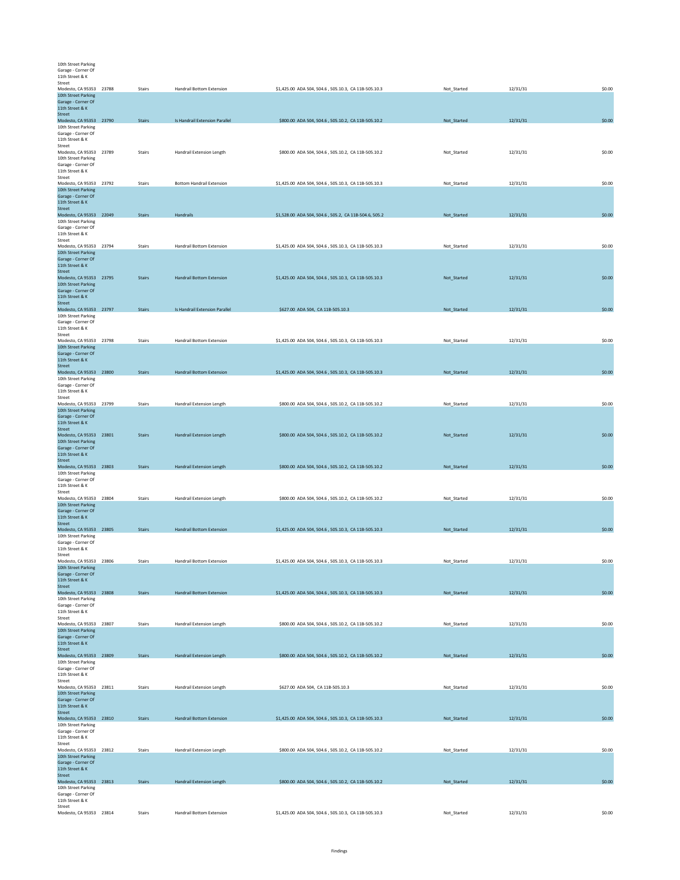| Location | ID | Category | Finding | Cost / Standards | Status | Date | Amount |
|---|---|---|---|---|---|---|---|
| 10th Street Parking Garage - Corner Of 11th Street & K Street Modesto, CA 95353 | 23788 | Stairs | Handrail Bottom Extension | $1,425.00 ADA 504, 504.6 , 505.10.3, CA 11B-505.10.3 | Not_Started | 12/31/31 | $0.00 |
| 10th Street Parking Garage - Corner Of 11th Street & K Street Modesto, CA 95353 | 23790 | Stairs | Is Handrail Extension Parallel | $800.00 ADA 504, 504.6 , 505.10.2, CA 11B-505.10.2 | Not_Started | 12/31/31 | $0.00 |
| 10th Street Parking Garage - Corner Of 11th Street & K Street Modesto, CA 95353 | 23789 | Stairs | Handrail Extension Length | $800.00 ADA 504, 504.6 , 505.10.2, CA 11B-505.10.2 | Not_Started | 12/31/31 | $0.00 |
| 10th Street Parking Garage - Corner Of 11th Street & K Street Modesto, CA 95353 | 23792 | Stairs | Bottom Handrail Extension | $1,425.00 ADA 504, 504.6 , 505.10.3, CA 11B-505.10.3 | Not_Started | 12/31/31 | $0.00 |
| 10th Street Parking Garage - Corner Of 11th Street & K Street Modesto, CA 95353 | 22049 | Stairs | Handrails | $1,528.00 ADA 504, 504.6 , 505.2, CA 11B-504.6, 505.2 | Not_Started | 12/31/31 | $0.00 |
| 10th Street Parking Garage - Corner Of 11th Street & K Street Modesto, CA 95353 | 23794 | Stairs | Handrail Bottom Extension | $1,425.00 ADA 504, 504.6 , 505.10.3, CA 11B-505.10.3 | Not_Started | 12/31/31 | $0.00 |
| 10th Street Parking Garage - Corner Of 11th Street & K Street Modesto, CA 95353 | 23795 | Stairs | Handrail Bottom Extension | $1,425.00 ADA 504, 504.6 , 505.10.3, CA 11B-505.10.3 | Not_Started | 12/31/31 | $0.00 |
| 10th Street Parking Garage - Corner Of 11th Street & K Street Modesto, CA 95353 | 23797 | Stairs | Is Handrail Extension Parallel | $627.00 ADA 504, CA 11B-505.10.3 | Not_Started | 12/31/31 | $0.00 |
| 10th Street Parking Garage - Corner Of 11th Street & K Street Modesto, CA 95353 | 23798 | Stairs | Handrail Bottom Extension | $1,425.00 ADA 504, 504.6 , 505.10.3, CA 11B-505.10.3 | Not_Started | 12/31/31 | $0.00 |
| 10th Street Parking Garage - Corner Of 11th Street & K Street Modesto, CA 95353 | 23800 | Stairs | Handrail Bottom Extension | $1,425.00 ADA 504, 504.6 , 505.10.3, CA 11B-505.10.3 | Not_Started | 12/31/31 | $0.00 |
| 10th Street Parking Garage - Corner Of 11th Street & K Street Modesto, CA 95353 | 23799 | Stairs | Handrail Extension Length | $800.00 ADA 504, 504.6 , 505.10.2, CA 11B-505.10.2 | Not_Started | 12/31/31 | $0.00 |
| 10th Street Parking Garage - Corner Of 11th Street & K Street Modesto, CA 95353 | 23801 | Stairs | Handrail Extension Length | $800.00 ADA 504, 504.6 , 505.10.2, CA 11B-505.10.2 | Not_Started | 12/31/31 | $0.00 |
| 10th Street Parking Garage - Corner Of 11th Street & K Street Modesto, CA 95353 | 23803 | Stairs | Handrail Extension Length | $800.00 ADA 504, 504.6 , 505.10.2, CA 11B-505.10.2 | Not_Started | 12/31/31 | $0.00 |
| 10th Street Parking Garage - Corner Of 11th Street & K Street Modesto, CA 95353 | 23804 | Stairs | Handrail Extension Length | $800.00 ADA 504, 504.6 , 505.10.2, CA 11B-505.10.2 | Not_Started | 12/31/31 | $0.00 |
| 10th Street Parking Garage - Corner Of 11th Street & K Street Modesto, CA 95353 | 23805 | Stairs | Handrail Bottom Extension | $1,425.00 ADA 504, 504.6 , 505.10.3, CA 11B-505.10.3 | Not_Started | 12/31/31 | $0.00 |
| 10th Street Parking Garage - Corner Of 11th Street & K Street Modesto, CA 95353 | 23806 | Stairs | Handrail Bottom Extension | $1,425.00 ADA 504, 504.6 , 505.10.3, CA 11B-505.10.3 | Not_Started | 12/31/31 | $0.00 |
| 10th Street Parking Garage - Corner Of 11th Street & K Street Modesto, CA 95353 | 23808 | Stairs | Handrail Bottom Extension | $1,425.00 ADA 504, 504.6 , 505.10.3, CA 11B-505.10.3 | Not_Started | 12/31/31 | $0.00 |
| 10th Street Parking Garage - Corner Of 11th Street & K Street Modesto, CA 95353 | 23807 | Stairs | Handrail Extension Length | $800.00 ADA 504, 504.6 , 505.10.2, CA 11B-505.10.2 | Not_Started | 12/31/31 | $0.00 |
| 10th Street Parking Garage - Corner Of 11th Street & K Street Modesto, CA 95353 | 23809 | Stairs | Handrail Extension Length | $800.00 ADA 504, 504.6 , 505.10.2, CA 11B-505.10.2 | Not_Started | 12/31/31 | $0.00 |
| 10th Street Parking Garage - Corner Of 11th Street & K Street Modesto, CA 95353 | 23811 | Stairs | Handrail Extension Length | $627.00 ADA 504, CA 11B-505.10.3 | Not_Started | 12/31/31 | $0.00 |
| 10th Street Parking Garage - Corner Of 11th Street & K Street Modesto, CA 95353 | 23810 | Stairs | Handrail Bottom Extension | $1,425.00 ADA 504, 504.6 , 505.10.3, CA 11B-505.10.3 | Not_Started | 12/31/31 | $0.00 |
| 10th Street Parking Garage - Corner Of 11th Street & K Street Modesto, CA 95353 | 23812 | Stairs | Handrail Extension Length | $800.00 ADA 504, 504.6 , 505.10.2, CA 11B-505.10.2 | Not_Started | 12/31/31 | $0.00 |
| 10th Street Parking Garage - Corner Of 11th Street & K Street Modesto, CA 95353 | 23813 | Stairs | Handrail Extension Length | $800.00 ADA 504, 504.6 , 505.10.2, CA 11B-505.10.2 | Not_Started | 12/31/31 | $0.00 |
| 10th Street Parking Garage - Corner Of 11th Street & K Street Modesto, CA 95353 | 23814 | Stairs | Handrail Bottom Extension | $1,425.00 ADA 504, 504.6 , 505.10.3, CA 11B-505.10.3 | Not_Started | 12/31/31 | $0.00 |

Findings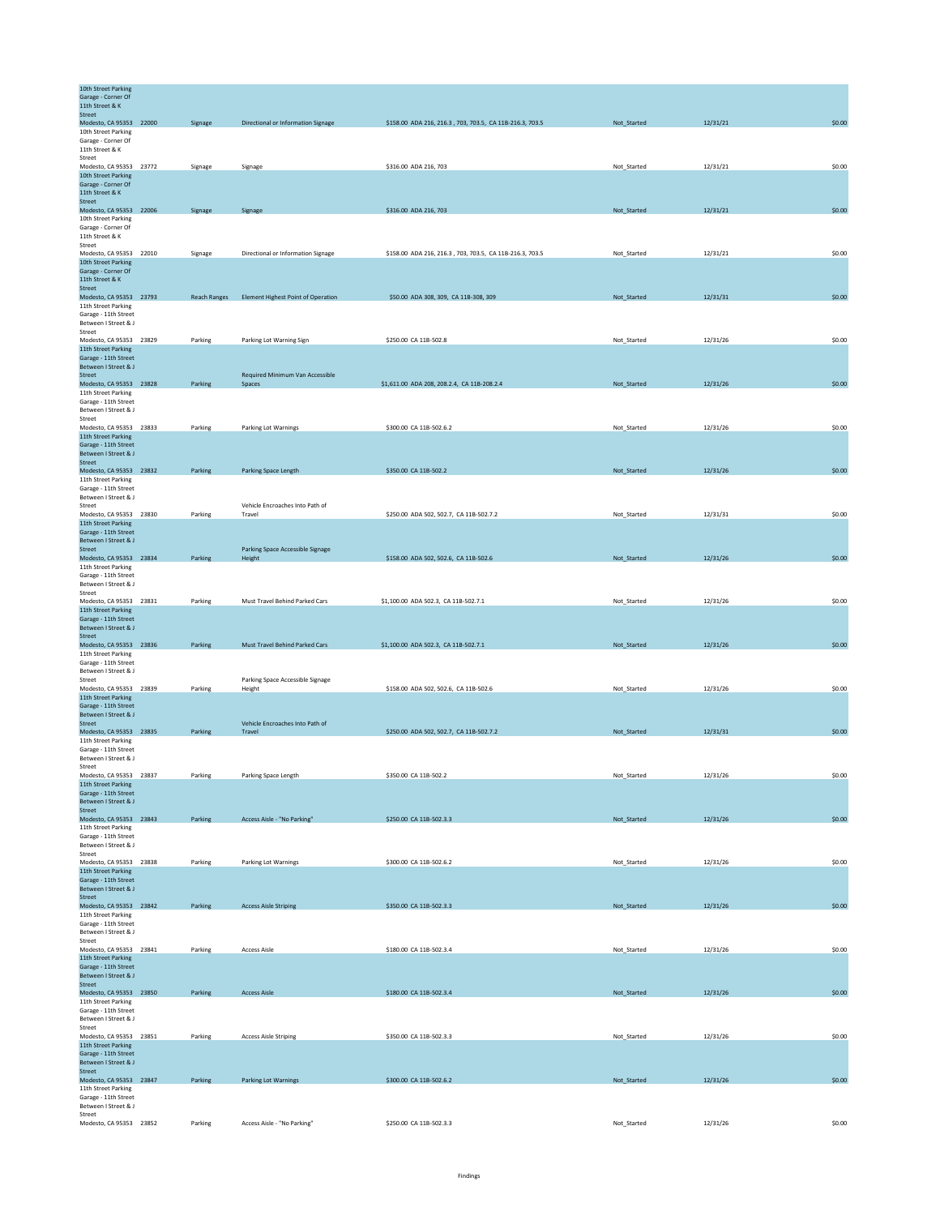| Location | ID | Category | Finding | Cost / Reference | Status | Target Date | Amount |
|---|---|---|---|---|---|---|---|
| 10th Street Parking Garage - Corner Of 11th Street & K Street Modesto, CA 95353 | 22000 | Signage | Directional or Information Signage | $158.00 ADA 216, 216.3 , 703, 703.5, CA 11B-216.3, 703.5 | Not_Started | 12/31/21 | $0.00 |
| 10th Street Parking Garage - Corner Of 11th Street & K Street Modesto, CA 95353 | 23772 | Signage | Signage | $316.00 ADA 216, 703 | Not_Started | 12/31/21 | $0.00 |
| 10th Street Parking Garage - Corner Of 11th Street & K Street Modesto, CA 95353 | 22006 | Signage | Signage | $316.00 ADA 216, 703 | Not_Started | 12/31/21 | $0.00 |
| 10th Street Parking Garage - Corner Of 11th Street & K Street Modesto, CA 95353 | 22010 | Signage | Directional or Information Signage | $158.00 ADA 216, 216.3 , 703, 703.5, CA 11B-216.3, 703.5 | Not_Started | 12/31/21 | $0.00 |
| 10th Street Parking Garage - Corner Of 11th Street & K Street Modesto, CA 95353 | 23793 | Reach Ranges | Element Highest Point of Operation | $50.00 ADA 308, 309, CA 11B-308, 309 | Not_Started | 12/31/31 | $0.00 |
| 11th Street Parking Garage - 11th Street Between I Street & J Street Modesto, CA 95353 | 23829 | Parking | Parking Lot Warning Sign | $250.00 CA 11B-502.8 | Not_Started | 12/31/26 | $0.00 |
| 11th Street Parking Garage - 11th Street Between I Street & J Street Modesto, CA 95353 | 23828 | Parking | Required Minimum Van Accessible Spaces | $1,611.00 ADA 208, 208.2.4, CA 11B-208.2.4 | Not_Started | 12/31/26 | $0.00 |
| 11th Street Parking Garage - 11th Street Between I Street & J Street Modesto, CA 95353 | 23833 | Parking | Parking Lot Warnings | $300.00 CA 11B-502.6.2 | Not_Started | 12/31/26 | $0.00 |
| 11th Street Parking Garage - 11th Street Between I Street & J Street Modesto, CA 95353 | 23832 | Parking | Parking Space Length | $350.00 CA 11B-502.2 | Not_Started | 12/31/26 | $0.00 |
| 11th Street Parking Garage - 11th Street Between I Street & J Street Modesto, CA 95353 | 23830 | Parking | Vehicle Encroaches Into Path of Travel | $250.00 ADA 502, 502.7, CA 11B-502.7.2 | Not_Started | 12/31/31 | $0.00 |
| 11th Street Parking Garage - 11th Street Between I Street & J Street Modesto, CA 95353 | 23834 | Parking | Parking Space Accessible Signage Height | $158.00 ADA 502, 502.6, CA 11B-502.6 | Not_Started | 12/31/26 | $0.00 |
| 11th Street Parking Garage - 11th Street Between I Street & J Street Modesto, CA 95353 | 23831 | Parking | Must Travel Behind Parked Cars | $1,100.00 ADA 502.3, CA 11B-502.7.1 | Not_Started | 12/31/26 | $0.00 |
| 11th Street Parking Garage - 11th Street Between I Street & J Street Modesto, CA 95353 | 23836 | Parking | Must Travel Behind Parked Cars | $1,100.00 ADA 502.3, CA 11B-502.7.1 | Not_Started | 12/31/26 | $0.00 |
| 11th Street Parking Garage - 11th Street Between I Street & J Street Modesto, CA 95353 | 23839 | Parking | Parking Space Accessible Signage Height | $158.00 ADA 502, 502.6, CA 11B-502.6 | Not_Started | 12/31/26 | $0.00 |
| 11th Street Parking Garage - 11th Street Between I Street & J Street Modesto, CA 95353 | 23835 | Parking | Vehicle Encroaches Into Path of Travel | $250.00 ADA 502, 502.7, CA 11B-502.7.2 | Not_Started | 12/31/31 | $0.00 |
| 11th Street Parking Garage - 11th Street Between I Street & J Street Modesto, CA 95353 | 23837 | Parking | Parking Space Length | $350.00 CA 11B-502.2 | Not_Started | 12/31/26 | $0.00 |
| 11th Street Parking Garage - 11th Street Between I Street & J Street Modesto, CA 95353 | 23843 | Parking | Access Aisle - "No Parking" | $250.00 CA 11B-502.3.3 | Not_Started | 12/31/26 | $0.00 |
| 11th Street Parking Garage - 11th Street Between I Street & J Street Modesto, CA 95353 | 23838 | Parking | Parking Lot Warnings | $300.00 CA 11B-502.6.2 | Not_Started | 12/31/26 | $0.00 |
| 11th Street Parking Garage - 11th Street Between I Street & J Street Modesto, CA 95353 | 23842 | Parking | Access Aisle Striping | $350.00 CA 11B-502.3.3 | Not_Started | 12/31/26 | $0.00 |
| 11th Street Parking Garage - 11th Street Between I Street & J Street Modesto, CA 95353 | 23841 | Parking | Access Aisle | $180.00 CA 11B-502.3.4 | Not_Started | 12/31/26 | $0.00 |
| 11th Street Parking Garage - 11th Street Between I Street & J Street Modesto, CA 95353 | 23850 | Parking | Access Aisle | $180.00 CA 11B-502.3.4 | Not_Started | 12/31/26 | $0.00 |
| 11th Street Parking Garage - 11th Street Between I Street & J Street Modesto, CA 95353 | 23851 | Parking | Access Aisle Striping | $350.00 CA 11B-502.3.3 | Not_Started | 12/31/26 | $0.00 |
| 11th Street Parking Garage - 11th Street Between I Street & J Street Modesto, CA 95353 | 23847 | Parking | Parking Lot Warnings | $300.00 CA 11B-502.6.2 | Not_Started | 12/31/26 | $0.00 |
| 11th Street Parking Garage - 11th Street Between I Street & J Street Modesto, CA 95353 | 23852 | Parking | Access Aisle - "No Parking" | $250.00 CA 11B-502.3.3 | Not_Started | 12/31/26 | $0.00 |

Findings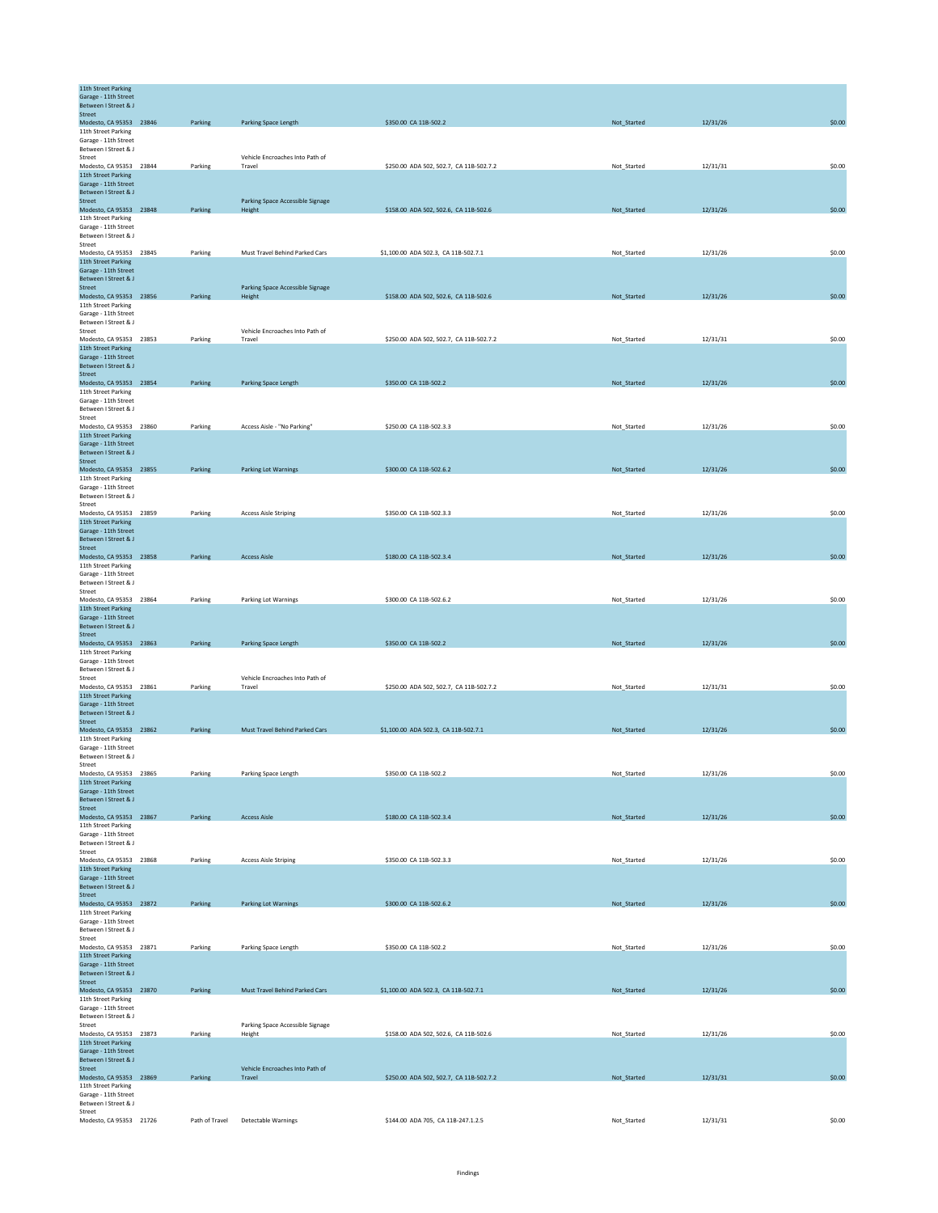| | | | | | | | |
|---|---|---|---|---|---|---|---|
| 11th Street Parking Garage - 11th Street Between I Street & J Street Modesto, CA 95353 | 23846 | Parking | Parking Space Length | $350.00 CA 11B-502.2 | Not_Started | 12/31/26 | $0.00 |
| 11th Street Parking Garage - 11th Street Between I Street & J Street Modesto, CA 95353 | 23844 | Parking | Vehicle Encroaches Into Path of Travel | $250.00 ADA 502, 502.7, CA 11B-502.7.2 | Not_Started | 12/31/31 | $0.00 |
| 11th Street Parking Garage - 11th Street Between I Street & J Street Modesto, CA 95353 | 23848 | Parking | Parking Space Accessible Signage Height | $158.00 ADA 502, 502.6, CA 11B-502.6 | Not_Started | 12/31/26 | $0.00 |
| 11th Street Parking Garage - 11th Street Between I Street & J Street Modesto, CA 95353 | 23845 | Parking | Must Travel Behind Parked Cars | $1,100.00 ADA 502.3, CA 11B-502.7.1 | Not_Started | 12/31/26 | $0.00 |
| 11th Street Parking Garage - 11th Street Between I Street & J Street Modesto, CA 95353 | 23856 | Parking | Parking Space Accessible Signage Height | $158.00 ADA 502, 502.6, CA 11B-502.6 | Not_Started | 12/31/26 | $0.00 |
| 11th Street Parking Garage - 11th Street Between I Street & J Street Modesto, CA 95353 | 23853 | Parking | Vehicle Encroaches Into Path of Travel | $250.00 ADA 502, 502.7, CA 11B-502.7.2 | Not_Started | 12/31/31 | $0.00 |
| 11th Street Parking Garage - 11th Street Between I Street & J Street Modesto, CA 95353 | 23854 | Parking | Parking Space Length | $350.00 CA 11B-502.2 | Not_Started | 12/31/26 | $0.00 |
| 11th Street Parking Garage - 11th Street Between I Street & J Street Modesto, CA 95353 | 23860 | Parking | Access Aisle - "No Parking" | $250.00 CA 11B-502.3.3 | Not_Started | 12/31/26 | $0.00 |
| 11th Street Parking Garage - 11th Street Between I Street & J Street Modesto, CA 95353 | 23855 | Parking | Parking Lot Warnings | $300.00 CA 11B-502.6.2 | Not_Started | 12/31/26 | $0.00 |
| 11th Street Parking Garage - 11th Street Between I Street & J Street Modesto, CA 95353 | 23859 | Parking | Access Aisle Striping | $350.00 CA 11B-502.3.3 | Not_Started | 12/31/26 | $0.00 |
| 11th Street Parking Garage - 11th Street Between I Street & J Street Modesto, CA 95353 | 23858 | Parking | Access Aisle | $180.00 CA 11B-502.3.4 | Not_Started | 12/31/26 | $0.00 |
| 11th Street Parking Garage - 11th Street Between I Street & J Street Modesto, CA 95353 | 23864 | Parking | Parking Lot Warnings | $300.00 CA 11B-502.6.2 | Not_Started | 12/31/26 | $0.00 |
| 11th Street Parking Garage - 11th Street Between I Street & J Street Modesto, CA 95353 | 23863 | Parking | Parking Space Length | $350.00 CA 11B-502.2 | Not_Started | 12/31/26 | $0.00 |
| 11th Street Parking Garage - 11th Street Between I Street & J Street Modesto, CA 95353 | 23861 | Parking | Vehicle Encroaches Into Path of Travel | $250.00 ADA 502, 502.7, CA 11B-502.7.2 | Not_Started | 12/31/31 | $0.00 |
| 11th Street Parking Garage - 11th Street Between I Street & J Street Modesto, CA 95353 | 23862 | Parking | Must Travel Behind Parked Cars | $1,100.00 ADA 502.3, CA 11B-502.7.1 | Not_Started | 12/31/26 | $0.00 |
| 11th Street Parking Garage - 11th Street Between I Street & J Street Modesto, CA 95353 | 23865 | Parking | Parking Space Length | $350.00 CA 11B-502.2 | Not_Started | 12/31/26 | $0.00 |
| 11th Street Parking Garage - 11th Street Between I Street & J Street Modesto, CA 95353 | 23867 | Parking | Access Aisle | $180.00 CA 11B-502.3.4 | Not_Started | 12/31/26 | $0.00 |
| 11th Street Parking Garage - 11th Street Between I Street & J Street Modesto, CA 95353 | 23868 | Parking | Access Aisle Striping | $350.00 CA 11B-502.3.3 | Not_Started | 12/31/26 | $0.00 |
| 11th Street Parking Garage - 11th Street Between I Street & J Street Modesto, CA 95353 | 23872 | Parking | Parking Lot Warnings | $300.00 CA 11B-502.6.2 | Not_Started | 12/31/26 | $0.00 |
| 11th Street Parking Garage - 11th Street Between I Street & J Street Modesto, CA 95353 | 23871 | Parking | Parking Space Length | $350.00 CA 11B-502.2 | Not_Started | 12/31/26 | $0.00 |
| 11th Street Parking Garage - 11th Street Between I Street & J Street Modesto, CA 95353 | 23870 | Parking | Must Travel Behind Parked Cars | $1,100.00 ADA 502.3, CA 11B-502.7.1 | Not_Started | 12/31/26 | $0.00 |
| 11th Street Parking Garage - 11th Street Between I Street & J Street Modesto, CA 95353 | 23873 | Parking | Parking Space Accessible Signage Height | $158.00 ADA 502, 502.6, CA 11B-502.6 | Not_Started | 12/31/26 | $0.00 |
| 11th Street Parking Garage - 11th Street Between I Street & J Street Modesto, CA 95353 | 23869 | Parking | Vehicle Encroaches Into Path of Travel | $250.00 ADA 502, 502.7, CA 11B-502.7.2 | Not_Started | 12/31/31 | $0.00 |
| 11th Street Parking Garage - 11th Street Between I Street & J Street Modesto, CA 95353 | 21726 | Path of Travel | Detectable Warnings | $144.00 ADA 705, CA 11B-247.1.2.5 | Not_Started | 12/31/31 | $0.00 |

Findings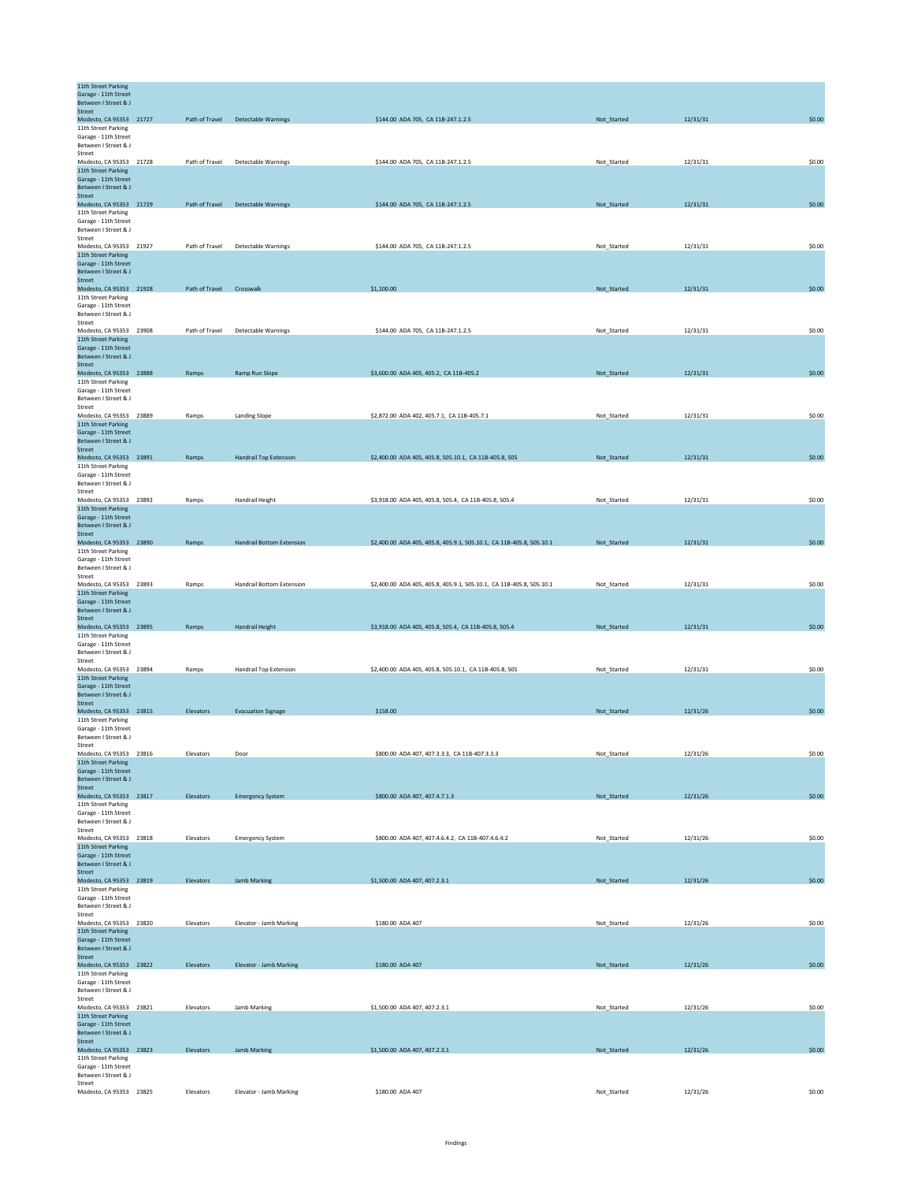| | | | | | | | |
|---|---|---|---|---|---|---|---|
| 11th Street Parking Garage - 11th Street Between I Street & J Street Modesto, CA 95353 | 21727 | Path of Travel | Detectable Warnings | $144.00 ADA 705, CA 11B-247.1.2.5 | Not_Started | 12/31/31 | $0.00 |
| 11th Street Parking Garage - 11th Street Between I Street & J Street Modesto, CA 95353 | 21728 | Path of Travel | Detectable Warnings | $144.00 ADA 705, CA 11B-247.1.2.5 | Not_Started | 12/31/31 | $0.00 |
| 11th Street Parking Garage - 11th Street Between I Street & J Street Modesto, CA 95353 | 21729 | Path of Travel | Detectable Warnings | $144.00 ADA 705, CA 11B-247.1.2.5 | Not_Started | 12/31/31 | $0.00 |
| 11th Street Parking Garage - 11th Street Between I Street & J Street Modesto, CA 95353 | 21927 | Path of Travel | Detectable Warnings | $144.00 ADA 705, CA 11B-247.1.2.5 | Not_Started | 12/31/31 | $0.00 |
| 11th Street Parking Garage - 11th Street Between I Street & J Street Modesto, CA 95353 | 21928 | Path of Travel | Crosswalk | $1,100.00 | Not_Started | 12/31/31 | $0.00 |
| 11th Street Parking Garage - 11th Street Between I Street & J Street Modesto, CA 95353 | 23908 | Path of Travel | Detectable Warnings | $144.00 ADA 705, CA 11B-247.1.2.5 | Not_Started | 12/31/31 | $0.00 |
| 11th Street Parking Garage - 11th Street Between I Street & J Street Modesto, CA 95353 | 23888 | Ramps | Ramp Run Slope | $3,600.00 ADA 405, 405.2, CA 11B-405.2 | Not_Started | 12/31/31 | $0.00 |
| 11th Street Parking Garage - 11th Street Between I Street & J Street Modesto, CA 95353 | 23889 | Ramps | Landing Slope | $2,872.00 ADA 402, 405.7.1, CA 11B-405.7.1 | Not_Started | 12/31/31 | $0.00 |
| 11th Street Parking Garage - 11th Street Between I Street & J Street Modesto, CA 95353 | 23891 | Ramps | Handrail Top Extension | $2,400.00 ADA 405, 405.8, 505.10.1, CA 11B-405.8, 505 | Not_Started | 12/31/31 | $0.00 |
| 11th Street Parking Garage - 11th Street Between I Street & J Street Modesto, CA 95353 | 23892 | Ramps | Handrail Height | $3,918.00 ADA 405, 405.8, 505.4, CA 11B-405.8, 505.4 | Not_Started | 12/31/31 | $0.00 |
| 11th Street Parking Garage - 11th Street Between I Street & J Street Modesto, CA 95353 | 23890 | Ramps | Handrail Bottom Extension | $2,400.00 ADA 405, 405.8, 405.9.1, 505.10.1, CA 11B-405.8, 505.10.1 | Not_Started | 12/31/31 | $0.00 |
| 11th Street Parking Garage - 11th Street Between I Street & J Street Modesto, CA 95353 | 23893 | Ramps | Handrail Bottom Extension | $2,400.00 ADA 405, 405.8, 405.9.1, 505.10.1, CA 11B-405.8, 505.10.1 | Not_Started | 12/31/31 | $0.00 |
| 11th Street Parking Garage - 11th Street Between I Street & J Street Modesto, CA 95353 | 23895 | Ramps | Handrail Height | $3,918.00 ADA 405, 405.8, 505.4, CA 11B-405.8, 505.4 | Not_Started | 12/31/31 | $0.00 |
| 11th Street Parking Garage - 11th Street Between I Street & J Street Modesto, CA 95353 | 23894 | Ramps | Handrail Top Extension | $2,400.00 ADA 405, 405.8, 505.10.1, CA 11B-405.8, 505 | Not_Started | 12/31/31 | $0.00 |
| 11th Street Parking Garage - 11th Street Between I Street & J Street Modesto, CA 95353 | 23815 | Elevators | Evacuation Signage | $158.00 | Not_Started | 12/31/26 | $0.00 |
| 11th Street Parking Garage - 11th Street Between I Street & J Street Modesto, CA 95353 | 23816 | Elevators | Door | $800.00 ADA 407, 407.3.3.3, CA 11B-407.3.3.3 | Not_Started | 12/31/26 | $0.00 |
| 11th Street Parking Garage - 11th Street Between I Street & J Street Modesto, CA 95353 | 23817 | Elevators | Emergency System | $800.00 ADA 407, 407.4.7.1.3 | Not_Started | 12/31/26 | $0.00 |
| 11th Street Parking Garage - 11th Street Between I Street & J Street Modesto, CA 95353 | 23818 | Elevators | Emergency System | $800.00 ADA 407, 407.4.6.4.2, CA 11B-407.4.6.4.2 | Not_Started | 12/31/26 | $0.00 |
| 11th Street Parking Garage - 11th Street Between I Street & J Street Modesto, CA 95353 | 23819 | Elevators | Jamb Marking | $1,500.00 ADA 407, 407.2.3.1 | Not_Started | 12/31/26 | $0.00 |
| 11th Street Parking Garage - 11th Street Between I Street & J Street Modesto, CA 95353 | 23820 | Elevators | Elevator - Jamb Marking | $180.00 ADA 407 | Not_Started | 12/31/26 | $0.00 |
| 11th Street Parking Garage - 11th Street Between I Street & J Street Modesto, CA 95353 | 23822 | Elevators | Elevator - Jamb Marking | $180.00 ADA 407 | Not_Started | 12/31/26 | $0.00 |
| 11th Street Parking Garage - 11th Street Between I Street & J Street Modesto, CA 95353 | 23821 | Elevators | Jamb Marking | $1,500.00 ADA 407, 407.2.3.1 | Not_Started | 12/31/26 | $0.00 |
| 11th Street Parking Garage - 11th Street Between I Street & J Street Modesto, CA 95353 | 23823 | Elevators | Jamb Marking | $1,500.00 ADA 407, 407.2.3.1 | Not_Started | 12/31/26 | $0.00 |
| 11th Street Parking Garage - 11th Street Between I Street & J Street Modesto, CA 95353 | 23825 | Elevators | Elevator - Jamb Marking | $180.00 ADA 407 | Not_Started | 12/31/26 | $0.00 |

Findings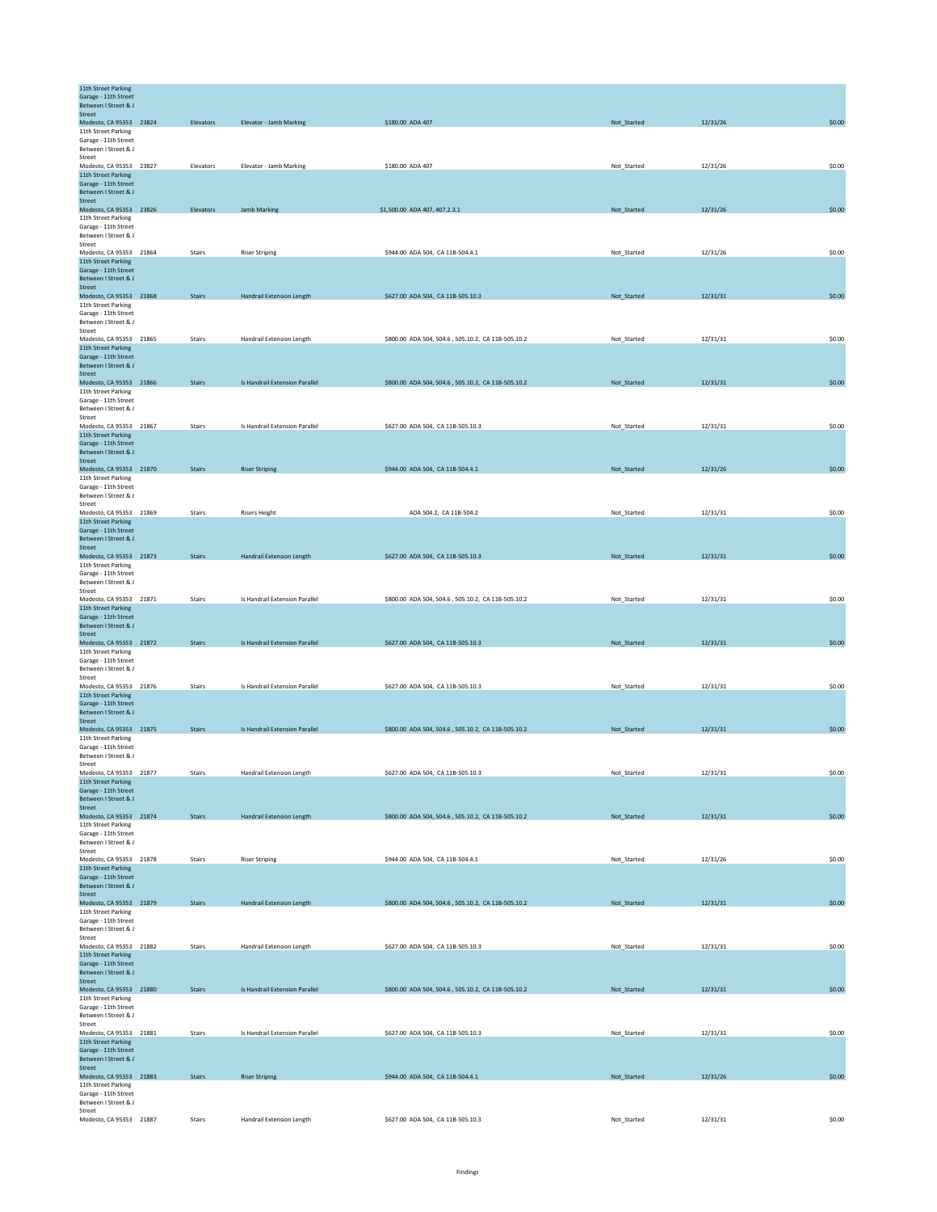| | | | | | | | |
|---|---|---|---|---|---|---|---|
| 11th Street Parking Garage - 11th Street Between I Street & J Street Modesto, CA 95353 | 23824 | Elevators | Elevator - Jamb Marking | $180.00 ADA 407 | Not_Started | 12/31/26 | $0.00 |
| 11th Street Parking Garage - 11th Street Between I Street & J Street Modesto, CA 95353 | 23827 | Elevators | Elevator - Jamb Marking | $180.00 ADA 407 | Not_Started | 12/31/26 | $0.00 |
| 11th Street Parking Garage - 11th Street Between I Street & J Street Modesto, CA 95353 | 23826 | Elevators | Jamb Marking | $1,500.00 ADA 407, 407.2.3.1 | Not_Started | 12/31/26 | $0.00 |
| 11th Street Parking Garage - 11th Street Between I Street & J Street Modesto, CA 95353 | 21864 | Stairs | Riser Striping | $944.00 ADA 504, CA 11B-504.4.1 | Not_Started | 12/31/26 | $0.00 |
| 11th Street Parking Garage - 11th Street Between I Street & J Street Modesto, CA 95353 | 21868 | Stairs | Handrail Extension Length | $627.00 ADA 504, CA 11B-505.10.3 | Not_Started | 12/31/31 | $0.00 |
| 11th Street Parking Garage - 11th Street Between I Street & J Street Modesto, CA 95353 | 21865 | Stairs | Handrail Extension Length | $800.00 ADA 504, 504.6 , 505.10.2, CA 11B-505.10.2 | Not_Started | 12/31/31 | $0.00 |
| 11th Street Parking Garage - 11th Street Between I Street & J Street Modesto, CA 95353 | 21866 | Stairs | Is Handrail Extension Parallel | $800.00 ADA 504, 504.6 , 505.10.2, CA 11B-505.10.2 | Not_Started | 12/31/31 | $0.00 |
| 11th Street Parking Garage - 11th Street Between I Street & J Street Modesto, CA 95353 | 21867 | Stairs | Is Handrail Extension Parallel | $627.00 ADA 504, CA 11B-505.10.3 | Not_Started | 12/31/31 | $0.00 |
| 11th Street Parking Garage - 11th Street Between I Street & J Street Modesto, CA 95353 | 21870 | Stairs | Riser Striping | $944.00 ADA 504, CA 11B-504.4.1 | Not_Started | 12/31/26 | $0.00 |
| 11th Street Parking Garage - 11th Street Between I Street & J Street Modesto, CA 95353 | 21869 | Stairs | Risers Height | ADA 504.2, CA 11B-504.2 | Not_Started | 12/31/31 | $0.00 |
| 11th Street Parking Garage - 11th Street Between I Street & J Street Modesto, CA 95353 | 21873 | Stairs | Handrail Extension Length | $627.00 ADA 504, CA 11B-505.10.3 | Not_Started | 12/31/31 | $0.00 |
| 11th Street Parking Garage - 11th Street Between I Street & J Street Modesto, CA 95353 | 21871 | Stairs | Is Handrail Extension Parallel | $800.00 ADA 504, 504.6 , 505.10.2, CA 11B-505.10.2 | Not_Started | 12/31/31 | $0.00 |
| 11th Street Parking Garage - 11th Street Between I Street & J Street Modesto, CA 95353 | 21872 | Stairs | Is Handrail Extension Parallel | $627.00 ADA 504, CA 11B-505.10.3 | Not_Started | 12/31/31 | $0.00 |
| 11th Street Parking Garage - 11th Street Between I Street & J Street Modesto, CA 95353 | 21876 | Stairs | Is Handrail Extension Parallel | $627.00 ADA 504, CA 11B-505.10.3 | Not_Started | 12/31/31 | $0.00 |
| 11th Street Parking Garage - 11th Street Between I Street & J Street Modesto, CA 95353 | 21875 | Stairs | Is Handrail Extension Parallel | $800.00 ADA 504, 504.6 , 505.10.2, CA 11B-505.10.2 | Not_Started | 12/31/31 | $0.00 |
| 11th Street Parking Garage - 11th Street Between I Street & J Street Modesto, CA 95353 | 21877 | Stairs | Handrail Extension Length | $627.00 ADA 504, CA 11B-505.10.3 | Not_Started | 12/31/31 | $0.00 |
| 11th Street Parking Garage - 11th Street Between I Street & J Street Modesto, CA 95353 | 21874 | Stairs | Handrail Extension Length | $800.00 ADA 504, 504.6 , 505.10.2, CA 11B-505.10.2 | Not_Started | 12/31/31 | $0.00 |
| 11th Street Parking Garage - 11th Street Between I Street & J Street Modesto, CA 95353 | 21878 | Stairs | Riser Striping | $944.00 ADA 504, CA 11B-504.4.1 | Not_Started | 12/31/26 | $0.00 |
| 11th Street Parking Garage - 11th Street Between I Street & J Street Modesto, CA 95353 | 21879 | Stairs | Handrail Extension Length | $800.00 ADA 504, 504.6 , 505.10.2, CA 11B-505.10.2 | Not_Started | 12/31/31 | $0.00 |
| 11th Street Parking Garage - 11th Street Between I Street & J Street Modesto, CA 95353 | 21882 | Stairs | Handrail Extension Length | $627.00 ADA 504, CA 11B-505.10.3 | Not_Started | 12/31/31 | $0.00 |
| 11th Street Parking Garage - 11th Street Between I Street & J Street Modesto, CA 95353 | 21880 | Stairs | Is Handrail Extension Parallel | $800.00 ADA 504, 504.6 , 505.10.2, CA 11B-505.10.2 | Not_Started | 12/31/31 | $0.00 |
| 11th Street Parking Garage - 11th Street Between I Street & J Street Modesto, CA 95353 | 21881 | Stairs | Is Handrail Extension Parallel | $627.00 ADA 504, CA 11B-505.10.3 | Not_Started | 12/31/31 | $0.00 |
| 11th Street Parking Garage - 11th Street Between I Street & J Street Modesto, CA 95353 | 21883 | Stairs | Riser Striping | $944.00 ADA 504, CA 11B-504.4.1 | Not_Started | 12/31/26 | $0.00 |
| 11th Street Parking Garage - 11th Street Between I Street & J Street Modesto, CA 95353 | 21887 | Stairs | Handrail Extension Length | $627.00 ADA 504, CA 11B-505.10.3 | Not_Started | 12/31/31 | $0.00 |

Findings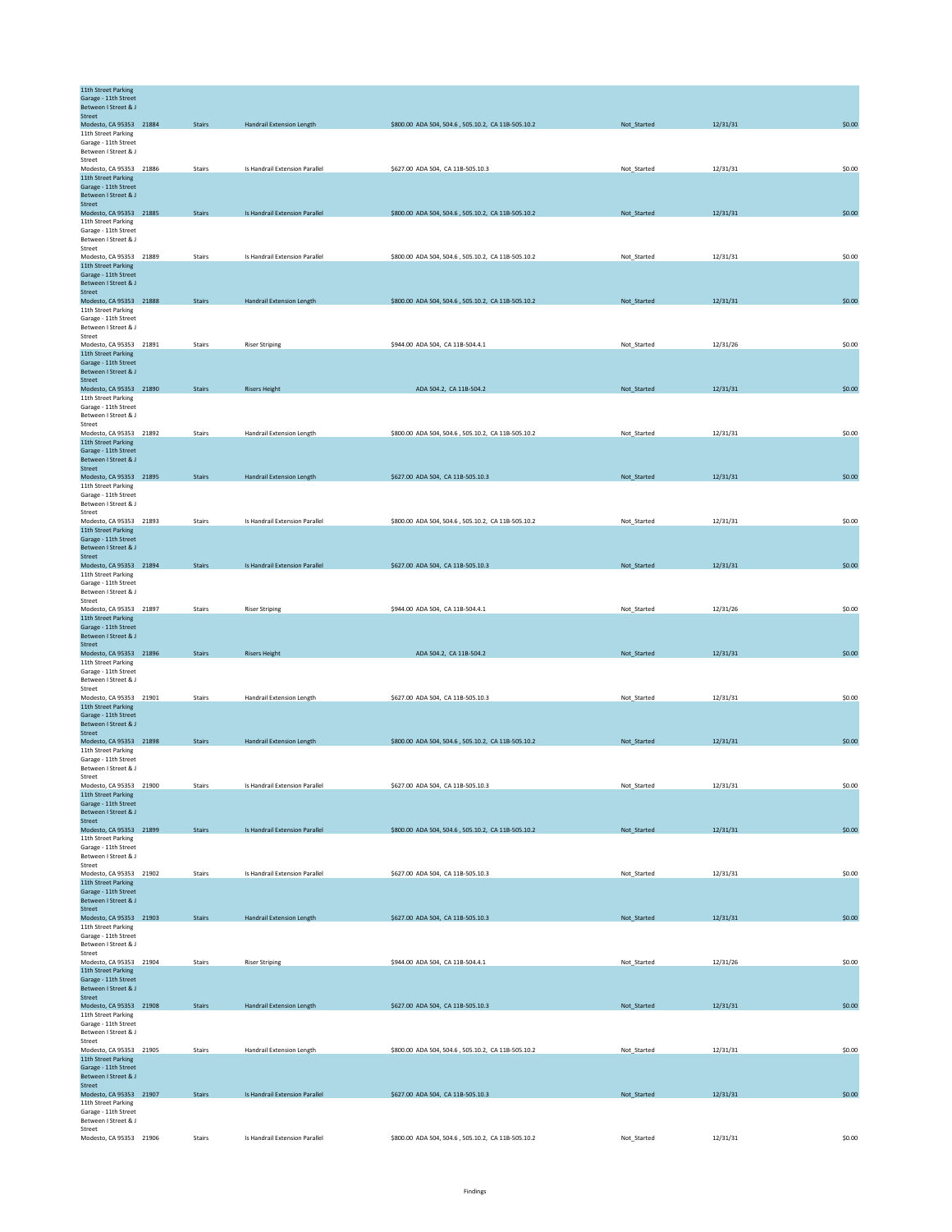| Location | ID | Category | Finding | Cost / Standard | Status | Date | Amount |
|---|---|---|---|---|---|---|---|
| 11th Street Parking Garage - 11th Street Between I Street & J Street Modesto, CA 95353 | 21884 | Stairs | Handrail Extension Length | $800.00 ADA 504, 504.6 , 505.10.2, CA 11B-505.10.2 | Not_Started | 12/31/31 | $0.00 |
| 11th Street Parking Garage - 11th Street Between I Street & J Street Modesto, CA 95353 | 21886 | Stairs | Is Handrail Extension Parallel | $627.00 ADA 504, CA 11B-505.10.3 | Not_Started | 12/31/31 | $0.00 |
| 11th Street Parking Garage - 11th Street Between I Street & J Street Modesto, CA 95353 | 21885 | Stairs | Is Handrail Extension Parallel | $800.00 ADA 504, 504.6 , 505.10.2, CA 11B-505.10.2 | Not_Started | 12/31/31 | $0.00 |
| 11th Street Parking Garage - 11th Street Between I Street & J Street Modesto, CA 95353 | 21889 | Stairs | Is Handrail Extension Parallel | $800.00 ADA 504, 504.6 , 505.10.2, CA 11B-505.10.2 | Not_Started | 12/31/31 | $0.00 |
| 11th Street Parking Garage - 11th Street Between I Street & J Street Modesto, CA 95353 | 21888 | Stairs | Handrail Extension Length | $800.00 ADA 504, 504.6 , 505.10.2, CA 11B-505.10.2 | Not_Started | 12/31/31 | $0.00 |
| 11th Street Parking Garage - 11th Street Between I Street & J Street Modesto, CA 95353 | 21891 | Stairs | Riser Striping | $944.00 ADA 504, CA 11B-504.4.1 | Not_Started | 12/31/26 | $0.00 |
| 11th Street Parking Garage - 11th Street Between I Street & J Street Modesto, CA 95353 | 21890 | Stairs | Risers Height | ADA 504.2, CA 11B-504.2 | Not_Started | 12/31/31 | $0.00 |
| 11th Street Parking Garage - 11th Street Between I Street & J Street Modesto, CA 95353 | 21892 | Stairs | Handrail Extension Length | $800.00 ADA 504, 504.6 , 505.10.2, CA 11B-505.10.2 | Not_Started | 12/31/31 | $0.00 |
| 11th Street Parking Garage - 11th Street Between I Street & J Street Modesto, CA 95353 | 21895 | Stairs | Handrail Extension Length | $627.00 ADA 504, CA 11B-505.10.3 | Not_Started | 12/31/31 | $0.00 |
| 11th Street Parking Garage - 11th Street Between I Street & J Street Modesto, CA 95353 | 21893 | Stairs | Is Handrail Extension Parallel | $800.00 ADA 504, 504.6 , 505.10.2, CA 11B-505.10.2 | Not_Started | 12/31/31 | $0.00 |
| 11th Street Parking Garage - 11th Street Between I Street & J Street Modesto, CA 95353 | 21894 | Stairs | Is Handrail Extension Parallel | $627.00 ADA 504, CA 11B-505.10.3 | Not_Started | 12/31/31 | $0.00 |
| 11th Street Parking Garage - 11th Street Between I Street & J Street Modesto, CA 95353 | 21897 | Stairs | Riser Striping | $944.00 ADA 504, CA 11B-504.4.1 | Not_Started | 12/31/26 | $0.00 |
| 11th Street Parking Garage - 11th Street Between I Street & J Street Modesto, CA 95353 | 21896 | Stairs | Risers Height | ADA 504.2, CA 11B-504.2 | Not_Started | 12/31/31 | $0.00 |
| 11th Street Parking Garage - 11th Street Between I Street & J Street Modesto, CA 95353 | 21901 | Stairs | Handrail Extension Length | $627.00 ADA 504, CA 11B-505.10.3 | Not_Started | 12/31/31 | $0.00 |
| 11th Street Parking Garage - 11th Street Between I Street & J Street Modesto, CA 95353 | 21898 | Stairs | Handrail Extension Length | $800.00 ADA 504, 504.6 , 505.10.2, CA 11B-505.10.2 | Not_Started | 12/31/31 | $0.00 |
| 11th Street Parking Garage - 11th Street Between I Street & J Street Modesto, CA 95353 | 21900 | Stairs | Is Handrail Extension Parallel | $627.00 ADA 504, CA 11B-505.10.3 | Not_Started | 12/31/31 | $0.00 |
| 11th Street Parking Garage - 11th Street Between I Street & J Street Modesto, CA 95353 | 21899 | Stairs | Is Handrail Extension Parallel | $800.00 ADA 504, 504.6 , 505.10.2, CA 11B-505.10.2 | Not_Started | 12/31/31 | $0.00 |
| 11th Street Parking Garage - 11th Street Between I Street & J Street Modesto, CA 95353 | 21902 | Stairs | Is Handrail Extension Parallel | $627.00 ADA 504, CA 11B-505.10.3 | Not_Started | 12/31/31 | $0.00 |
| 11th Street Parking Garage - 11th Street Between I Street & J Street Modesto, CA 95353 | 21903 | Stairs | Handrail Extension Length | $627.00 ADA 504, CA 11B-505.10.3 | Not_Started | 12/31/31 | $0.00 |
| 11th Street Parking Garage - 11th Street Between I Street & J Street Modesto, CA 95353 | 21904 | Stairs | Riser Striping | $944.00 ADA 504, CA 11B-504.4.1 | Not_Started | 12/31/26 | $0.00 |
| 11th Street Parking Garage - 11th Street Between I Street & J Street Modesto, CA 95353 | 21908 | Stairs | Handrail Extension Length | $627.00 ADA 504, CA 11B-505.10.3 | Not_Started | 12/31/31 | $0.00 |
| 11th Street Parking Garage - 11th Street Between I Street & J Street Modesto, CA 95353 | 21905 | Stairs | Handrail Extension Length | $800.00 ADA 504, 504.6 , 505.10.2, CA 11B-505.10.2 | Not_Started | 12/31/31 | $0.00 |
| 11th Street Parking Garage - 11th Street Between I Street & J Street Modesto, CA 95353 | 21907 | Stairs | Is Handrail Extension Parallel | $627.00 ADA 504, CA 11B-505.10.3 | Not_Started | 12/31/31 | $0.00 |
| 11th Street Parking Garage - 11th Street Between I Street & J Street Modesto, CA 95353 | 21906 | Stairs | Is Handrail Extension Parallel | $800.00 ADA 504, 504.6 , 505.10.2, CA 11B-505.10.2 | Not_Started | 12/31/31 | $0.00 |

Findings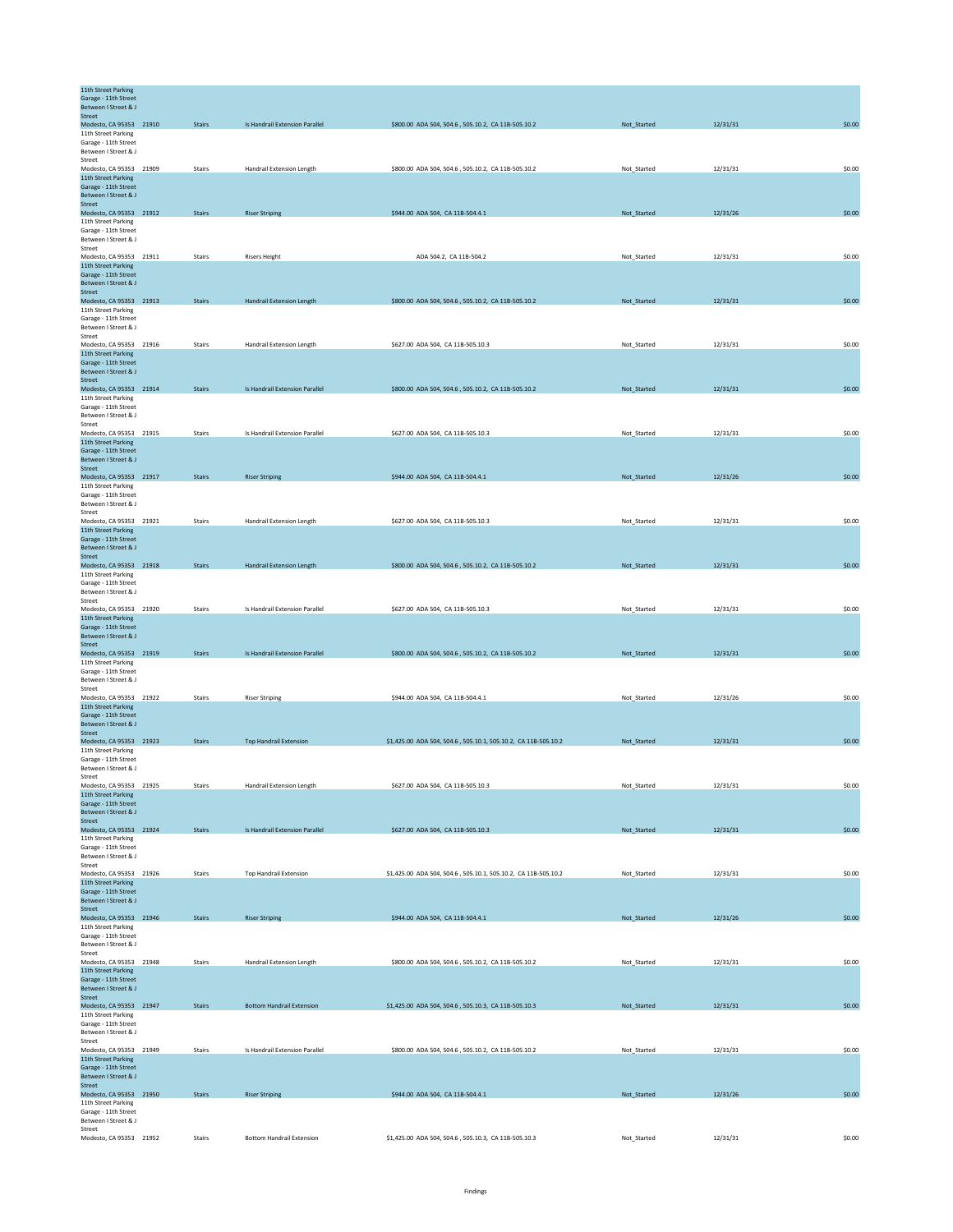| | | | | | | | |
|---|---|---|---|---|---|---|---|
| 11th Street Parking Garage - 11th Street Between I Street & J Street Modesto, CA 95353 | 21910 | Stairs | Is Handrail Extension Parallel | $800.00 ADA 504, 504.6 , 505.10.2, CA 11B-505.10.2 | Not_Started | 12/31/31 | $0.00 |
| 11th Street Parking Garage - 11th Street Between I Street & J Street Modesto, CA 95353 | 21909 | Stairs | Handrail Extension Length | $800.00 ADA 504, 504.6 , 505.10.2, CA 11B-505.10.2 | Not_Started | 12/31/31 | $0.00 |
| 11th Street Parking Garage - 11th Street Between I Street & J Street Modesto, CA 95353 | 21912 | Stairs | Riser Striping | $944.00 ADA 504, CA 11B-504.4.1 | Not_Started | 12/31/26 | $0.00 |
| 11th Street Parking Garage - 11th Street Between I Street & J Street Modesto, CA 95353 | 21911 | Stairs | Risers Height | ADA 504.2, CA 11B-504.2 | Not_Started | 12/31/31 | $0.00 |
| 11th Street Parking Garage - 11th Street Between I Street & J Street Modesto, CA 95353 | 21913 | Stairs | Handrail Extension Length | $800.00 ADA 504, 504.6 , 505.10.2, CA 11B-505.10.2 | Not_Started | 12/31/31 | $0.00 |
| 11th Street Parking Garage - 11th Street Between I Street & J Street Modesto, CA 95353 | 21916 | Stairs | Handrail Extension Length | $627.00 ADA 504, CA 11B-505.10.3 | Not_Started | 12/31/31 | $0.00 |
| 11th Street Parking Garage - 11th Street Between I Street & J Street Modesto, CA 95353 | 21914 | Stairs | Is Handrail Extension Parallel | $800.00 ADA 504, 504.6 , 505.10.2, CA 11B-505.10.2 | Not_Started | 12/31/31 | $0.00 |
| 11th Street Parking Garage - 11th Street Between I Street & J Street Modesto, CA 95353 | 21915 | Stairs | Is Handrail Extension Parallel | $627.00 ADA 504, CA 11B-505.10.3 | Not_Started | 12/31/31 | $0.00 |
| 11th Street Parking Garage - 11th Street Between I Street & J Street Modesto, CA 95353 | 21917 | Stairs | Riser Striping | $944.00 ADA 504, CA 11B-504.4.1 | Not_Started | 12/31/26 | $0.00 |
| 11th Street Parking Garage - 11th Street Between I Street & J Street Modesto, CA 95353 | 21921 | Stairs | Handrail Extension Length | $627.00 ADA 504, CA 11B-505.10.3 | Not_Started | 12/31/31 | $0.00 |
| 11th Street Parking Garage - 11th Street Between I Street & J Street Modesto, CA 95353 | 21918 | Stairs | Handrail Extension Length | $800.00 ADA 504, 504.6 , 505.10.2, CA 11B-505.10.2 | Not_Started | 12/31/31 | $0.00 |
| 11th Street Parking Garage - 11th Street Between I Street & J Street Modesto, CA 95353 | 21920 | Stairs | Is Handrail Extension Parallel | $627.00 ADA 504, CA 11B-505.10.3 | Not_Started | 12/31/31 | $0.00 |
| 11th Street Parking Garage - 11th Street Between I Street & J Street Modesto, CA 95353 | 21919 | Stairs | Is Handrail Extension Parallel | $800.00 ADA 504, 504.6 , 505.10.2, CA 11B-505.10.2 | Not_Started | 12/31/31 | $0.00 |
| 11th Street Parking Garage - 11th Street Between I Street & J Street Modesto, CA 95353 | 21922 | Stairs | Riser Striping | $944.00 ADA 504, CA 11B-504.4.1 | Not_Started | 12/31/26 | $0.00 |
| 11th Street Parking Garage - 11th Street Between I Street & J Street Modesto, CA 95353 | 21923 | Stairs | Top Handrail Extension | $1,425.00 ADA 504, 504.6 , 505.10.1, 505.10.2, CA 11B-505.10.2 | Not_Started | 12/31/31 | $0.00 |
| 11th Street Parking Garage - 11th Street Between I Street & J Street Modesto, CA 95353 | 21925 | Stairs | Handrail Extension Length | $627.00 ADA 504, CA 11B-505.10.3 | Not_Started | 12/31/31 | $0.00 |
| 11th Street Parking Garage - 11th Street Between I Street & J Street Modesto, CA 95353 | 21924 | Stairs | Is Handrail Extension Parallel | $627.00 ADA 504, CA 11B-505.10.3 | Not_Started | 12/31/31 | $0.00 |
| 11th Street Parking Garage - 11th Street Between I Street & J Street Modesto, CA 95353 | 21926 | Stairs | Top Handrail Extension | $1,425.00 ADA 504, 504.6 , 505.10.1, 505.10.2, CA 11B-505.10.2 | Not_Started | 12/31/31 | $0.00 |
| 11th Street Parking Garage - 11th Street Between I Street & J Street Modesto, CA 95353 | 21946 | Stairs | Riser Striping | $944.00 ADA 504, CA 11B-504.4.1 | Not_Started | 12/31/26 | $0.00 |
| 11th Street Parking Garage - 11th Street Between I Street & J Street Modesto, CA 95353 | 21948 | Stairs | Handrail Extension Length | $800.00 ADA 504, 504.6 , 505.10.2, CA 11B-505.10.2 | Not_Started | 12/31/31 | $0.00 |
| 11th Street Parking Garage - 11th Street Between I Street & J Street Modesto, CA 95353 | 21947 | Stairs | Bottom Handrail Extension | $1,425.00 ADA 504, 504.6 , 505.10.3, CA 11B-505.10.3 | Not_Started | 12/31/31 | $0.00 |
| 11th Street Parking Garage - 11th Street Between I Street & J Street Modesto, CA 95353 | 21949 | Stairs | Is Handrail Extension Parallel | $800.00 ADA 504, 504.6 , 505.10.2, CA 11B-505.10.2 | Not_Started | 12/31/31 | $0.00 |
| 11th Street Parking Garage - 11th Street Between I Street & J Street Modesto, CA 95353 | 21950 | Stairs | Riser Striping | $944.00 ADA 504, CA 11B-504.4.1 | Not_Started | 12/31/26 | $0.00 |
| 11th Street Parking Garage - 11th Street Between I Street & J Street Modesto, CA 95353 | 21952 | Stairs | Bottom Handrail Extension | $1,425.00 ADA 504, 504.6 , 505.10.3, CA 11B-505.10.3 | Not_Started | 12/31/31 | $0.00 |

Findings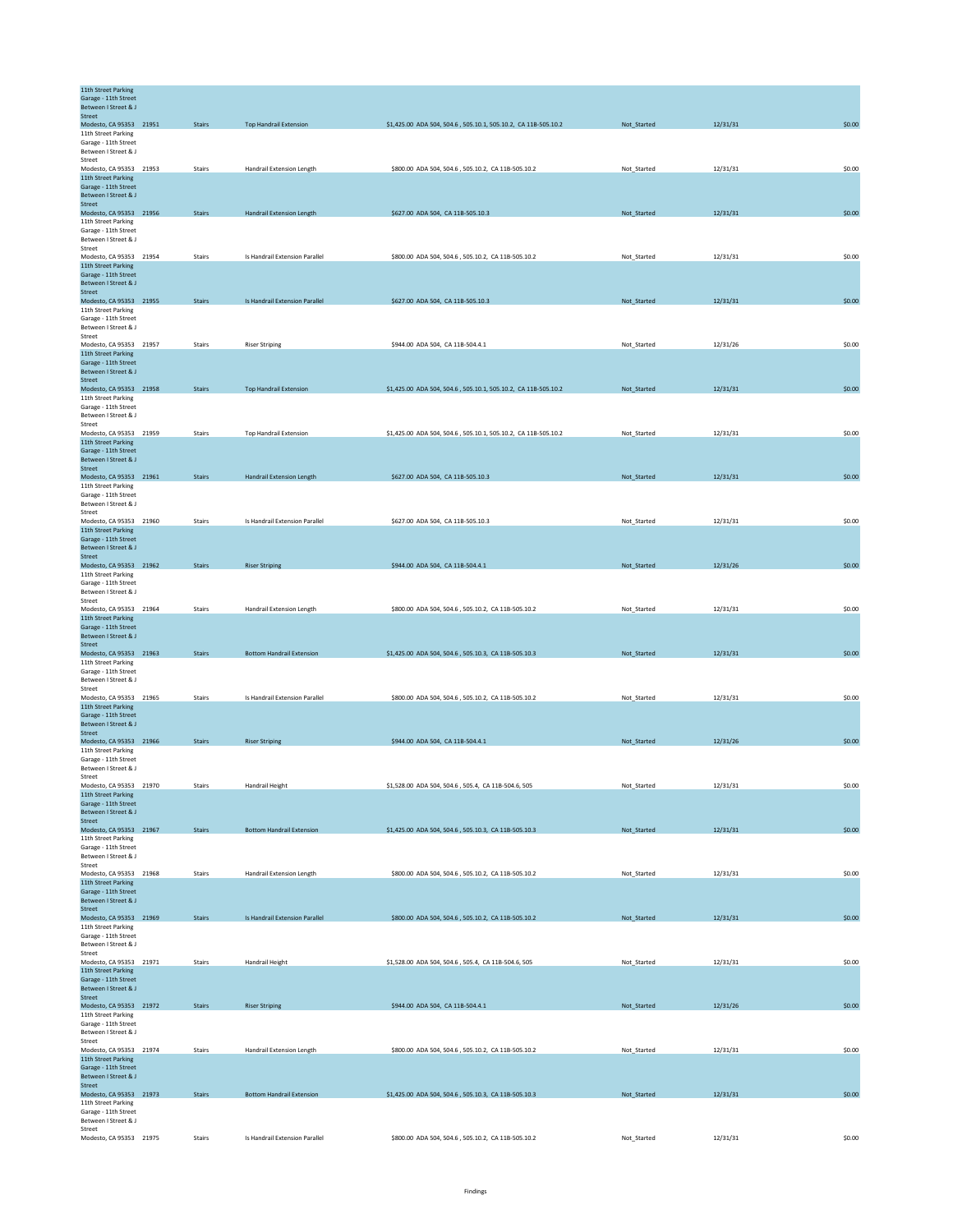| | | | | | | | |
|---|---|---|---|---|---|---|---|
| 11th Street Parking Garage - 11th Street Between I Street & J Street Modesto, CA 95353 | 21951 | Stairs | Top Handrail Extension | $1,425.00 ADA 504, 504.6 , 505.10.1, 505.10.2, CA 11B-505.10.2 | Not_Started | 12/31/31 | $0.00 |
| 11th Street Parking Garage - 11th Street Between I Street & J Street Modesto, CA 95353 | 21953 | Stairs | Handrail Extension Length | $800.00 ADA 504, 504.6 , 505.10.2, CA 11B-505.10.2 | Not_Started | 12/31/31 | $0.00 |
| 11th Street Parking Garage - 11th Street Between I Street & J Street Modesto, CA 95353 | 21956 | Stairs | Handrail Extension Length | $627.00 ADA 504, CA 11B-505.10.3 | Not_Started | 12/31/31 | $0.00 |
| 11th Street Parking Garage - 11th Street Between I Street & J Street Modesto, CA 95353 | 21954 | Stairs | Is Handrail Extension Parallel | $800.00 ADA 504, 504.6 , 505.10.2, CA 11B-505.10.2 | Not_Started | 12/31/31 | $0.00 |
| 11th Street Parking Garage - 11th Street Between I Street & J Street Modesto, CA 95353 | 21955 | Stairs | Is Handrail Extension Parallel | $627.00 ADA 504, CA 11B-505.10.3 | Not_Started | 12/31/31 | $0.00 |
| 11th Street Parking Garage - 11th Street Between I Street & J Street Modesto, CA 95353 | 21957 | Stairs | Riser Striping | $944.00 ADA 504, CA 11B-504.4.1 | Not_Started | 12/31/26 | $0.00 |
| 11th Street Parking Garage - 11th Street Between I Street & J Street Modesto, CA 95353 | 21958 | Stairs | Top Handrail Extension | $1,425.00 ADA 504, 504.6 , 505.10.1, 505.10.2, CA 11B-505.10.2 | Not_Started | 12/31/31 | $0.00 |
| 11th Street Parking Garage - 11th Street Between I Street & J Street Modesto, CA 95353 | 21959 | Stairs | Top Handrail Extension | $1,425.00 ADA 504, 504.6 , 505.10.1, 505.10.2, CA 11B-505.10.2 | Not_Started | 12/31/31 | $0.00 |
| 11th Street Parking Garage - 11th Street Between I Street & J Street Modesto, CA 95353 | 21961 | Stairs | Handrail Extension Length | $627.00 ADA 504, CA 11B-505.10.3 | Not_Started | 12/31/31 | $0.00 |
| 11th Street Parking Garage - 11th Street Between I Street & J Street Modesto, CA 95353 | 21960 | Stairs | Is Handrail Extension Parallel | $627.00 ADA 504, CA 11B-505.10.3 | Not_Started | 12/31/31 | $0.00 |
| 11th Street Parking Garage - 11th Street Between I Street & J Street Modesto, CA 95353 | 21962 | Stairs | Riser Striping | $944.00 ADA 504, CA 11B-504.4.1 | Not_Started | 12/31/26 | $0.00 |
| 11th Street Parking Garage - 11th Street Between I Street & J Street Modesto, CA 95353 | 21964 | Stairs | Handrail Extension Length | $800.00 ADA 504, 504.6 , 505.10.2, CA 11B-505.10.2 | Not_Started | 12/31/31 | $0.00 |
| 11th Street Parking Garage - 11th Street Between I Street & J Street Modesto, CA 95353 | 21963 | Stairs | Bottom Handrail Extension | $1,425.00 ADA 504, 504.6 , 505.10.3, CA 11B-505.10.3 | Not_Started | 12/31/31 | $0.00 |
| 11th Street Parking Garage - 11th Street Between I Street & J Street Modesto, CA 95353 | 21965 | Stairs | Is Handrail Extension Parallel | $800.00 ADA 504, 504.6 , 505.10.2, CA 11B-505.10.2 | Not_Started | 12/31/31 | $0.00 |
| 11th Street Parking Garage - 11th Street Between I Street & J Street Modesto, CA 95353 | 21966 | Stairs | Riser Striping | $944.00 ADA 504, CA 11B-504.4.1 | Not_Started | 12/31/26 | $0.00 |
| 11th Street Parking Garage - 11th Street Between I Street & J Street Modesto, CA 95353 | 21970 | Stairs | Handrail Height | $1,528.00 ADA 504, 504.6 , 505.4, CA 11B-504.6, 505 | Not_Started | 12/31/31 | $0.00 |
| 11th Street Parking Garage - 11th Street Between I Street & J Street Modesto, CA 95353 | 21967 | Stairs | Bottom Handrail Extension | $1,425.00 ADA 504, 504.6 , 505.10.3, CA 11B-505.10.3 | Not_Started | 12/31/31 | $0.00 |
| 11th Street Parking Garage - 11th Street Between I Street & J Street Modesto, CA 95353 | 21968 | Stairs | Handrail Extension Length | $800.00 ADA 504, 504.6 , 505.10.2, CA 11B-505.10.2 | Not_Started | 12/31/31 | $0.00 |
| 11th Street Parking Garage - 11th Street Between I Street & J Street Modesto, CA 95353 | 21969 | Stairs | Is Handrail Extension Parallel | $800.00 ADA 504, 504.6 , 505.10.2, CA 11B-505.10.2 | Not_Started | 12/31/31 | $0.00 |
| 11th Street Parking Garage - 11th Street Between I Street & J Street Modesto, CA 95353 | 21971 | Stairs | Handrail Height | $1,528.00 ADA 504, 504.6 , 505.4, CA 11B-504.6, 505 | Not_Started | 12/31/31 | $0.00 |
| 11th Street Parking Garage - 11th Street Between I Street & J Street Modesto, CA 95353 | 21972 | Stairs | Riser Striping | $944.00 ADA 504, CA 11B-504.4.1 | Not_Started | 12/31/26 | $0.00 |
| 11th Street Parking Garage - 11th Street Between I Street & J Street Modesto, CA 95353 | 21974 | Stairs | Handrail Extension Length | $800.00 ADA 504, 504.6 , 505.10.2, CA 11B-505.10.2 | Not_Started | 12/31/31 | $0.00 |
| 11th Street Parking Garage - 11th Street Between I Street & J Street Modesto, CA 95353 | 21973 | Stairs | Bottom Handrail Extension | $1,425.00 ADA 504, 504.6 , 505.10.3, CA 11B-505.10.3 | Not_Started | 12/31/31 | $0.00 |
| 11th Street Parking Garage - 11th Street Between I Street & J Street Modesto, CA 95353 | 21975 | Stairs | Is Handrail Extension Parallel | $800.00 ADA 504, 504.6 , 505.10.2, CA 11B-505.10.2 | Not_Started | 12/31/31 | $0.00 |

Findings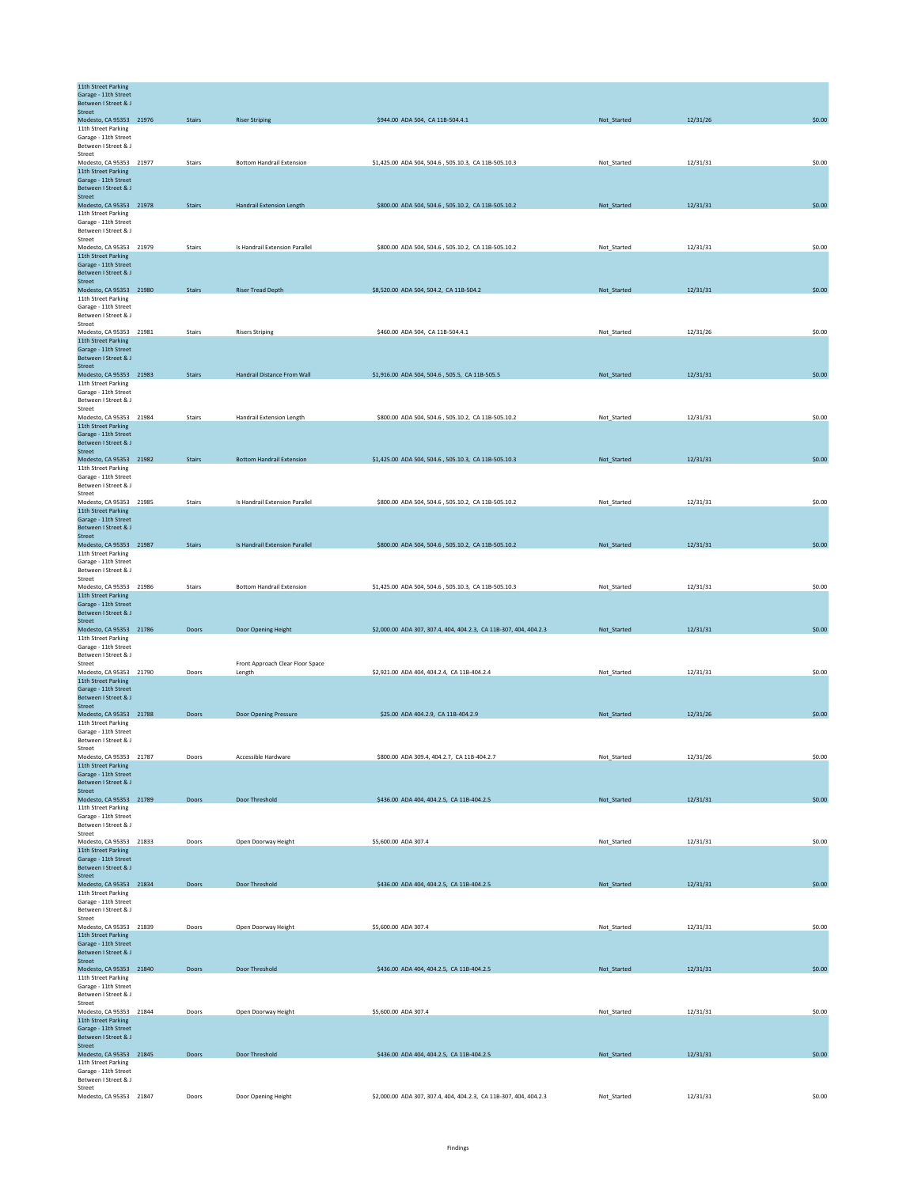| Location | ID | Category | Finding | Cost / Standard | Status | Date | Amount |
|---|---|---|---|---|---|---|---|
| 11th Street Parking Garage - 11th Street Between I Street & J Street Modesto, CA 95353 | 21976 | Stairs | Riser Striping | $944.00 ADA 504, CA 11B-504.4.1 | Not_Started | 12/31/26 | $0.00 |
| 11th Street Parking Garage - 11th Street Between I Street & J Street Modesto, CA 95353 | 21977 | Stairs | Bottom Handrail Extension | $1,425.00 ADA 504, 504.6 , 505.10.3, CA 11B-505.10.3 | Not_Started | 12/31/31 | $0.00 |
| 11th Street Parking Garage - 11th Street Between I Street & J Street Modesto, CA 95353 | 21978 | Stairs | Handrail Extension Length | $800.00 ADA 504, 504.6 , 505.10.2, CA 11B-505.10.2 | Not_Started | 12/31/31 | $0.00 |
| 11th Street Parking Garage - 11th Street Between I Street & J Street Modesto, CA 95353 | 21979 | Stairs | Is Handrail Extension Parallel | $800.00 ADA 504, 504.6 , 505.10.2, CA 11B-505.10.2 | Not_Started | 12/31/31 | $0.00 |
| 11th Street Parking Garage - 11th Street Between I Street & J Street Modesto, CA 95353 | 21980 | Stairs | Riser Tread Depth | $8,520.00 ADA 504, 504.2, CA 11B-504.2 | Not_Started | 12/31/31 | $0.00 |
| 11th Street Parking Garage - 11th Street Between I Street & J Street Modesto, CA 95353 | 21981 | Stairs | Risers Striping | $460.00 ADA 504, CA 11B-504.4.1 | Not_Started | 12/31/26 | $0.00 |
| 11th Street Parking Garage - 11th Street Between I Street & J Street Modesto, CA 95353 | 21983 | Stairs | Handrail Distance From Wall | $1,916.00 ADA 504, 504.6 , 505.5, CA 11B-505.5 | Not_Started | 12/31/31 | $0.00 |
| 11th Street Parking Garage - 11th Street Between I Street & J Street Modesto, CA 95353 | 21984 | Stairs | Handrail Extension Length | $800.00 ADA 504, 504.6 , 505.10.2, CA 11B-505.10.2 | Not_Started | 12/31/31 | $0.00 |
| 11th Street Parking Garage - 11th Street Between I Street & J Street Modesto, CA 95353 | 21982 | Stairs | Bottom Handrail Extension | $1,425.00 ADA 504, 504.6 , 505.10.3, CA 11B-505.10.3 | Not_Started | 12/31/31 | $0.00 |
| 11th Street Parking Garage - 11th Street Between I Street & J Street Modesto, CA 95353 | 21985 | Stairs | Is Handrail Extension Parallel | $800.00 ADA 504, 504.6 , 505.10.2, CA 11B-505.10.2 | Not_Started | 12/31/31 | $0.00 |
| 11th Street Parking Garage - 11th Street Between I Street & J Street Modesto, CA 95353 | 21987 | Stairs | Is Handrail Extension Parallel | $800.00 ADA 504, 504.6 , 505.10.2, CA 11B-505.10.2 | Not_Started | 12/31/31 | $0.00 |
| 11th Street Parking Garage - 11th Street Between I Street & J Street Modesto, CA 95353 | 21986 | Stairs | Bottom Handrail Extension | $1,425.00 ADA 504, 504.6 , 505.10.3, CA 11B-505.10.3 | Not_Started | 12/31/31 | $0.00 |
| 11th Street Parking Garage - 11th Street Between I Street & J Street Modesto, CA 95353 | 21786 | Doors | Door Opening Height | $2,000.00 ADA 307, 307.4, 404, 404.2.3, CA 11B-307, 404, 404.2.3 | Not_Started | 12/31/31 | $0.00 |
| 11th Street Parking Garage - 11th Street Between I Street & J Street Modesto, CA 95353 | 21790 | Doors | Front Approach Clear Floor Space Length | $2,921.00 ADA 404, 404.2.4, CA 11B-404.2.4 | Not_Started | 12/31/31 | $0.00 |
| 11th Street Parking Garage - 11th Street Between I Street & J Street Modesto, CA 95353 | 21788 | Doors | Door Opening Pressure | $25.00 ADA 404.2.9, CA 11B-404.2.9 | Not_Started | 12/31/26 | $0.00 |
| 11th Street Parking Garage - 11th Street Between I Street & J Street Modesto, CA 95353 | 21787 | Doors | Accessible Hardware | $800.00 ADA 309.4, 404.2.7, CA 11B-404.2.7 | Not_Started | 12/31/26 | $0.00 |
| 11th Street Parking Garage - 11th Street Between I Street & J Street Modesto, CA 95353 | 21789 | Doors | Door Threshold | $436.00 ADA 404, 404.2.5, CA 11B-404.2.5 | Not_Started | 12/31/31 | $0.00 |
| 11th Street Parking Garage - 11th Street Between I Street & J Street Modesto, CA 95353 | 21833 | Doors | Open Doorway Height | $5,600.00 ADA 307.4 | Not_Started | 12/31/31 | $0.00 |
| 11th Street Parking Garage - 11th Street Between I Street & J Street Modesto, CA 95353 | 21834 | Doors | Door Threshold | $436.00 ADA 404, 404.2.5, CA 11B-404.2.5 | Not_Started | 12/31/31 | $0.00 |
| 11th Street Parking Garage - 11th Street Between I Street & J Street Modesto, CA 95353 | 21839 | Doors | Open Doorway Height | $5,600.00 ADA 307.4 | Not_Started | 12/31/31 | $0.00 |
| 11th Street Parking Garage - 11th Street Between I Street & J Street Modesto, CA 95353 | 21840 | Doors | Door Threshold | $436.00 ADA 404, 404.2.5, CA 11B-404.2.5 | Not_Started | 12/31/31 | $0.00 |
| 11th Street Parking Garage - 11th Street Between I Street & J Street Modesto, CA 95353 | 21844 | Doors | Open Doorway Height | $5,600.00 ADA 307.4 | Not_Started | 12/31/31 | $0.00 |
| 11th Street Parking Garage - 11th Street Between I Street & J Street Modesto, CA 95353 | 21845 | Doors | Door Threshold | $436.00 ADA 404, 404.2.5, CA 11B-404.2.5 | Not_Started | 12/31/31 | $0.00 |
| 11th Street Parking Garage - 11th Street Between I Street & J Street Modesto, CA 95353 | 21847 | Doors | Door Opening Height | $2,000.00 ADA 307, 307.4, 404, 404.2.3, CA 11B-307, 404, 404.2.3 | Not_Started | 12/31/31 | $0.00 |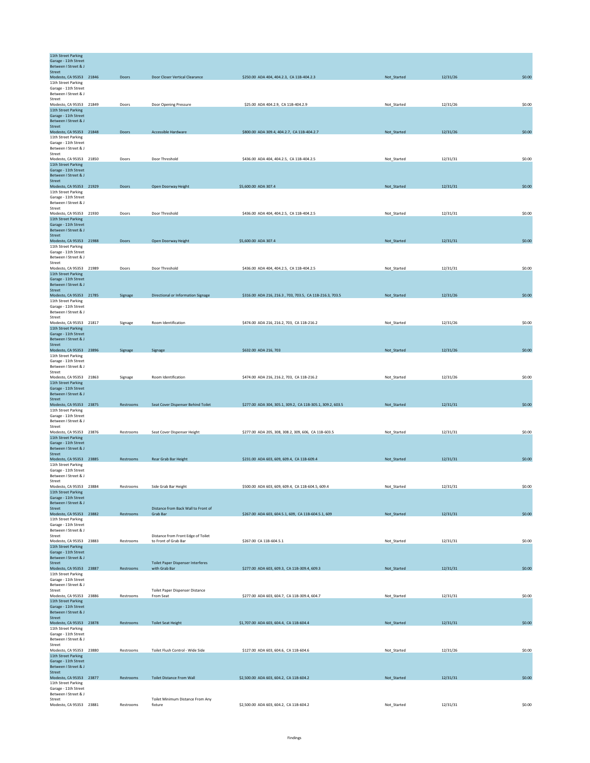| Location | ID | Category | Finding | Cost / Reference | Status | Date | Amount |
|---|---|---|---|---|---|---|---|
| 11th Street Parking Garage - 11th Street Between I Street & J Street Modesto, CA 95353 | 21846 | Doors | Door Closer Vertical Clearance | $250.00 ADA 404, 404.2.3, CA 11B-404.2.3 | Not_Started | 12/31/26 | $0.00 |
| 11th Street Parking Garage - 11th Street Between I Street & J Street Modesto, CA 95353 | 21849 | Doors | Door Opening Pressure | $25.00 ADA 404.2.9, CA 11B-404.2.9 | Not_Started | 12/31/26 | $0.00 |
| 11th Street Parking Garage - 11th Street Between I Street & J Street Modesto, CA 95353 | 21848 | Doors | Accessible Hardware | $800.00 ADA 309.4, 404.2.7, CA 11B-404.2.7 | Not_Started | 12/31/26 | $0.00 |
| 11th Street Parking Garage - 11th Street Between I Street & J Street Modesto, CA 95353 | 21850 | Doors | Door Threshold | $436.00 ADA 404, 404.2.5, CA 11B-404.2.5 | Not_Started | 12/31/31 | $0.00 |
| 11th Street Parking Garage - 11th Street Between I Street & J Street Modesto, CA 95353 | 21929 | Doors | Open Doorway Height | $5,600.00 ADA 307.4 | Not_Started | 12/31/31 | $0.00 |
| 11th Street Parking Garage - 11th Street Between I Street & J Street Modesto, CA 95353 | 21930 | Doors | Door Threshold | $436.00 ADA 404, 404.2.5, CA 11B-404.2.5 | Not_Started | 12/31/31 | $0.00 |
| 11th Street Parking Garage - 11th Street Between I Street & J Street Modesto, CA 95353 | 21988 | Doors | Open Doorway Height | $5,600.00 ADA 307.4 | Not_Started | 12/31/31 | $0.00 |
| 11th Street Parking Garage - 11th Street Between I Street & J Street Modesto, CA 95353 | 21989 | Doors | Door Threshold | $436.00 ADA 404, 404.2.5, CA 11B-404.2.5 | Not_Started | 12/31/31 | $0.00 |
| 11th Street Parking Garage - 11th Street Between I Street & J Street Modesto, CA 95353 | 21785 | Signage | Directional or Information Signage | $316.00 ADA 216, 216.3 , 703, 703.5, CA 11B-216.3, 703.5 | Not_Started | 12/31/26 | $0.00 |
| 11th Street Parking Garage - 11th Street Between I Street & J Street Modesto, CA 95353 | 21817 | Signage | Room Identification | $474.00 ADA 216, 216.2, 703, CA 11B-216.2 | Not_Started | 12/31/26 | $0.00 |
| 11th Street Parking Garage - 11th Street Between I Street & J Street Modesto, CA 95353 | 23896 | Signage | Signage | $632.00 ADA 216, 703 | Not_Started | 12/31/26 | $0.00 |
| 11th Street Parking Garage - 11th Street Between I Street & J Street Modesto, CA 95353 | 21863 | Signage | Room Identification | $474.00 ADA 216, 216.2, 703, CA 11B-216.2 | Not_Started | 12/31/26 | $0.00 |
| 11th Street Parking Garage - 11th Street Between I Street & J Street Modesto, CA 95353 | 23875 | Restrooms | Seat Cover Dispenser Behind Toilet | $277.00 ADA 304, 305.1, 309.2, CA 11B-305.1, 309.2, 603.5 | Not_Started | 12/31/31 | $0.00 |
| 11th Street Parking Garage - 11th Street Between I Street & J Street Modesto, CA 95353 | 23876 | Restrooms | Seat Cover Dispenser Height | $277.00 ADA 205, 308, 308.2, 309, 606, CA 11B-603.5 | Not_Started | 12/31/31 | $0.00 |
| 11th Street Parking Garage - 11th Street Between I Street & J Street Modesto, CA 95353 | 23885 | Restrooms | Rear Grab Bar Height | $231.00 ADA 603, 609, 609.4, CA 11B-609.4 | Not_Started | 12/31/31 | $0.00 |
| 11th Street Parking Garage - 11th Street Between I Street & J Street Modesto, CA 95353 | 23884 | Restrooms | Side Grab Bar Height | $500.00 ADA 603, 609, 609.4, CA 11B-604.5, 609.4 | Not_Started | 12/31/31 | $0.00 |
| 11th Street Parking Garage - 11th Street Between I Street & J Street Modesto, CA 95353 | 23882 | Restrooms | Distance from Back Wall to Front of Grab Bar | $267.00 ADA 603, 604.5.1, 609, CA 11B-604.5.1, 609 | Not_Started | 12/31/31 | $0.00 |
| 11th Street Parking Garage - 11th Street Between I Street & J Street Modesto, CA 95353 | 23883 | Restrooms | Distance from Front Edge of Toilet to Front of Grab Bar | $267.00 CA 11B-604.5.1 | Not_Started | 12/31/31 | $0.00 |
| 11th Street Parking Garage - 11th Street Between I Street & J Street Modesto, CA 95353 | 23887 | Restrooms | Toilet Paper Dispenser Interferes with Grab Bar | $277.00 ADA 603, 609.3, CA 11B-309.4, 609.3 | Not_Started | 12/31/31 | $0.00 |
| 11th Street Parking Garage - 11th Street Between I Street & J Street Modesto, CA 95353 | 23886 | Restrooms | Toilet Paper Dispenser Distance From Seat | $277.00 ADA 603, 604.7, CA 11B-309.4, 604.7 | Not_Started | 12/31/31 | $0.00 |
| 11th Street Parking Garage - 11th Street Between I Street & J Street Modesto, CA 95353 | 23878 | Restrooms | Toilet Seat Height | $1,707.00 ADA 603, 604.4, CA 11B-604.4 | Not_Started | 12/31/31 | $0.00 |
| 11th Street Parking Garage - 11th Street Between I Street & J Street Modesto, CA 95353 | 23880 | Restrooms | Toilet Flush Control - Wide Side | $127.00 ADA 603, 604.6, CA 11B-604.6 | Not_Started | 12/31/26 | $0.00 |
| 11th Street Parking Garage - 11th Street Between I Street & J Street Modesto, CA 95353 | 23877 | Restrooms | Toilet Distance From Wall | $2,500.00 ADA 603, 604.2, CA 11B-604.2 | Not_Started | 12/31/31 | $0.00 |
| 11th Street Parking Garage - 11th Street Between I Street & J Street Modesto, CA 95353 | 23881 | Restrooms | Toilet Minimum Distance From Any fixture | $2,500.00 ADA 603, 604.2, CA 11B-604.2 | Not_Started | 12/31/31 | $0.00 |

Findings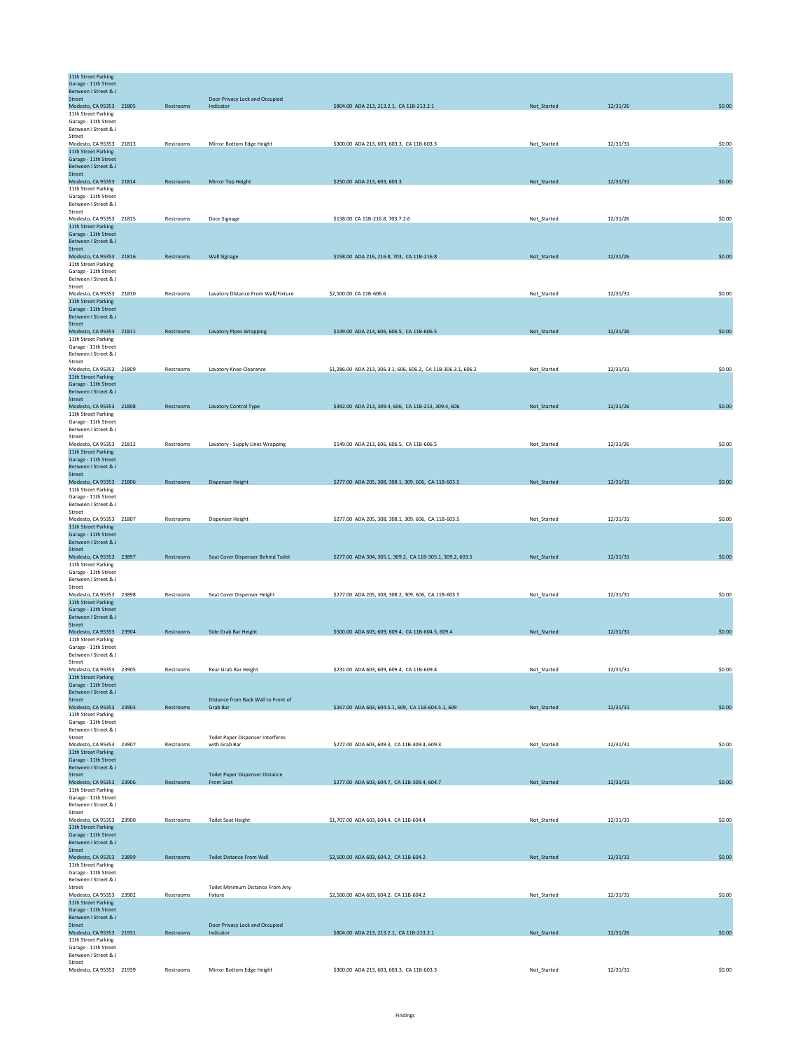| Location | ID | Category | Finding | Cost / Code | Status | Date | Amount |
|---|---|---|---|---|---|---|---|
| 11th Street Parking Garage - 11th Street Between I Street & J Street Modesto, CA 95353 | 21805 | Restrooms | Door Privacy Lock and Occupied Indicator | $804.00 ADA 213, 213.2.1, CA 11B-213.2.1 | Not_Started | 12/31/26 | $0.00 |
| 11th Street Parking Garage - 11th Street Between I Street & J Street Modesto, CA 95353 | 21813 | Restrooms | Mirror Bottom Edge Height | $300.00 ADA 213, 603, 603.3, CA 11B-603.3 | Not_Started | 12/31/31 | $0.00 |
| 11th Street Parking Garage - 11th Street Between I Street & J Street Modesto, CA 95353 | 21814 | Restrooms | Mirror Top Height | $250.00 ADA 213, 603, 603.3 | Not_Started | 12/31/31 | $0.00 |
| 11th Street Parking Garage - 11th Street Between I Street & J Street Modesto, CA 95353 | 21815 | Restrooms | Door Signage | $158.00 CA 11B-216.8, 703.7.2.6 | Not_Started | 12/31/26 | $0.00 |
| 11th Street Parking Garage - 11th Street Between I Street & J Street Modesto, CA 95353 | 21816 | Restrooms | Wall Signage | $158.00 ADA 216, 216.8, 703, CA 11B-216.8 | Not_Started | 12/31/26 | $0.00 |
| 11th Street Parking Garage - 11th Street Between I Street & J Street Modesto, CA 95353 | 21810 | Restrooms | Lavatory Distance From Wall/Fixture | $2,500.00 CA 11B-606.6 | Not_Started | 12/31/31 | $0.00 |
| 11th Street Parking Garage - 11th Street Between I Street & J Street Modesto, CA 95353 | 21811 | Restrooms | Lavatory Pipes Wrapping | $149.00 ADA 213, 606, 606.5, CA 11B-606.5 | Not_Started | 12/31/26 | $0.00 |
| 11th Street Parking Garage - 11th Street Between I Street & J Street Modesto, CA 95353 | 21809 | Restrooms | Lavatory Knee Clearance | $1,286.00 ADA 213, 306.3.1, 606, 606.2, CA 11B-306.3.1, 606.2 | Not_Started | 12/31/31 | $0.00 |
| 11th Street Parking Garage - 11th Street Between I Street & J Street Modesto, CA 95353 | 21808 | Restrooms | Lavatory Control Type | $392.00 ADA 213, 309.4, 606, CA 11B-213, 309.4, 606 | Not_Started | 12/31/26 | $0.00 |
| 11th Street Parking Garage - 11th Street Between I Street & J Street Modesto, CA 95353 | 21812 | Restrooms | Lavatory - Supply Lines Wrapping | $149.00 ADA 213, 606, 606.5, CA 11B-606.5 | Not_Started | 12/31/26 | $0.00 |
| 11th Street Parking Garage - 11th Street Between I Street & J Street Modesto, CA 95353 | 21806 | Restrooms | Dispenser Height | $277.00 ADA 205, 308, 308.1, 309, 606, CA 11B-603.5 | Not_Started | 12/31/31 | $0.00 |
| 11th Street Parking Garage - 11th Street Between I Street & J Street Modesto, CA 95353 | 21807 | Restrooms | Dispenser Height | $277.00 ADA 205, 308, 308.1, 309, 606, CA 11B-603.5 | Not_Started | 12/31/31 | $0.00 |
| 11th Street Parking Garage - 11th Street Between I Street & J Street Modesto, CA 95353 | 23897 | Restrooms | Seat Cover Dispenser Behind Toilet | $277.00 ADA 304, 305.1, 309.2, CA 11B-305.1, 309.2, 603.5 | Not_Started | 12/31/31 | $0.00 |
| 11th Street Parking Garage - 11th Street Between I Street & J Street Modesto, CA 95353 | 23898 | Restrooms | Seat Cover Dispenser Height | $277.00 ADA 205, 308, 308.2, 309, 606, CA 11B-603.5 | Not_Started | 12/31/31 | $0.00 |
| 11th Street Parking Garage - 11th Street Between I Street & J Street Modesto, CA 95353 | 23904 | Restrooms | Side Grab Bar Height | $500.00 ADA 603, 609, 609.4, CA 11B-604.5, 609.4 | Not_Started | 12/31/31 | $0.00 |
| 11th Street Parking Garage - 11th Street Between I Street & J Street Modesto, CA 95353 | 23905 | Restrooms | Rear Grab Bar Height | $231.00 ADA 603, 609, 609.4, CA 11B-609.4 | Not_Started | 12/31/31 | $0.00 |
| 11th Street Parking Garage - 11th Street Between I Street & J Street Modesto, CA 95353 | 23903 | Restrooms | Distance from Back Wall to Front of Grab Bar | $267.00 ADA 603, 604.5.1, 609, CA 11B-604.5.1, 609 | Not_Started | 12/31/31 | $0.00 |
| 11th Street Parking Garage - 11th Street Between I Street & J Street Modesto, CA 95353 | 23907 | Restrooms | Toilet Paper Dispenser Interferes with Grab Bar | $277.00 ADA 603, 609.3, CA 11B-309.4, 609.3 | Not_Started | 12/31/31 | $0.00 |
| 11th Street Parking Garage - 11th Street Between I Street & J Street Modesto, CA 95353 | 23906 | Restrooms | Toilet Paper Dispenser Distance From Seat | $277.00 ADA 603, 604.7, CA 11B-309.4, 604.7 | Not_Started | 12/31/31 | $0.00 |
| 11th Street Parking Garage - 11th Street Between I Street & J Street Modesto, CA 95353 | 23900 | Restrooms | Toilet Seat Height | $1,707.00 ADA 603, 604.4, CA 11B-604.4 | Not_Started | 12/31/31 | $0.00 |
| 11th Street Parking Garage - 11th Street Between I Street & J Street Modesto, CA 95353 | 23899 | Restrooms | Toilet Distance From Wall | $2,500.00 ADA 603, 604.2, CA 11B-604.2 | Not_Started | 12/31/31 | $0.00 |
| 11th Street Parking Garage - 11th Street Between I Street & J Street Modesto, CA 95353 | 23902 | Restrooms | Toilet Minimum Distance From Any fixture | $2,500.00 ADA 603, 604.2, CA 11B-604.2 | Not_Started | 12/31/31 | $0.00 |
| 11th Street Parking Garage - 11th Street Between I Street & J Street Modesto, CA 95353 | 21931 | Restrooms | Door Privacy Lock and Occupied Indicator | $804.00 ADA 213, 213.2.1, CA 11B-213.2.1 | Not_Started | 12/31/26 | $0.00 |
| 11th Street Parking Garage - 11th Street Between I Street & J Street Modesto, CA 95353 | 21939 | Restrooms | Mirror Bottom Edge Height | $300.00 ADA 213, 603, 603.3, CA 11B-603.3 | Not_Started | 12/31/31 | $0.00 |

Findings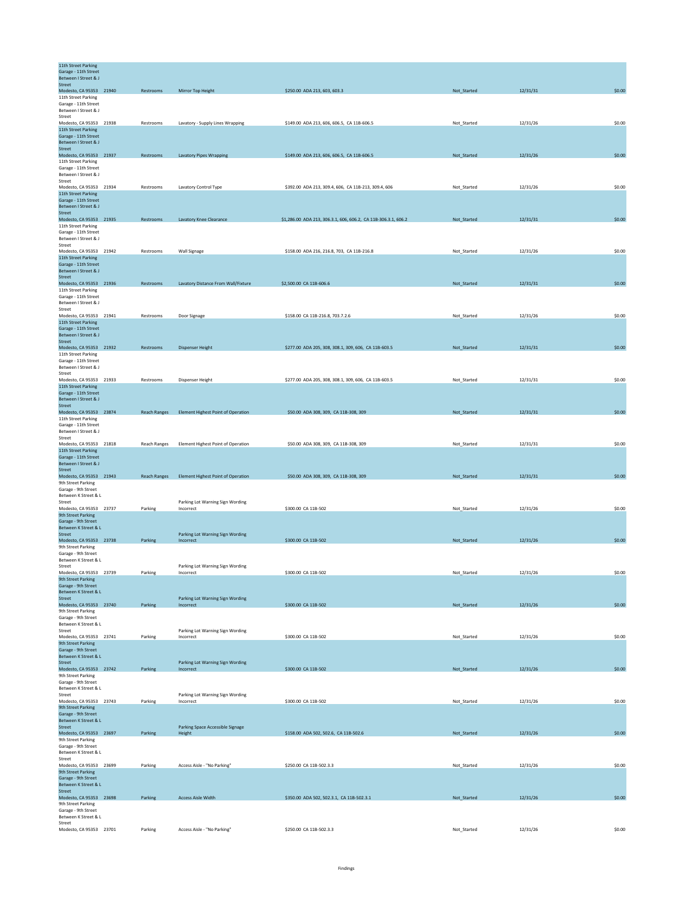| Location | ID | Category | Finding | Cost / Standard | Status | Date | Amount |
|---|---|---|---|---|---|---|---|
| 11th Street Parking Garage - 11th Street Between I Street & J Street Modesto, CA 95353 | 21940 | Restrooms | Mirror Top Height | $250.00 ADA 213, 603, 603.3 | Not_Started | 12/31/31 | $0.00 |
| 11th Street Parking Garage - 11th Street Between I Street & J Street Modesto, CA 95353 | 21938 | Restrooms | Lavatory - Supply Lines Wrapping | $149.00 ADA 213, 606, 606.5, CA 11B-606.5 | Not_Started | 12/31/26 | $0.00 |
| 11th Street Parking Garage - 11th Street Between I Street & J Street Modesto, CA 95353 | 21937 | Restrooms | Lavatory Pipes Wrapping | $149.00 ADA 213, 606, 606.5, CA 11B-606.5 | Not_Started | 12/31/26 | $0.00 |
| 11th Street Parking Garage - 11th Street Between I Street & J Street Modesto, CA 95353 | 21934 | Restrooms | Lavatory Control Type | $392.00 ADA 213, 309.4, 606, CA 11B-213, 309.4, 606 | Not_Started | 12/31/26 | $0.00 |
| 11th Street Parking Garage - 11th Street Between I Street & J Street Modesto, CA 95353 | 21935 | Restrooms | Lavatory Knee Clearance | $1,286.00 ADA 213, 306.3.1, 606, 606.2, CA 11B-306.3.1, 606.2 | Not_Started | 12/31/31 | $0.00 |
| 11th Street Parking Garage - 11th Street Between I Street & J Street Modesto, CA 95353 | 21942 | Restrooms | Wall Signage | $158.00 ADA 216, 216.8, 703, CA 11B-216.8 | Not_Started | 12/31/26 | $0.00 |
| 11th Street Parking Garage - 11th Street Between I Street & J Street Modesto, CA 95353 | 21936 | Restrooms | Lavatory Distance From Wall/Fixture | $2,500.00 CA 11B-606.6 | Not_Started | 12/31/31 | $0.00 |
| 11th Street Parking Garage - 11th Street Between I Street & J Street Modesto, CA 95353 | 21941 | Restrooms | Door Signage | $158.00 CA 11B-216.8, 703.7.2.6 | Not_Started | 12/31/26 | $0.00 |
| 11th Street Parking Garage - 11th Street Between I Street & J Street Modesto, CA 95353 | 21932 | Restrooms | Dispenser Height | $277.00 ADA 205, 308, 308.1, 309, 606, CA 11B-603.5 | Not_Started | 12/31/31 | $0.00 |
| 11th Street Parking Garage - 11th Street Between I Street & J Street Modesto, CA 95353 | 21933 | Restrooms | Dispenser Height | $277.00 ADA 205, 308, 308.1, 309, 606, CA 11B-603.5 | Not_Started | 12/31/31 | $0.00 |
| 11th Street Parking Garage - 11th Street Between I Street & J Street Modesto, CA 95353 | 23874 | Reach Ranges | Element Highest Point of Operation | $50.00 ADA 308, 309, CA 11B-308, 309 | Not_Started | 12/31/31 | $0.00 |
| 11th Street Parking Garage - 11th Street Between I Street & J Street Modesto, CA 95353 | 21818 | Reach Ranges | Element Highest Point of Operation | $50.00 ADA 308, 309, CA 11B-308, 309 | Not_Started | 12/31/31 | $0.00 |
| 11th Street Parking Garage - 11th Street Between I Street & J Street Modesto, CA 95353 | 21943 | Reach Ranges | Element Highest Point of Operation | $50.00 ADA 308, 309, CA 11B-308, 309 | Not_Started | 12/31/31 | $0.00 |
| 9th Street Parking Garage - 9th Street Between K Street & L Street Modesto, CA 95353 | 23737 | Parking | Parking Lot Warning Sign Wording Incorrect | $300.00 CA 11B-502 | Not_Started | 12/31/26 | $0.00 |
| 9th Street Parking Garage - 9th Street Between K Street & L Street Modesto, CA 95353 | 23738 | Parking | Parking Lot Warning Sign Wording Incorrect | $300.00 CA 11B-502 | Not_Started | 12/31/26 | $0.00 |
| 9th Street Parking Garage - 9th Street Between K Street & L Street Modesto, CA 95353 | 23739 | Parking | Parking Lot Warning Sign Wording Incorrect | $300.00 CA 11B-502 | Not_Started | 12/31/26 | $0.00 |
| 9th Street Parking Garage - 9th Street Between K Street & L Street Modesto, CA 95353 | 23740 | Parking | Parking Lot Warning Sign Wording Incorrect | $300.00 CA 11B-502 | Not_Started | 12/31/26 | $0.00 |
| 9th Street Parking Garage - 9th Street Between K Street & L Street Modesto, CA 95353 | 23741 | Parking | Parking Lot Warning Sign Wording Incorrect | $300.00 CA 11B-502 | Not_Started | 12/31/26 | $0.00 |
| 9th Street Parking Garage - 9th Street Between K Street & L Street Modesto, CA 95353 | 23742 | Parking | Parking Lot Warning Sign Wording Incorrect | $300.00 CA 11B-502 | Not_Started | 12/31/26 | $0.00 |
| 9th Street Parking Garage - 9th Street Between K Street & L Street Modesto, CA 95353 | 23743 | Parking | Parking Lot Warning Sign Wording Incorrect | $300.00 CA 11B-502 | Not_Started | 12/31/26 | $0.00 |
| 9th Street Parking Garage - 9th Street Between K Street & L Street Modesto, CA 95353 | 23697 | Parking | Parking Space Accessible Signage Height | $158.00 ADA 502, 502.6, CA 11B-502.6 | Not_Started | 12/31/26 | $0.00 |
| 9th Street Parking Garage - 9th Street Between K Street & L Street Modesto, CA 95353 | 23699 | Parking | Access Aisle - "No Parking" | $250.00 CA 11B-502.3.3 | Not_Started | 12/31/26 | $0.00 |
| 9th Street Parking Garage - 9th Street Between K Street & L Street Modesto, CA 95353 | 23698 | Parking | Access Aisle Width | $350.00 ADA 502, 502.3.1, CA 11B-502.3.1 | Not_Started | 12/31/26 | $0.00 |
| 9th Street Parking Garage - 9th Street Between K Street & L Street Modesto, CA 95353 | 23701 | Parking | Access Aisle - "No Parking" | $250.00 CA 11B-502.3.3 | Not_Started | 12/31/26 | $0.00 |

Findings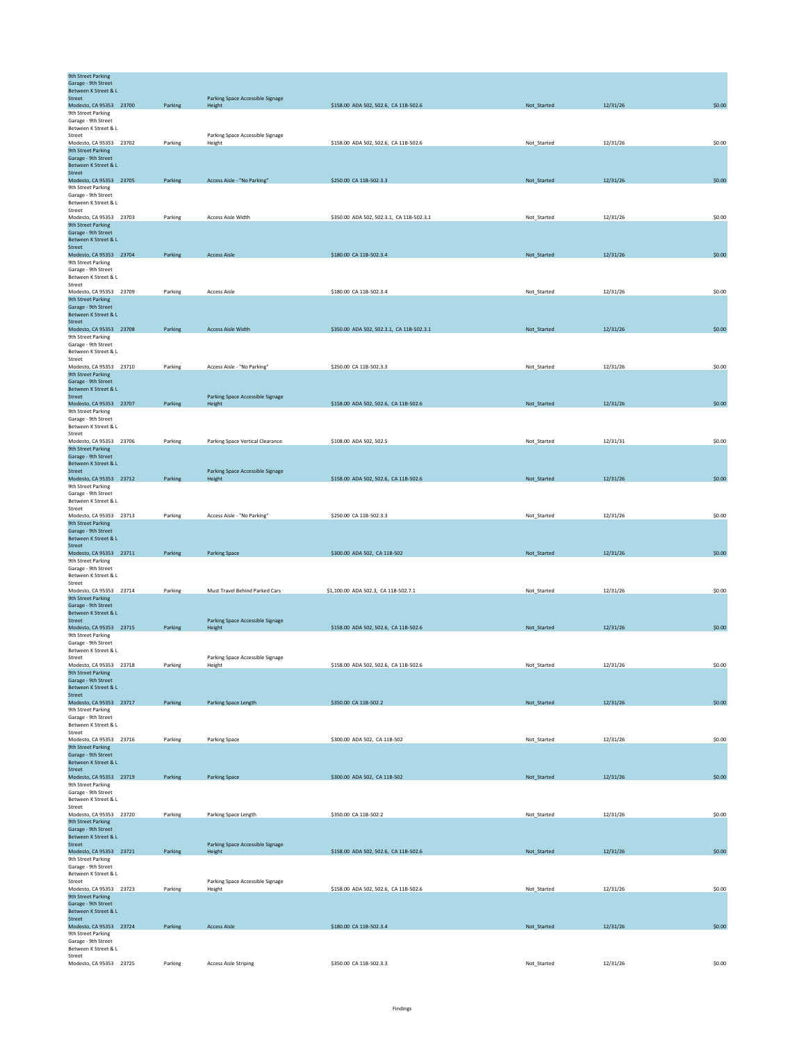| Location | ID | Category | Finding | Cost / Standard | Status | Date | Amount |
|---|---|---|---|---|---|---|---|
| 9th Street Parking Garage - 9th Street Between K Street & L Street Modesto, CA 95353 | 23700 | Parking | Parking Space Accessible Signage Height | $158.00 ADA 502, 502.6, CA 11B-502.6 | Not_Started | 12/31/26 | $0.00 |
| 9th Street Parking Garage - 9th Street Between K Street & L Street Modesto, CA 95353 | 23702 | Parking | Parking Space Accessible Signage Height | $158.00 ADA 502, 502.6, CA 11B-502.6 | Not_Started | 12/31/26 | $0.00 |
| 9th Street Parking Garage - 9th Street Between K Street & L Street Modesto, CA 95353 | 23705 | Parking | Access Aisle - "No Parking" | $250.00 CA 11B-502.3.3 | Not_Started | 12/31/26 | $0.00 |
| 9th Street Parking Garage - 9th Street Between K Street & L Street Modesto, CA 95353 | 23703 | Parking | Access Aisle Width | $350.00 ADA 502, 502.3.1, CA 11B-502.3.1 | Not_Started | 12/31/26 | $0.00 |
| 9th Street Parking Garage - 9th Street Between K Street & L Street Modesto, CA 95353 | 23704 | Parking | Access Aisle | $180.00 CA 11B-502.3.4 | Not_Started | 12/31/26 | $0.00 |
| 9th Street Parking Garage - 9th Street Between K Street & L Street Modesto, CA 95353 | 23709 | Parking | Access Aisle | $180.00 CA 11B-502.3.4 | Not_Started | 12/31/26 | $0.00 |
| 9th Street Parking Garage - 9th Street Between K Street & L Street Modesto, CA 95353 | 23708 | Parking | Access Aisle Width | $350.00 ADA 502, 502.3.1, CA 11B-502.3.1 | Not_Started | 12/31/26 | $0.00 |
| 9th Street Parking Garage - 9th Street Between K Street & L Street Modesto, CA 95353 | 23710 | Parking | Access Aisle - "No Parking" | $250.00 CA 11B-502.3.3 | Not_Started | 12/31/26 | $0.00 |
| 9th Street Parking Garage - 9th Street Between K Street & L Street Modesto, CA 95353 | 23707 | Parking | Parking Space Accessible Signage Height | $158.00 ADA 502, 502.6, CA 11B-502.6 | Not_Started | 12/31/26 | $0.00 |
| 9th Street Parking Garage - 9th Street Between K Street & L Street Modesto, CA 95353 | 23706 | Parking | Parking Space Vertical Clearance | $108.00 ADA 502, 502.5 | Not_Started | 12/31/31 | $0.00 |
| 9th Street Parking Garage - 9th Street Between K Street & L Street Modesto, CA 95353 | 23712 | Parking | Parking Space Accessible Signage Height | $158.00 ADA 502, 502.6, CA 11B-502.6 | Not_Started | 12/31/26 | $0.00 |
| 9th Street Parking Garage - 9th Street Between K Street & L Street Modesto, CA 95353 | 23713 | Parking | Access Aisle - "No Parking" | $250.00 CA 11B-502.3.3 | Not_Started | 12/31/26 | $0.00 |
| 9th Street Parking Garage - 9th Street Between K Street & L Street Modesto, CA 95353 | 23711 | Parking | Parking Space | $300.00 ADA 502, CA 11B-502 | Not_Started | 12/31/26 | $0.00 |
| 9th Street Parking Garage - 9th Street Between K Street & L Street Modesto, CA 95353 | 23714 | Parking | Must Travel Behind Parked Cars | $1,100.00 ADA 502.3, CA 11B-502.7.1 | Not_Started | 12/31/26 | $0.00 |
| 9th Street Parking Garage - 9th Street Between K Street & L Street Modesto, CA 95353 | 23715 | Parking | Parking Space Accessible Signage Height | $158.00 ADA 502, 502.6, CA 11B-502.6 | Not_Started | 12/31/26 | $0.00 |
| 9th Street Parking Garage - 9th Street Between K Street & L Street Modesto, CA 95353 | 23718 | Parking | Parking Space Accessible Signage Height | $158.00 ADA 502, 502.6, CA 11B-502.6 | Not_Started | 12/31/26 | $0.00 |
| 9th Street Parking Garage - 9th Street Between K Street & L Street Modesto, CA 95353 | 23717 | Parking | Parking Space Length | $350.00 CA 11B-502.2 | Not_Started | 12/31/26 | $0.00 |
| 9th Street Parking Garage - 9th Street Between K Street & L Street Modesto, CA 95353 | 23716 | Parking | Parking Space | $300.00 ADA 502, CA 11B-502 | Not_Started | 12/31/26 | $0.00 |
| 9th Street Parking Garage - 9th Street Between K Street & L Street Modesto, CA 95353 | 23719 | Parking | Parking Space | $300.00 ADA 502, CA 11B-502 | Not_Started | 12/31/26 | $0.00 |
| 9th Street Parking Garage - 9th Street Between K Street & L Street Modesto, CA 95353 | 23720 | Parking | Parking Space Length | $350.00 CA 11B-502.2 | Not_Started | 12/31/26 | $0.00 |
| 9th Street Parking Garage - 9th Street Between K Street & L Street Modesto, CA 95353 | 23721 | Parking | Parking Space Accessible Signage Height | $158.00 ADA 502, 502.6, CA 11B-502.6 | Not_Started | 12/31/26 | $0.00 |
| 9th Street Parking Garage - 9th Street Between K Street & L Street Modesto, CA 95353 | 23723 | Parking | Parking Space Accessible Signage Height | $158.00 ADA 502, 502.6, CA 11B-502.6 | Not_Started | 12/31/26 | $0.00 |
| 9th Street Parking Garage - 9th Street Between K Street & L Street Modesto, CA 95353 | 23724 | Parking | Access Aisle | $180.00 CA 11B-502.3.4 | Not_Started | 12/31/26 | $0.00 |
| 9th Street Parking Garage - 9th Street Between K Street & L Street Modesto, CA 95353 | 23725 | Parking | Access Aisle Striping | $350.00 CA 11B-502.3.3 | Not_Started | 12/31/26 | $0.00 |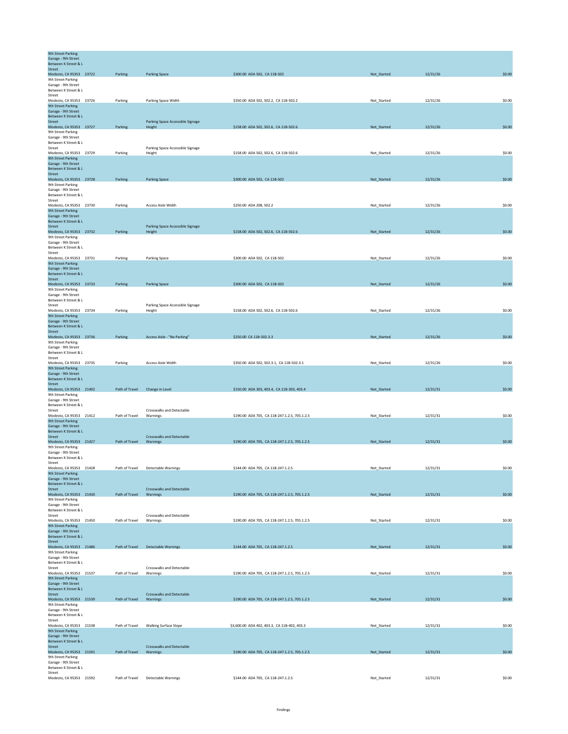| | | | | | | | |
|---|---|---|---|---|---|---|---|
| 9th Street Parking Garage - 9th Street Between K Street & L Street Modesto, CA 95353 | 23722 | Parking | Parking Space | $300.00 ADA 502, CA 11B-502 | Not_Started | 12/31/26 | $0.00 |
| 9th Street Parking Garage - 9th Street Between K Street & L Street Modesto, CA 95353 | 23726 | Parking | Parking Space Width | $350.00 ADA 502, 502.2, CA 11B-502.2 | Not_Started | 12/31/26 | $0.00 |
| 9th Street Parking Garage - 9th Street Between K Street & L Street Modesto, CA 95353 | 23727 | Parking | Parking Space Accessible Signage Height | $158.00 ADA 502, 502.6, CA 11B-502.6 | Not_Started | 12/31/26 | $0.00 |
| 9th Street Parking Garage - 9th Street Between K Street & L Street Modesto, CA 95353 | 23729 | Parking | Parking Space Accessible Signage Height | $158.00 ADA 502, 502.6, CA 11B-502.6 | Not_Started | 12/31/26 | $0.00 |
| 9th Street Parking Garage - 9th Street Between K Street & L Street Modesto, CA 95353 | 23728 | Parking | Parking Space | $300.00 ADA 502, CA 11B-502 | Not_Started | 12/31/26 | $0.00 |
| 9th Street Parking Garage - 9th Street Between K Street & L Street Modesto, CA 95353 | 23730 | Parking | Access Aisle Width | $250.00 ADA 208, 502.2 | Not_Started | 12/31/26 | $0.00 |
| 9th Street Parking Garage - 9th Street Between K Street & L Street Modesto, CA 95353 | 23732 | Parking | Parking Space Accessible Signage Height | $158.00 ADA 502, 502.6, CA 11B-502.6 | Not_Started | 12/31/26 | $0.00 |
| 9th Street Parking Garage - 9th Street Between K Street & L Street Modesto, CA 95353 | 23731 | Parking | Parking Space | $300.00 ADA 502, CA 11B-502 | Not_Started | 12/31/26 | $0.00 |
| 9th Street Parking Garage - 9th Street Between K Street & L Street Modesto, CA 95353 | 23733 | Parking | Parking Space | $300.00 ADA 502, CA 11B-502 | Not_Started | 12/31/26 | $0.00 |
| 9th Street Parking Garage - 9th Street Between K Street & L Street Modesto, CA 95353 | 23734 | Parking | Parking Space Accessible Signage Height | $158.00 ADA 502, 502.6, CA 11B-502.6 | Not_Started | 12/31/26 | $0.00 |
| 9th Street Parking Garage - 9th Street Between K Street & L Street Modesto, CA 95353 | 23736 | Parking | Access Aisle - "No Parking" | $250.00 CA 11B-502.3.3 | Not_Started | 12/31/26 | $0.00 |
| 9th Street Parking Garage - 9th Street Between K Street & L Street Modesto, CA 95353 | 23735 | Parking | Access Aisle Width | $350.00 ADA 502, 502.3.1, CA 11B-502.3.1 | Not_Started | 12/31/26 | $0.00 |
| 9th Street Parking Garage - 9th Street Between K Street & L Street Modesto, CA 95353 | 21402 | Path of Travel | Change in Level | $150.00 ADA 303, 403.4, CA 11B-303, 403.4 | Not_Started | 12/31/31 | $0.00 |
| 9th Street Parking Garage - 9th Street Between K Street & L Street Modesto, CA 95353 | 21412 | Path of Travel | Crosswalks and Detectable Warnings | $190.00 ADA 705, CA 11B-247.1.2.5, 705.1.2.5 | Not_Started | 12/31/31 | $0.00 |
| 9th Street Parking Garage - 9th Street Between K Street & L Street Modesto, CA 95353 | 21427 | Path of Travel | Crosswalks and Detectable Warnings | $190.00 ADA 705, CA 11B-247.1.2.5, 705.1.2.5 | Not_Started | 12/31/31 | $0.00 |
| 9th Street Parking Garage - 9th Street Between K Street & L Street Modesto, CA 95353 | 21428 | Path of Travel | Detectable Warnings | $144.00 ADA 705, CA 11B-247.1.2.5 | Not_Started | 12/31/31 | $0.00 |
| 9th Street Parking Garage - 9th Street Between K Street & L Street Modesto, CA 95353 | 21430 | Path of Travel | Crosswalks and Detectable Warnings | $190.00 ADA 705, CA 11B-247.1.2.5, 705.1.2.5 | Not_Started | 12/31/31 | $0.00 |
| 9th Street Parking Garage - 9th Street Between K Street & L Street Modesto, CA 95353 | 21450 | Path of Travel | Crosswalks and Detectable Warnings | $190.00 ADA 705, CA 11B-247.1.2.5, 705.1.2.5 | Not_Started | 12/31/31 | $0.00 |
| 9th Street Parking Garage - 9th Street Between K Street & L Street Modesto, CA 95353 | 21486 | Path of Travel | Detectable Warnings | $144.00 ADA 705, CA 11B-247.1.2.5 | Not_Started | 12/31/31 | $0.00 |
| 9th Street Parking Garage - 9th Street Between K Street & L Street Modesto, CA 95353 | 21537 | Path of Travel | Crosswalks and Detectable Warnings | $190.00 ADA 705, CA 11B-247.1.2.5, 705.1.2.5 | Not_Started | 12/31/31 | $0.00 |
| 9th Street Parking Garage - 9th Street Between K Street & L Street Modesto, CA 95353 | 21539 | Path of Travel | Crosswalks and Detectable Warnings | $190.00 ADA 705, CA 11B-247.1.2.5, 705.1.2.5 | Not_Started | 12/31/31 | $0.00 |
| 9th Street Parking Garage - 9th Street Between K Street & L Street Modesto, CA 95353 | 21538 | Path of Travel | Walking Surface Slope | $3,600.00 ADA 402, 403.3, CA 11B-402, 403.3 | Not_Started | 12/31/31 | $0.00 |
| 9th Street Parking Garage - 9th Street Between K Street & L Street Modesto, CA 95353 | 21591 | Path of Travel | Crosswalks and Detectable Warnings | $190.00 ADA 705, CA 11B-247.1.2.5, 705.1.2.5 | Not_Started | 12/31/31 | $0.00 |
| 9th Street Parking Garage - 9th Street Between K Street & L Street Modesto, CA 95353 | 21592 | Path of Travel | Detectable Warnings | $144.00 ADA 705, CA 11B-247.1.2.5 | Not_Started | 12/31/31 | $0.00 |

Findings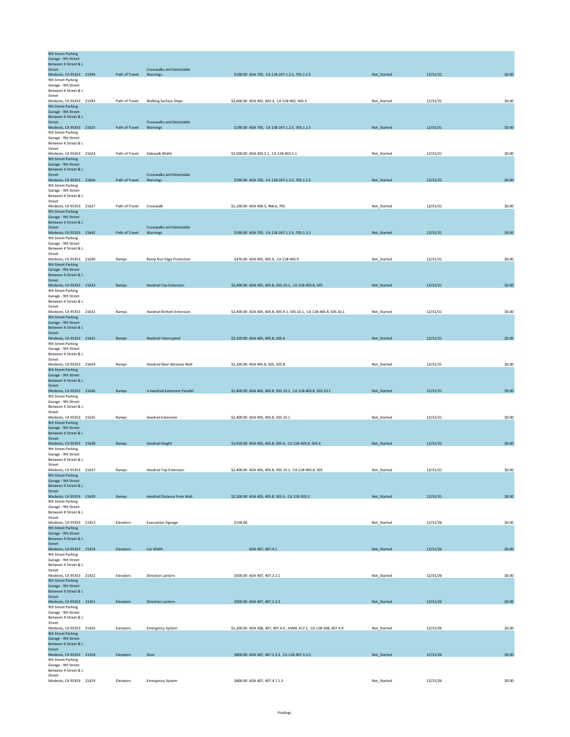| | | | | | | | |
|---|---|---|---|---|---|---|---|
| 9th Street Parking Garage - 9th Street Between K Street & L Street Modesto, CA 95353 | 21594 | Path of Travel | Crosswalks and Detectable Warnings | $190.00 ADA 705, CA 11B-247.1.2.5, 705.1.2.5 | Not_Started | 12/31/31 | $0.00 |
| 9th Street Parking Garage - 9th Street Between K Street & L Street Modesto, CA 95353 | 21593 | Path of Travel | Walking Surface Slope | $3,600.00 ADA 402, 403.3, CA 11B-402, 403.3 | Not_Started | 12/31/31 | $0.00 |
| 9th Street Parking Garage - 9th Street Between K Street & L Street Modesto, CA 95353 | 21625 | Path of Travel | Crosswalks and Detectable Warnings | $190.00 ADA 705, CA 11B-247.1.2.5, 705.1.2.5 | Not_Started | 12/31/31 | $0.00 |
| 9th Street Parking Garage - 9th Street Between K Street & L Street Modesto, CA 95353 | 21624 | Path of Travel | Sidewalk Width | $3,500.00 ADA 403.5.1, CA 11B-403.5.1 | Not_Started | 12/31/31 | $0.00 |
| 9th Street Parking Garage - 9th Street Between K Street & L Street Modesto, CA 95353 | 21626 | Path of Travel | Crosswalks and Detectable Warnings | $190.00 ADA 705, CA 11B-247.1.2.5, 705.1.2.5 | Not_Started | 12/31/31 | $0.00 |
| 9th Street Parking Garage - 9th Street Between K Street & L Street Modesto, CA 95353 | 21627 | Path of Travel | Crosswalk | $1,100.00 ADA 406.5, 406.6, 705 | Not_Started | 12/31/31 | $0.00 |
| 9th Street Parking Garage - 9th Street Between K Street & L Street Modesto, CA 95353 | 21642 | Path of Travel | Crosswalks and Detectable Warnings | $190.00 ADA 705, CA 11B-247.1.2.5, 705.1.2.5 | Not_Started | 12/31/31 | $0.00 |
| 9th Street Parking Garage - 9th Street Between K Street & L Street Modesto, CA 95353 | 21630 | Ramps | Ramp Run Edge Protection | $470.00 ADA 405, 405.9, CA 11B-405.9 | Not_Started | 12/31/31 | $0.00 |
| 9th Street Parking Garage - 9th Street Between K Street & L Street Modesto, CA 95353 | 21633 | Ramps | Handrail Top Extension | $2,400.00 ADA 405, 405.8, 505.10.1, CA 11B-405.8, 505 | Not_Started | 12/31/31 | $0.00 |
| 9th Street Parking Garage - 9th Street Between K Street & L Street Modesto, CA 95353 | 21632 | Ramps | Handrail Bottom Extension | $2,400.00 ADA 405, 405.8, 405.9.1, 505.10.1, CA 11B-405.8, 505.10.1 | Not_Started | 12/31/31 | $0.00 |
| 9th Street Parking Garage - 9th Street Between K Street & L Street Modesto, CA 95353 | 21631 | Ramps | Handrail Interrupted | $2,320.00 ADA 405, 405.8, 505.6 | Not_Started | 12/31/31 | $0.00 |
| 9th Street Parking Garage - 9th Street Between K Street & L Street Modesto, CA 95353 | 21634 | Ramps | Handrail Near Abrasive Wall | $2,320.00 ADA 405.8, 505, 505.8 | Not_Started | 12/31/31 | $0.00 |
| 9th Street Parking Garage - 9th Street Between K Street & L Street Modesto, CA 95353 | 21636 | Ramps | Is Handrail Extension Parallel | $2,400.00 ADA 405, 405.8, 505.10.1, CA 11B-405.8, 505.10.1 | Not_Started | 12/31/31 | $0.00 |
| 9th Street Parking Garage - 9th Street Between K Street & L Street Modesto, CA 95353 | 21635 | Ramps | Handrail Extension | $2,400.00 ADA 405, 405.8, 505.10.1 | Not_Started | 12/31/31 | $0.00 |
| 9th Street Parking Garage - 9th Street Between K Street & L Street Modesto, CA 95353 | 21638 | Ramps | Handrail Height | $3,918.00 ADA 405, 405.8, 505.4, CA 11B-405.8, 505.4 | Not_Started | 12/31/31 | $0.00 |
| 9th Street Parking Garage - 9th Street Between K Street & L Street Modesto, CA 95353 | 21637 | Ramps | Handrail Top Extension | $2,400.00 ADA 405, 405.8, 505.10.1, CA 11B-405.8, 505 | Not_Started | 12/31/31 | $0.00 |
| 9th Street Parking Garage - 9th Street Between K Street & L Street Modesto, CA 95353 | 21639 | Ramps | Handrail Distance from Wall | $2,200.00 ADA 405, 405.8, 505.5, CA 11B-505.5 | Not_Started | 12/31/31 | $0.00 |
| 9th Street Parking Garage - 9th Street Between K Street & L Street Modesto, CA 95353 | 21413 | Elevators | Evacuation Signage | $158.00 | Not_Started | 12/31/26 | $0.00 |
| 9th Street Parking Garage - 9th Street Between K Street & L Street Modesto, CA 95353 | 21414 | Elevators | Car Width | ADA 407, 407.4.1 | Not_Started | 12/31/26 | $0.00 |
| 9th Street Parking Garage - 9th Street Between K Street & L Street Modesto, CA 95353 | 21422 | Elevators | Direction Lantern | $500.00 ADA 407, 407.2.2.1 | Not_Started | 12/31/26 | $0.00 |
| 9th Street Parking Garage - 9th Street Between K Street & L Street Modesto, CA 95353 | 21421 | Elevators | Direction Lantern | $500.00 ADA 407, 407.2.2.3 | Not_Started | 12/31/26 | $0.00 |
| 9th Street Parking Garage - 9th Street Between K Street & L Street Modesto, CA 95353 | 21420 | Elevators | Emergency System | $1,200.00 ADA 308, 407, 407.4.9 , ASME A17.1, CA 11B-308, 407.4.9 | Not_Started | 12/31/26 | $0.00 |
| 9th Street Parking Garage - 9th Street Between K Street & L Street Modesto, CA 95353 | 21418 | Elevators | Door | $800.00 ADA 407, 407.3.3.3, CA 11B-407.3.3.3 | Not_Started | 12/31/26 | $0.00 |
| 9th Street Parking Garage - 9th Street Between K Street & L Street Modesto, CA 95353 | 21419 | Elevators | Emergency System | $800.00 ADA 407, 407.4.7.1.3 | Not_Started | 12/31/26 | $0.00 |

Findings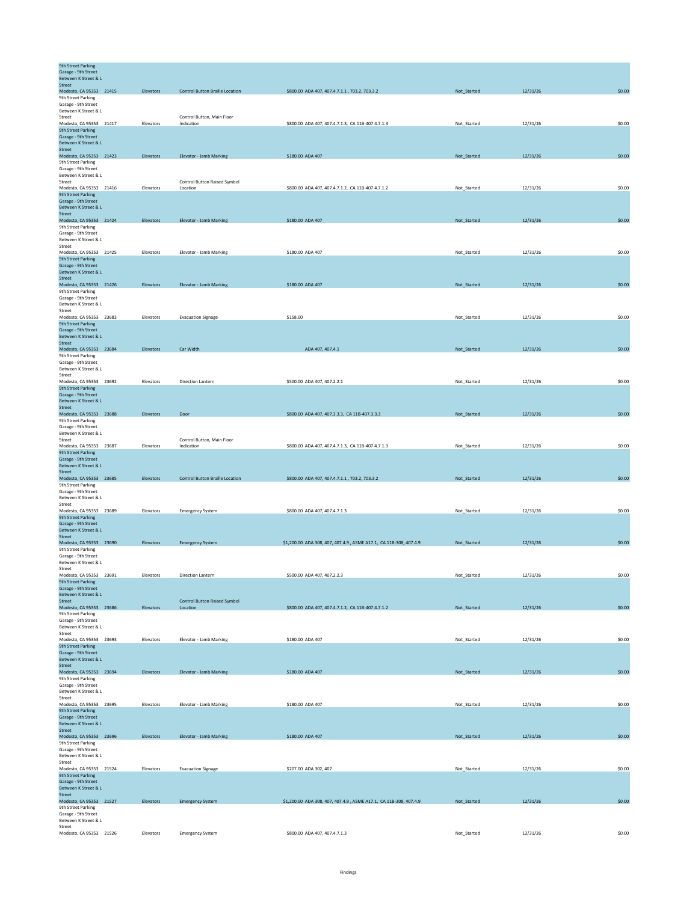| Location | ID | Category | Item | Cost / Reference | Status | Date | Amount |
|---|---|---|---|---|---|---|---|
| 9th Street Parking Garage - 9th Street Between K Street & L Street Modesto, CA 95353 | 21415 | Elevators | Control Button Braille Location | $800.00 ADA 407, 407.4.7.1.1 , 703.2, 703.3.2 | Not_Started | 12/31/26 | $0.00 |
| 9th Street Parking Garage - 9th Street Between K Street & L Street Modesto, CA 95353 | 21417 | Elevators | Control Button, Main Floor Indication | $800.00 ADA 407, 407.4.7.1.3, CA 11B-407.4.7.1.3 | Not_Started | 12/31/26 | $0.00 |
| 9th Street Parking Garage - 9th Street Between K Street & L Street Modesto, CA 95353 | 21423 | Elevators | Elevator - Jamb Marking | $180.00 ADA 407 | Not_Started | 12/31/26 | $0.00 |
| 9th Street Parking Garage - 9th Street Between K Street & L Street Modesto, CA 95353 | 21416 | Elevators | Control Button Raised Symbol Location | $800.00 ADA 407, 407.4.7.1.2, CA 11B-407.4.7.1.2 | Not_Started | 12/31/26 | $0.00 |
| 9th Street Parking Garage - 9th Street Between K Street & L Street Modesto, CA 95353 | 21424 | Elevators | Elevator - Jamb Marking | $180.00 ADA 407 | Not_Started | 12/31/26 | $0.00 |
| 9th Street Parking Garage - 9th Street Between K Street & L Street Modesto, CA 95353 | 21425 | Elevators | Elevator - Jamb Marking | $180.00 ADA 407 | Not_Started | 12/31/26 | $0.00 |
| 9th Street Parking Garage - 9th Street Between K Street & L Street Modesto, CA 95353 | 21426 | Elevators | Elevator - Jamb Marking | $180.00 ADA 407 | Not_Started | 12/31/26 | $0.00 |
| 9th Street Parking Garage - 9th Street Between K Street & L Street Modesto, CA 95353 | 23683 | Elevators | Evacuation Signage | $158.00 | Not_Started | 12/31/26 | $0.00 |
| 9th Street Parking Garage - 9th Street Between K Street & L Street Modesto, CA 95353 | 23684 | Elevators | Car Width | ADA 407, 407.4.1 | Not_Started | 12/31/26 | $0.00 |
| 9th Street Parking Garage - 9th Street Between K Street & L Street Modesto, CA 95353 | 23692 | Elevators | Direction Lantern | $500.00 ADA 407, 407.2.2.1 | Not_Started | 12/31/26 | $0.00 |
| 9th Street Parking Garage - 9th Street Between K Street & L Street Modesto, CA 95353 | 23688 | Elevators | Door | $800.00 ADA 407, 407.3.3.3, CA 11B-407.3.3.3 | Not_Started | 12/31/26 | $0.00 |
| 9th Street Parking Garage - 9th Street Between K Street & L Street Modesto, CA 95353 | 23687 | Elevators | Control Button, Main Floor Indication | $800.00 ADA 407, 407.4.7.1.3, CA 11B-407.4.7.1.3 | Not_Started | 12/31/26 | $0.00 |
| 9th Street Parking Garage - 9th Street Between K Street & L Street Modesto, CA 95353 | 23685 | Elevators | Control Button Braille Location | $800.00 ADA 407, 407.4.7.1.1 , 703.2, 703.3.2 | Not_Started | 12/31/26 | $0.00 |
| 9th Street Parking Garage - 9th Street Between K Street & L Street Modesto, CA 95353 | 23689 | Elevators | Emergency System | $800.00 ADA 407, 407.4.7.1.3 | Not_Started | 12/31/26 | $0.00 |
| 9th Street Parking Garage - 9th Street Between K Street & L Street Modesto, CA 95353 | 23690 | Elevators | Emergency System | $1,200.00 ADA 308, 407, 407.4.9 , ASME A17.1, CA 11B-308, 407.4.9 | Not_Started | 12/31/26 | $0.00 |
| 9th Street Parking Garage - 9th Street Between K Street & L Street Modesto, CA 95353 | 23691 | Elevators | Direction Lantern | $500.00 ADA 407, 407.2.2.3 | Not_Started | 12/31/26 | $0.00 |
| 9th Street Parking Garage - 9th Street Between K Street & L Street Modesto, CA 95353 | 23686 | Elevators | Control Button Raised Symbol Location | $800.00 ADA 407, 407.4.7.1.2, CA 11B-407.4.7.1.2 | Not_Started | 12/31/26 | $0.00 |
| 9th Street Parking Garage - 9th Street Between K Street & L Street Modesto, CA 95353 | 23693 | Elevators | Elevator - Jamb Marking | $180.00 ADA 407 | Not_Started | 12/31/26 | $0.00 |
| 9th Street Parking Garage - 9th Street Between K Street & L Street Modesto, CA 95353 | 23694 | Elevators | Elevator - Jamb Marking | $180.00 ADA 407 | Not_Started | 12/31/26 | $0.00 |
| 9th Street Parking Garage - 9th Street Between K Street & L Street Modesto, CA 95353 | 23695 | Elevators | Elevator - Jamb Marking | $180.00 ADA 407 | Not_Started | 12/31/26 | $0.00 |
| 9th Street Parking Garage - 9th Street Between K Street & L Street Modesto, CA 95353 | 23696 | Elevators | Elevator - Jamb Marking | $180.00 ADA 407 | Not_Started | 12/31/26 | $0.00 |
| 9th Street Parking Garage - 9th Street Between K Street & L Street Modesto, CA 95353 | 21524 | Elevators | Evacuation Signage | $207.00 ADA 302, 407 | Not_Started | 12/31/26 | $0.00 |
| 9th Street Parking Garage - 9th Street Between K Street & L Street Modesto, CA 95353 | 21527 | Elevators | Emergency System | $1,200.00 ADA 308, 407, 407.4.9 , ASME A17.1, CA 11B-308, 407.4.9 | Not_Started | 12/31/26 | $0.00 |
| 9th Street Parking Garage - 9th Street Between K Street & L Street Modesto, CA 95353 | 21526 | Elevators | Emergency System | $800.00 ADA 407, 407.4.7.1.3 | Not_Started | 12/31/26 | $0.00 |

Findings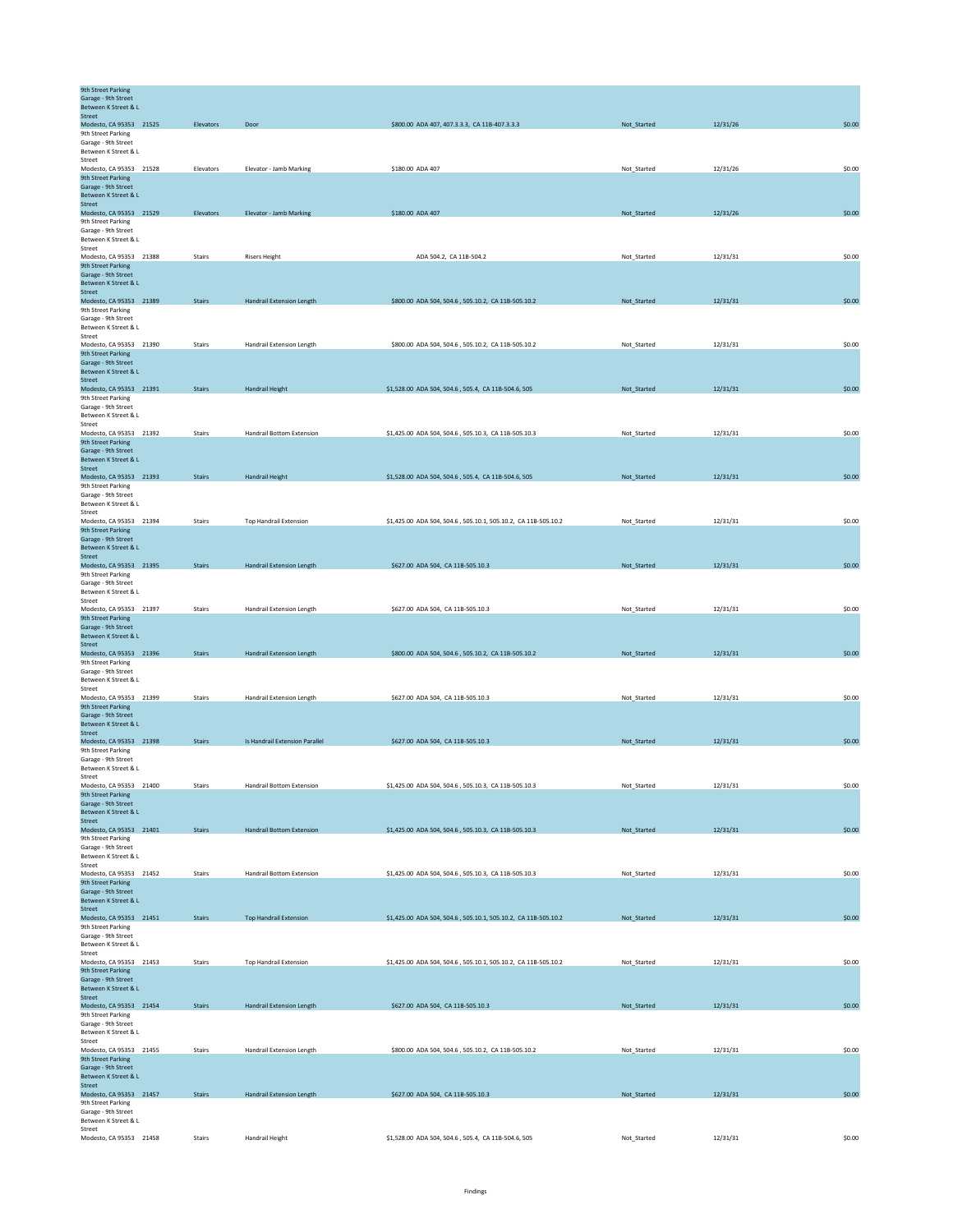| Location | ID | Category | Item | Cost / Standard | Status | Date | Amount |
|---|---|---|---|---|---|---|---|
| 9th Street Parking Garage - 9th Street Between K Street & L Street Modesto, CA 95353 | 21525 | Elevators | Door | $800.00 ADA 407, 407.3.3.3, CA 11B-407.3.3.3 | Not_Started | 12/31/26 | $0.00 |
| 9th Street Parking Garage - 9th Street Between K Street & L Street Modesto, CA 95353 | 21528 | Elevators | Elevator - Jamb Marking | $180.00 ADA 407 | Not_Started | 12/31/26 | $0.00 |
| 9th Street Parking Garage - 9th Street Between K Street & L Street Modesto, CA 95353 | 21529 | Elevators | Elevator - Jamb Marking | $180.00 ADA 407 | Not_Started | 12/31/26 | $0.00 |
| 9th Street Parking Garage - 9th Street Between K Street & L Street Modesto, CA 95353 | 21388 | Stairs | Risers Height | ADA 504.2, CA 11B-504.2 | Not_Started | 12/31/31 | $0.00 |
| 9th Street Parking Garage - 9th Street Between K Street & L Street Modesto, CA 95353 | 21389 | Stairs | Handrail Extension Length | $800.00 ADA 504, 504.6 , 505.10.2, CA 11B-505.10.2 | Not_Started | 12/31/31 | $0.00 |
| 9th Street Parking Garage - 9th Street Between K Street & L Street Modesto, CA 95353 | 21390 | Stairs | Handrail Extension Length | $800.00 ADA 504, 504.6 , 505.10.2, CA 11B-505.10.2 | Not_Started | 12/31/31 | $0.00 |
| 9th Street Parking Garage - 9th Street Between K Street & L Street Modesto, CA 95353 | 21391 | Stairs | Handrail Height | $1,528.00 ADA 504, 504.6 , 505.4, CA 11B-504.6, 505 | Not_Started | 12/31/31 | $0.00 |
| 9th Street Parking Garage - 9th Street Between K Street & L Street Modesto, CA 95353 | 21392 | Stairs | Handrail Bottom Extension | $1,425.00 ADA 504, 504.6 , 505.10.3, CA 11B-505.10.3 | Not_Started | 12/31/31 | $0.00 |
| 9th Street Parking Garage - 9th Street Between K Street & L Street Modesto, CA 95353 | 21393 | Stairs | Handrail Height | $1,528.00 ADA 504, 504.6 , 505.4, CA 11B-504.6, 505 | Not_Started | 12/31/31 | $0.00 |
| 9th Street Parking Garage - 9th Street Between K Street & L Street Modesto, CA 95353 | 21394 | Stairs | Top Handrail Extension | $1,425.00 ADA 504, 504.6 , 505.10.1, 505.10.2, CA 11B-505.10.2 | Not_Started | 12/31/31 | $0.00 |
| 9th Street Parking Garage - 9th Street Between K Street & L Street Modesto, CA 95353 | 21395 | Stairs | Handrail Extension Length | $627.00 ADA 504, CA 11B-505.10.3 | Not_Started | 12/31/31 | $0.00 |
| 9th Street Parking Garage - 9th Street Between K Street & L Street Modesto, CA 95353 | 21397 | Stairs | Handrail Extension Length | $627.00 ADA 504, CA 11B-505.10.3 | Not_Started | 12/31/31 | $0.00 |
| 9th Street Parking Garage - 9th Street Between K Street & L Street Modesto, CA 95353 | 21396 | Stairs | Handrail Extension Length | $800.00 ADA 504, 504.6 , 505.10.2, CA 11B-505.10.2 | Not_Started | 12/31/31 | $0.00 |
| 9th Street Parking Garage - 9th Street Between K Street & L Street Modesto, CA 95353 | 21399 | Stairs | Handrail Extension Length | $627.00 ADA 504, CA 11B-505.10.3 | Not_Started | 12/31/31 | $0.00 |
| 9th Street Parking Garage - 9th Street Between K Street & L Street Modesto, CA 95353 | 21398 | Stairs | Is Handrail Extension Parallel | $627.00 ADA 504, CA 11B-505.10.3 | Not_Started | 12/31/31 | $0.00 |
| 9th Street Parking Garage - 9th Street Between K Street & L Street Modesto, CA 95353 | 21400 | Stairs | Handrail Bottom Extension | $1,425.00 ADA 504, 504.6 , 505.10.3, CA 11B-505.10.3 | Not_Started | 12/31/31 | $0.00 |
| 9th Street Parking Garage - 9th Street Between K Street & L Street Modesto, CA 95353 | 21401 | Stairs | Handrail Bottom Extension | $1,425.00 ADA 504, 504.6 , 505.10.3, CA 11B-505.10.3 | Not_Started | 12/31/31 | $0.00 |
| 9th Street Parking Garage - 9th Street Between K Street & L Street Modesto, CA 95353 | 21452 | Stairs | Handrail Bottom Extension | $1,425.00 ADA 504, 504.6 , 505.10.3, CA 11B-505.10.3 | Not_Started | 12/31/31 | $0.00 |
| 9th Street Parking Garage - 9th Street Between K Street & L Street Modesto, CA 95353 | 21451 | Stairs | Top Handrail Extension | $1,425.00 ADA 504, 504.6 , 505.10.1, 505.10.2, CA 11B-505.10.2 | Not_Started | 12/31/31 | $0.00 |
| 9th Street Parking Garage - 9th Street Between K Street & L Street Modesto, CA 95353 | 21453 | Stairs | Top Handrail Extension | $1,425.00 ADA 504, 504.6 , 505.10.1, 505.10.2, CA 11B-505.10.2 | Not_Started | 12/31/31 | $0.00 |
| 9th Street Parking Garage - 9th Street Between K Street & L Street Modesto, CA 95353 | 21454 | Stairs | Handrail Extension Length | $627.00 ADA 504, CA 11B-505.10.3 | Not_Started | 12/31/31 | $0.00 |
| 9th Street Parking Garage - 9th Street Between K Street & L Street Modesto, CA 95353 | 21455 | Stairs | Handrail Extension Length | $800.00 ADA 504, 504.6 , 505.10.2, CA 11B-505.10.2 | Not_Started | 12/31/31 | $0.00 |
| 9th Street Parking Garage - 9th Street Between K Street & L Street Modesto, CA 95353 | 21457 | Stairs | Handrail Extension Length | $627.00 ADA 504, CA 11B-505.10.3 | Not_Started | 12/31/31 | $0.00 |
| 9th Street Parking Garage - 9th Street Between K Street & L Street Modesto, CA 95353 | 21458 | Stairs | Handrail Height | $1,528.00 ADA 504, 504.6 , 505.4, CA 11B-504.6, 505 | Not_Started | 12/31/31 | $0.00 |

Findings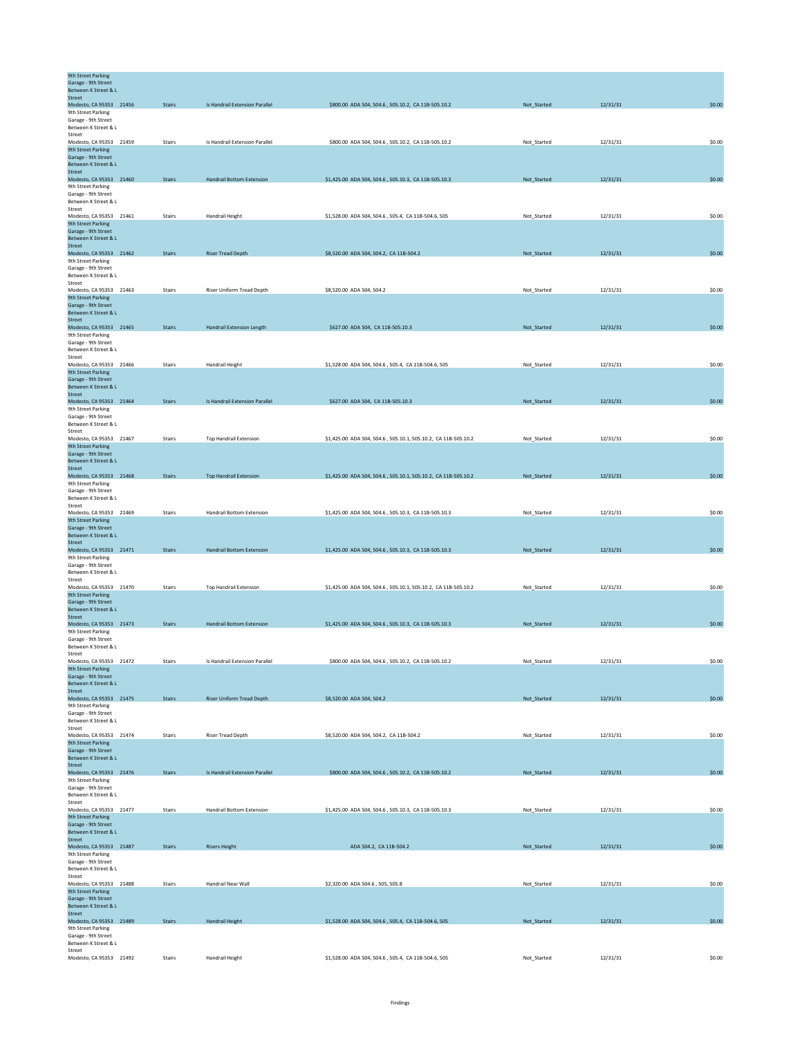| Location | ID | Category | Finding | Cost / Code | Status | Date | Amount |
|---|---|---|---|---|---|---|---|
| 9th Street Parking Garage - 9th Street Between K Street & L Street Modesto, CA 95353 | 21456 | Stairs | Is Handrail Extension Parallel | $800.00 ADA 504, 504.6 , 505.10.2, CA 11B-505.10.2 | Not_Started | 12/31/31 | $0.00 |
| 9th Street Parking Garage - 9th Street Between K Street & L Street Modesto, CA 95353 | 21459 | Stairs | Is Handrail Extension Parallel | $800.00 ADA 504, 504.6 , 505.10.2, CA 11B-505.10.2 | Not_Started | 12/31/31 | $0.00 |
| 9th Street Parking Garage - 9th Street Between K Street & L Street Modesto, CA 95353 | 21460 | Stairs | Handrail Bottom Extension | $1,425.00 ADA 504, 504.6 , 505.10.3, CA 11B-505.10.3 | Not_Started | 12/31/31 | $0.00 |
| 9th Street Parking Garage - 9th Street Between K Street & L Street Modesto, CA 95353 | 21461 | Stairs | Handrail Height | $1,528.00 ADA 504, 504.6 , 505.4, CA 11B-504.6, 505 | Not_Started | 12/31/31 | $0.00 |
| 9th Street Parking Garage - 9th Street Between K Street & L Street Modesto, CA 95353 | 21462 | Stairs | Riser Tread Depth | $8,520.00 ADA 504, 504.2, CA 11B-504.2 | Not_Started | 12/31/31 | $0.00 |
| 9th Street Parking Garage - 9th Street Between K Street & L Street Modesto, CA 95353 | 21463 | Stairs | Riser Uniform Tread Depth | $8,520.00 ADA 504, 504.2 | Not_Started | 12/31/31 | $0.00 |
| 9th Street Parking Garage - 9th Street Between K Street & L Street Modesto, CA 95353 | 21465 | Stairs | Handrail Extension Length | $627.00 ADA 504, CA 11B-505.10.3 | Not_Started | 12/31/31 | $0.00 |
| 9th Street Parking Garage - 9th Street Between K Street & L Street Modesto, CA 95353 | 21466 | Stairs | Handrail Height | $1,528.00 ADA 504, 504.6 , 505.4, CA 11B-504.6, 505 | Not_Started | 12/31/31 | $0.00 |
| 9th Street Parking Garage - 9th Street Between K Street & L Street Modesto, CA 95353 | 21464 | Stairs | Is Handrail Extension Parallel | $627.00 ADA 504, CA 11B-505.10.3 | Not_Started | 12/31/31 | $0.00 |
| 9th Street Parking Garage - 9th Street Between K Street & L Street Modesto, CA 95353 | 21467 | Stairs | Top Handrail Extension | $1,425.00 ADA 504, 504.6 , 505.10.1, 505.10.2, CA 11B-505.10.2 | Not_Started | 12/31/31 | $0.00 |
| 9th Street Parking Garage - 9th Street Between K Street & L Street Modesto, CA 95353 | 21468 | Stairs | Top Handrail Extension | $1,425.00 ADA 504, 504.6 , 505.10.1, 505.10.2, CA 11B-505.10.2 | Not_Started | 12/31/31 | $0.00 |
| 9th Street Parking Garage - 9th Street Between K Street & L Street Modesto, CA 95353 | 21469 | Stairs | Handrail Bottom Extension | $1,425.00 ADA 504, 504.6 , 505.10.3, CA 11B-505.10.3 | Not_Started | 12/31/31 | $0.00 |
| 9th Street Parking Garage - 9th Street Between K Street & L Street Modesto, CA 95353 | 21471 | Stairs | Handrail Bottom Extension | $1,425.00 ADA 504, 504.6 , 505.10.3, CA 11B-505.10.3 | Not_Started | 12/31/31 | $0.00 |
| 9th Street Parking Garage - 9th Street Between K Street & L Street Modesto, CA 95353 | 21470 | Stairs | Top Handrail Extension | $1,425.00 ADA 504, 504.6 , 505.10.1, 505.10.2, CA 11B-505.10.2 | Not_Started | 12/31/31 | $0.00 |
| 9th Street Parking Garage - 9th Street Between K Street & L Street Modesto, CA 95353 | 21473 | Stairs | Handrail Bottom Extension | $1,425.00 ADA 504, 504.6 , 505.10.3, CA 11B-505.10.3 | Not_Started | 12/31/31 | $0.00 |
| 9th Street Parking Garage - 9th Street Between K Street & L Street Modesto, CA 95353 | 21472 | Stairs | Is Handrail Extension Parallel | $800.00 ADA 504, 504.6 , 505.10.2, CA 11B-505.10.2 | Not_Started | 12/31/31 | $0.00 |
| 9th Street Parking Garage - 9th Street Between K Street & L Street Modesto, CA 95353 | 21475 | Stairs | Riser Uniform Tread Depth | $8,520.00 ADA 504, 504.2 | Not_Started | 12/31/31 | $0.00 |
| 9th Street Parking Garage - 9th Street Between K Street & L Street Modesto, CA 95353 | 21474 | Stairs | Riser Tread Depth | $8,520.00 ADA 504, 504.2, CA 11B-504.2 | Not_Started | 12/31/31 | $0.00 |
| 9th Street Parking Garage - 9th Street Between K Street & L Street Modesto, CA 95353 | 21476 | Stairs | Is Handrail Extension Parallel | $800.00 ADA 504, 504.6 , 505.10.2, CA 11B-505.10.2 | Not_Started | 12/31/31 | $0.00 |
| 9th Street Parking Garage - 9th Street Between K Street & L Street Modesto, CA 95353 | 21477 | Stairs | Handrail Bottom Extension | $1,425.00 ADA 504, 504.6 , 505.10.3, CA 11B-505.10.3 | Not_Started | 12/31/31 | $0.00 |
| 9th Street Parking Garage - 9th Street Between K Street & L Street Modesto, CA 95353 | 21487 | Stairs | Risers Height | ADA 504.2, CA 11B-504.2 | Not_Started | 12/31/31 | $0.00 |
| 9th Street Parking Garage - 9th Street Between K Street & L Street Modesto, CA 95353 | 21488 | Stairs | Handrail Near Wall | $2,320.00 ADA 504.6 , 505, 505.8 | Not_Started | 12/31/31 | $0.00 |
| 9th Street Parking Garage - 9th Street Between K Street & L Street Modesto, CA 95353 | 21489 | Stairs | Handrail Height | $1,528.00 ADA 504, 504.6 , 505.4, CA 11B-504.6, 505 | Not_Started | 12/31/31 | $0.00 |
| 9th Street Parking Garage - 9th Street Between K Street & L Street Modesto, CA 95353 | 21492 | Stairs | Handrail Height | $1,528.00 ADA 504, 504.6 , 505.4, CA 11B-504.6, 505 | Not_Started | 12/31/31 | $0.00 |

Findings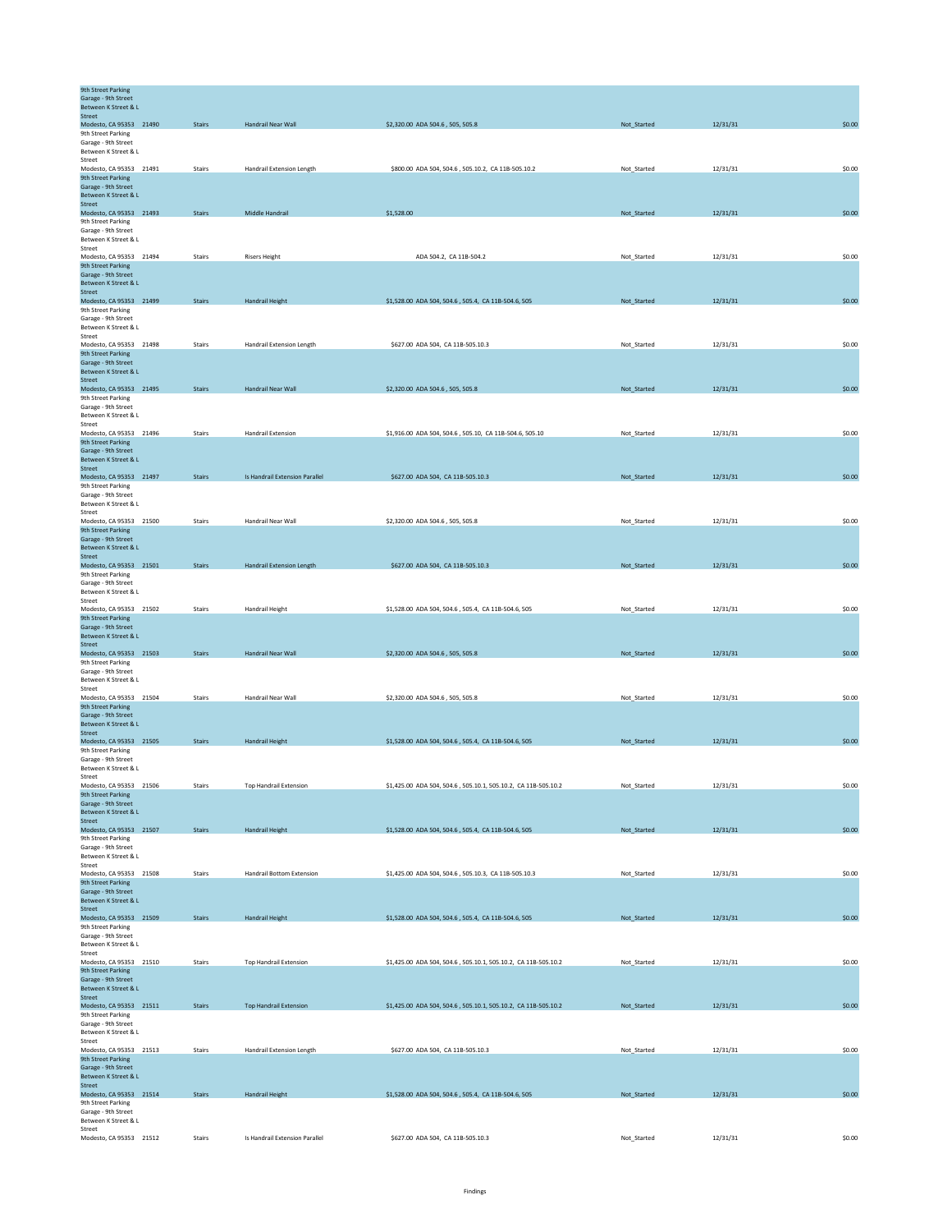| | | | | | | | |
|---|---|---|---|---|---|---|---|
| 9th Street Parking Garage - 9th Street Between K Street & L Street Modesto, CA 95353 | 21490 | Stairs | Handrail Near Wall | $2,320.00 ADA 504.6 , 505, 505.8 | Not_Started | 12/31/31 | $0.00 |
| 9th Street Parking Garage - 9th Street Between K Street & L Street Modesto, CA 95353 | 21491 | Stairs | Handrail Extension Length | $800.00 ADA 504, 504.6 , 505.10.2, CA 11B-505.10.2 | Not_Started | 12/31/31 | $0.00 |
| 9th Street Parking Garage - 9th Street Between K Street & L Street Modesto, CA 95353 | 21493 | Stairs | Middle Handrail | $1,528.00 | Not_Started | 12/31/31 | $0.00 |
| 9th Street Parking Garage - 9th Street Between K Street & L Street Modesto, CA 95353 | 21494 | Stairs | Risers Height | ADA 504.2, CA 11B-504.2 | Not_Started | 12/31/31 | $0.00 |
| 9th Street Parking Garage - 9th Street Between K Street & L Street Modesto, CA 95353 | 21499 | Stairs | Handrail Height | $1,528.00 ADA 504, 504.6 , 505.4, CA 11B-504.6, 505 | Not_Started | 12/31/31 | $0.00 |
| 9th Street Parking Garage - 9th Street Between K Street & L Street Modesto, CA 95353 | 21498 | Stairs | Handrail Extension Length | $627.00 ADA 504, CA 11B-505.10.3 | Not_Started | 12/31/31 | $0.00 |
| 9th Street Parking Garage - 9th Street Between K Street & L Street Modesto, CA 95353 | 21495 | Stairs | Handrail Near Wall | $2,320.00 ADA 504.6 , 505, 505.8 | Not_Started | 12/31/31 | $0.00 |
| 9th Street Parking Garage - 9th Street Between K Street & L Street Modesto, CA 95353 | 21496 | Stairs | Handrail Extension | $1,916.00 ADA 504, 504.6 , 505.10, CA 11B-504.6, 505.10 | Not_Started | 12/31/31 | $0.00 |
| 9th Street Parking Garage - 9th Street Between K Street & L Street Modesto, CA 95353 | 21497 | Stairs | Is Handrail Extension Parallel | $627.00 ADA 504, CA 11B-505.10.3 | Not_Started | 12/31/31 | $0.00 |
| 9th Street Parking Garage - 9th Street Between K Street & L Street Modesto, CA 95353 | 21500 | Stairs | Handrail Near Wall | $2,320.00 ADA 504.6 , 505, 505.8 | Not_Started | 12/31/31 | $0.00 |
| 9th Street Parking Garage - 9th Street Between K Street & L Street Modesto, CA 95353 | 21501 | Stairs | Handrail Extension Length | $627.00 ADA 504, CA 11B-505.10.3 | Not_Started | 12/31/31 | $0.00 |
| 9th Street Parking Garage - 9th Street Between K Street & L Street Modesto, CA 95353 | 21502 | Stairs | Handrail Height | $1,528.00 ADA 504, 504.6 , 505.4, CA 11B-504.6, 505 | Not_Started | 12/31/31 | $0.00 |
| 9th Street Parking Garage - 9th Street Between K Street & L Street Modesto, CA 95353 | 21503 | Stairs | Handrail Near Wall | $2,320.00 ADA 504.6 , 505, 505.8 | Not_Started | 12/31/31 | $0.00 |
| 9th Street Parking Garage - 9th Street Between K Street & L Street Modesto, CA 95353 | 21504 | Stairs | Handrail Near Wall | $2,320.00 ADA 504.6 , 505, 505.8 | Not_Started | 12/31/31 | $0.00 |
| 9th Street Parking Garage - 9th Street Between K Street & L Street Modesto, CA 95353 | 21505 | Stairs | Handrail Height | $1,528.00 ADA 504, 504.6 , 505.4, CA 11B-504.6, 505 | Not_Started | 12/31/31 | $0.00 |
| 9th Street Parking Garage - 9th Street Between K Street & L Street Modesto, CA 95353 | 21506 | Stairs | Top Handrail Extension | $1,425.00 ADA 504, 504.6 , 505.10.1, 505.10.2, CA 11B-505.10.2 | Not_Started | 12/31/31 | $0.00 |
| 9th Street Parking Garage - 9th Street Between K Street & L Street Modesto, CA 95353 | 21507 | Stairs | Handrail Height | $1,528.00 ADA 504, 504.6 , 505.4, CA 11B-504.6, 505 | Not_Started | 12/31/31 | $0.00 |
| 9th Street Parking Garage - 9th Street Between K Street & L Street Modesto, CA 95353 | 21508 | Stairs | Handrail Bottom Extension | $1,425.00 ADA 504, 504.6 , 505.10.3, CA 11B-505.10.3 | Not_Started | 12/31/31 | $0.00 |
| 9th Street Parking Garage - 9th Street Between K Street & L Street Modesto, CA 95353 | 21509 | Stairs | Handrail Height | $1,528.00 ADA 504, 504.6 , 505.4, CA 11B-504.6, 505 | Not_Started | 12/31/31 | $0.00 |
| 9th Street Parking Garage - 9th Street Between K Street & L Street Modesto, CA 95353 | 21510 | Stairs | Top Handrail Extension | $1,425.00 ADA 504, 504.6 , 505.10.1, 505.10.2, CA 11B-505.10.2 | Not_Started | 12/31/31 | $0.00 |
| 9th Street Parking Garage - 9th Street Between K Street & L Street Modesto, CA 95353 | 21511 | Stairs | Top Handrail Extension | $1,425.00 ADA 504, 504.6 , 505.10.1, 505.10.2, CA 11B-505.10.2 | Not_Started | 12/31/31 | $0.00 |
| 9th Street Parking Garage - 9th Street Between K Street & L Street Modesto, CA 95353 | 21513 | Stairs | Handrail Extension Length | $627.00 ADA 504, CA 11B-505.10.3 | Not_Started | 12/31/31 | $0.00 |
| 9th Street Parking Garage - 9th Street Between K Street & L Street Modesto, CA 95353 | 21514 | Stairs | Handrail Height | $1,528.00 ADA 504, 504.6 , 505.4, CA 11B-504.6, 505 | Not_Started | 12/31/31 | $0.00 |
| 9th Street Parking Garage - 9th Street Between K Street & L Street Modesto, CA 95353 | 21512 | Stairs | Is Handrail Extension Parallel | $627.00 ADA 504, CA 11B-505.10.3 | Not_Started | 12/31/31 | $0.00 |

Findings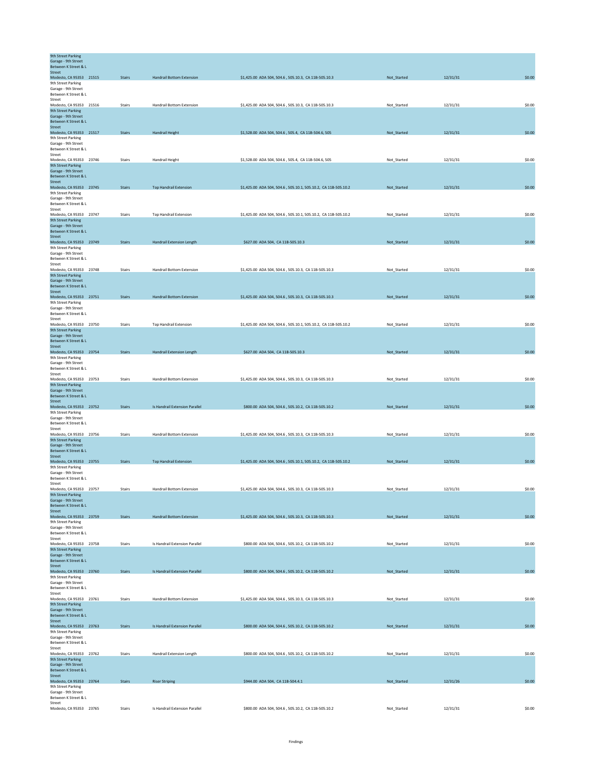| Location | ID | Category | Finding | Cost / Standard | Status | Date | Amount |
|---|---|---|---|---|---|---|---|
| 9th Street Parking Garage - 9th Street Between K Street & L Street Modesto, CA 95353 | 21515 | Stairs | Handrail Bottom Extension | $1,425.00 ADA 504, 504.6 , 505.10.3, CA 11B-505.10.3 | Not_Started | 12/31/31 | $0.00 |
| 9th Street Parking Garage - 9th Street Between K Street & L Street Modesto, CA 95353 | 21516 | Stairs | Handrail Bottom Extension | $1,425.00 ADA 504, 504.6 , 505.10.3, CA 11B-505.10.3 | Not_Started | 12/31/31 | $0.00 |
| 9th Street Parking Garage - 9th Street Between K Street & L Street Modesto, CA 95353 | 21517 | Stairs | Handrail Height | $1,528.00 ADA 504, 504.6 , 505.4, CA 11B-504.6, 505 | Not_Started | 12/31/31 | $0.00 |
| 9th Street Parking Garage - 9th Street Between K Street & L Street Modesto, CA 95353 | 23746 | Stairs | Handrail Height | $1,528.00 ADA 504, 504.6 , 505.4, CA 11B-504.6, 505 | Not_Started | 12/31/31 | $0.00 |
| 9th Street Parking Garage - 9th Street Between K Street & L Street Modesto, CA 95353 | 23745 | Stairs | Top Handrail Extension | $1,425.00 ADA 504, 504.6 , 505.10.1, 505.10.2, CA 11B-505.10.2 | Not_Started | 12/31/31 | $0.00 |
| 9th Street Parking Garage - 9th Street Between K Street & L Street Modesto, CA 95353 | 23747 | Stairs | Top Handrail Extension | $1,425.00 ADA 504, 504.6 , 505.10.1, 505.10.2, CA 11B-505.10.2 | Not_Started | 12/31/31 | $0.00 |
| 9th Street Parking Garage - 9th Street Between K Street & L Street Modesto, CA 95353 | 23749 | Stairs | Handrail Extension Length | $627.00 ADA 504, CA 11B-505.10.3 | Not_Started | 12/31/31 | $0.00 |
| 9th Street Parking Garage - 9th Street Between K Street & L Street Modesto, CA 95353 | 23748 | Stairs | Handrail Bottom Extension | $1,425.00 ADA 504, 504.6 , 505.10.3, CA 11B-505.10.3 | Not_Started | 12/31/31 | $0.00 |
| 9th Street Parking Garage - 9th Street Between K Street & L Street Modesto, CA 95353 | 23751 | Stairs | Handrail Bottom Extension | $1,425.00 ADA 504, 504.6 , 505.10.3, CA 11B-505.10.3 | Not_Started | 12/31/31 | $0.00 |
| 9th Street Parking Garage - 9th Street Between K Street & L Street Modesto, CA 95353 | 23750 | Stairs | Top Handrail Extension | $1,425.00 ADA 504, 504.6 , 505.10.1, 505.10.2, CA 11B-505.10.2 | Not_Started | 12/31/31 | $0.00 |
| 9th Street Parking Garage - 9th Street Between K Street & L Street Modesto, CA 95353 | 23754 | Stairs | Handrail Extension Length | $627.00 ADA 504, CA 11B-505.10.3 | Not_Started | 12/31/31 | $0.00 |
| 9th Street Parking Garage - 9th Street Between K Street & L Street Modesto, CA 95353 | 23753 | Stairs | Handrail Bottom Extension | $1,425.00 ADA 504, 504.6 , 505.10.3, CA 11B-505.10.3 | Not_Started | 12/31/31 | $0.00 |
| 9th Street Parking Garage - 9th Street Between K Street & L Street Modesto, CA 95353 | 23752 | Stairs | Is Handrail Extension Parallel | $800.00 ADA 504, 504.6 , 505.10.2, CA 11B-505.10.2 | Not_Started | 12/31/31 | $0.00 |
| 9th Street Parking Garage - 9th Street Between K Street & L Street Modesto, CA 95353 | 23756 | Stairs | Handrail Bottom Extension | $1,425.00 ADA 504, 504.6 , 505.10.3, CA 11B-505.10.3 | Not_Started | 12/31/31 | $0.00 |
| 9th Street Parking Garage - 9th Street Between K Street & L Street Modesto, CA 95353 | 23755 | Stairs | Top Handrail Extension | $1,425.00 ADA 504, 504.6 , 505.10.1, 505.10.2, CA 11B-505.10.2 | Not_Started | 12/31/31 | $0.00 |
| 9th Street Parking Garage - 9th Street Between K Street & L Street Modesto, CA 95353 | 23757 | Stairs | Handrail Bottom Extension | $1,425.00 ADA 504, 504.6 , 505.10.3, CA 11B-505.10.3 | Not_Started | 12/31/31 | $0.00 |
| 9th Street Parking Garage - 9th Street Between K Street & L Street Modesto, CA 95353 | 23759 | Stairs | Handrail Bottom Extension | $1,425.00 ADA 504, 504.6 , 505.10.3, CA 11B-505.10.3 | Not_Started | 12/31/31 | $0.00 |
| 9th Street Parking Garage - 9th Street Between K Street & L Street Modesto, CA 95353 | 23758 | Stairs | Is Handrail Extension Parallel | $800.00 ADA 504, 504.6 , 505.10.2, CA 11B-505.10.2 | Not_Started | 12/31/31 | $0.00 |
| 9th Street Parking Garage - 9th Street Between K Street & L Street Modesto, CA 95353 | 23760 | Stairs | Is Handrail Extension Parallel | $800.00 ADA 504, 504.6 , 505.10.2, CA 11B-505.10.2 | Not_Started | 12/31/31 | $0.00 |
| 9th Street Parking Garage - 9th Street Between K Street & L Street Modesto, CA 95353 | 23761 | Stairs | Handrail Bottom Extension | $1,425.00 ADA 504, 504.6 , 505.10.3, CA 11B-505.10.3 | Not_Started | 12/31/31 | $0.00 |
| 9th Street Parking Garage - 9th Street Between K Street & L Street Modesto, CA 95353 | 23763 | Stairs | Is Handrail Extension Parallel | $800.00 ADA 504, 504.6 , 505.10.2, CA 11B-505.10.2 | Not_Started | 12/31/31 | $0.00 |
| 9th Street Parking Garage - 9th Street Between K Street & L Street Modesto, CA 95353 | 23762 | Stairs | Handrail Extension Length | $800.00 ADA 504, 504.6 , 505.10.2, CA 11B-505.10.2 | Not_Started | 12/31/31 | $0.00 |
| 9th Street Parking Garage - 9th Street Between K Street & L Street Modesto, CA 95353 | 23764 | Stairs | Riser Striping | $944.00 ADA 504, CA 11B-504.4.1 | Not_Started | 12/31/26 | $0.00 |
| 9th Street Parking Garage - 9th Street Between K Street & L Street Modesto, CA 95353 | 23765 | Stairs | Is Handrail Extension Parallel | $800.00 ADA 504, 504.6 , 505.10.2, CA 11B-505.10.2 | Not_Started | 12/31/31 | $0.00 |

Findings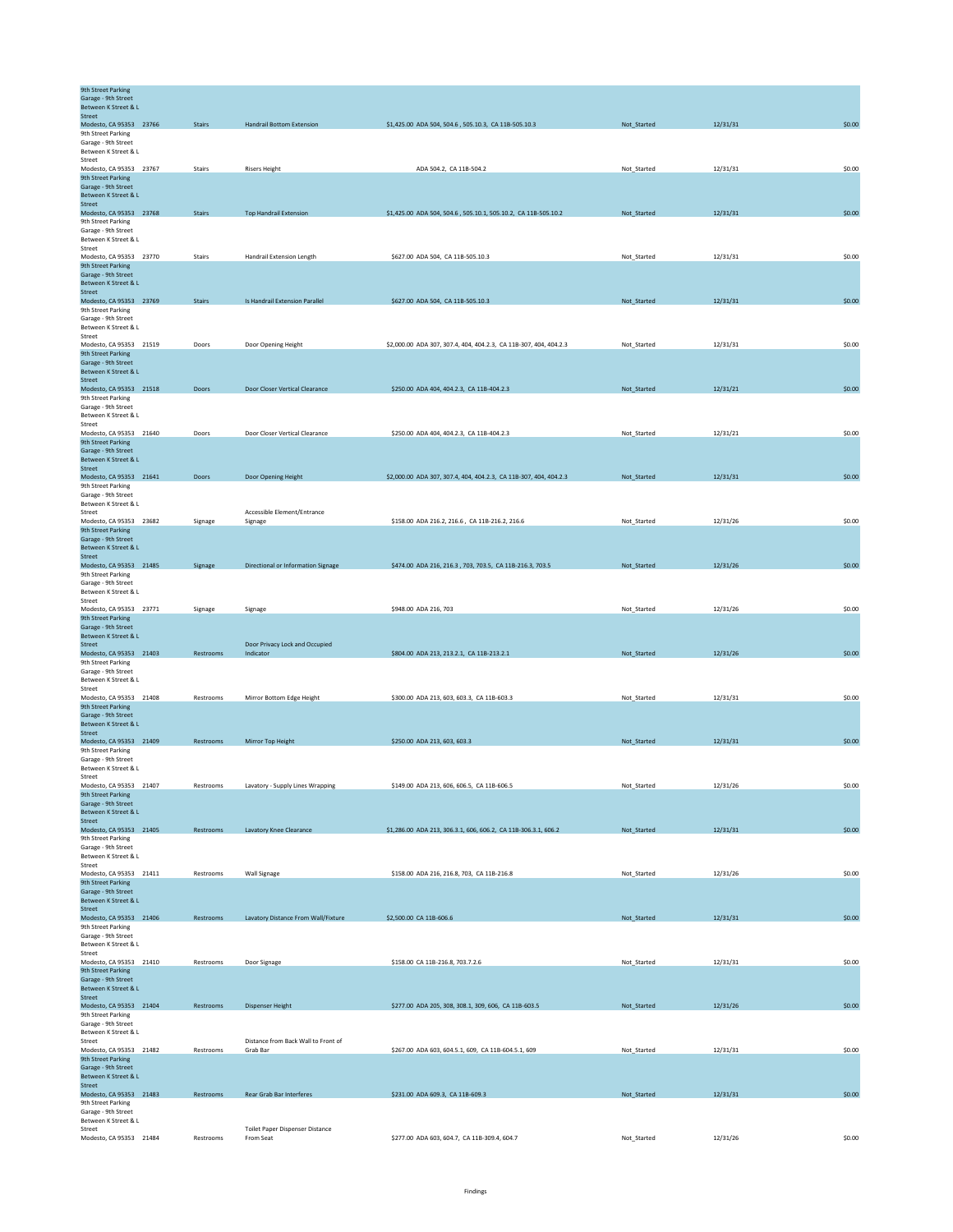| | | | | | | | |
|---|---|---|---|---|---|---|---|
| 9th Street Parking Garage - 9th Street Between K Street & L Street Modesto, CA 95353 | 23766 | Stairs | Handrail Bottom Extension | $1,425.00 ADA 504, 504.6 , 505.10.3, CA 11B-505.10.3 | Not_Started | 12/31/31 | $0.00 |
| 9th Street Parking Garage - 9th Street Between K Street & L Street Modesto, CA 95353 | 23767 | Stairs | Risers Height | ADA 504.2, CA 11B-504.2 | Not_Started | 12/31/31 | $0.00 |
| 9th Street Parking Garage - 9th Street Between K Street & L Street Modesto, CA 95353 | 23768 | Stairs | Top Handrail Extension | $1,425.00 ADA 504, 504.6 , 505.10.1, 505.10.2, CA 11B-505.10.2 | Not_Started | 12/31/31 | $0.00 |
| 9th Street Parking Garage - 9th Street Between K Street & L Street Modesto, CA 95353 | 23770 | Stairs | Handrail Extension Length | $627.00 ADA 504, CA 11B-505.10.3 | Not_Started | 12/31/31 | $0.00 |
| 9th Street Parking Garage - 9th Street Between K Street & L Street Modesto, CA 95353 | 23769 | Stairs | Is Handrail Extension Parallel | $627.00 ADA 504, CA 11B-505.10.3 | Not_Started | 12/31/31 | $0.00 |
| 9th Street Parking Garage - 9th Street Between K Street & L Street Modesto, CA 95353 | 21519 | Doors | Door Opening Height | $2,000.00 ADA 307, 307.4, 404, 404.2.3, CA 11B-307, 404, 404.2.3 | Not_Started | 12/31/31 | $0.00 |
| 9th Street Parking Garage - 9th Street Between K Street & L Street Modesto, CA 95353 | 21518 | Doors | Door Closer Vertical Clearance | $250.00 ADA 404, 404.2.3, CA 11B-404.2.3 | Not_Started | 12/31/21 | $0.00 |
| 9th Street Parking Garage - 9th Street Between K Street & L Street Modesto, CA 95353 | 21640 | Doors | Door Closer Vertical Clearance | $250.00 ADA 404, 404.2.3, CA 11B-404.2.3 | Not_Started | 12/31/21 | $0.00 |
| 9th Street Parking Garage - 9th Street Between K Street & L Street Modesto, CA 95353 | 21641 | Doors | Door Opening Height | $2,000.00 ADA 307, 307.4, 404, 404.2.3, CA 11B-307, 404, 404.2.3 | Not_Started | 12/31/31 | $0.00 |
| 9th Street Parking Garage - 9th Street Between K Street & L Street Modesto, CA 95353 | 23682 | Signage | Accessible Element/Entrance Signage | $158.00 ADA 216.2, 216.6 , CA 11B-216.2, 216.6 | Not_Started | 12/31/26 | $0.00 |
| 9th Street Parking Garage - 9th Street Between K Street & L Street Modesto, CA 95353 | 21485 | Signage | Directional or Information Signage | $474.00 ADA 216, 216.3 , 703, 703.5, CA 11B-216.3, 703.5 | Not_Started | 12/31/26 | $0.00 |
| 9th Street Parking Garage - 9th Street Between K Street & L Street Modesto, CA 95353 | 23771 | Signage | Signage | $948.00 ADA 216, 703 | Not_Started | 12/31/26 | $0.00 |
| 9th Street Parking Garage - 9th Street Between K Street & L Street Modesto, CA 95353 | 21403 | Restrooms | Door Privacy Lock and Occupied Indicator | $804.00 ADA 213, 213.2.1, CA 11B-213.2.1 | Not_Started | 12/31/26 | $0.00 |
| 9th Street Parking Garage - 9th Street Between K Street & L Street Modesto, CA 95353 | 21408 | Restrooms | Mirror Bottom Edge Height | $300.00 ADA 213, 603, 603.3, CA 11B-603.3 | Not_Started | 12/31/31 | $0.00 |
| 9th Street Parking Garage - 9th Street Between K Street & L Street Modesto, CA 95353 | 21409 | Restrooms | Mirror Top Height | $250.00 ADA 213, 603, 603.3 | Not_Started | 12/31/31 | $0.00 |
| 9th Street Parking Garage - 9th Street Between K Street & L Street Modesto, CA 95353 | 21407 | Restrooms | Lavatory - Supply Lines Wrapping | $149.00 ADA 213, 606, 606.5, CA 11B-606.5 | Not_Started | 12/31/26 | $0.00 |
| 9th Street Parking Garage - 9th Street Between K Street & L Street Modesto, CA 95353 | 21405 | Restrooms | Lavatory Knee Clearance | $1,286.00 ADA 213, 306.3.1, 606, 606.2, CA 11B-306.3.1, 606.2 | Not_Started | 12/31/31 | $0.00 |
| 9th Street Parking Garage - 9th Street Between K Street & L Street Modesto, CA 95353 | 21411 | Restrooms | Wall Signage | $158.00 ADA 216, 216.8, 703, CA 11B-216.8 | Not_Started | 12/31/26 | $0.00 |
| 9th Street Parking Garage - 9th Street Between K Street & L Street Modesto, CA 95353 | 21406 | Restrooms | Lavatory Distance From Wall/Fixture | $2,500.00 CA 11B-606.6 | Not_Started | 12/31/31 | $0.00 |
| 9th Street Parking Garage - 9th Street Between K Street & L Street Modesto, CA 95353 | 21410 | Restrooms | Door Signage | $158.00 CA 11B-216.8, 703.7.2.6 | Not_Started | 12/31/31 | $0.00 |
| 9th Street Parking Garage - 9th Street Between K Street & L Street Modesto, CA 95353 | 21404 | Restrooms | Dispenser Height | $277.00 ADA 205, 308, 308.1, 309, 606, CA 11B-603.5 | Not_Started | 12/31/26 | $0.00 |
| 9th Street Parking Garage - 9th Street Between K Street & L Street Modesto, CA 95353 | 21482 | Restrooms | Distance from Back Wall to Front of Grab Bar | $267.00 ADA 603, 604.5.1, 609, CA 11B-604.5.1, 609 | Not_Started | 12/31/31 | $0.00 |
| 9th Street Parking Garage - 9th Street Between K Street & L Street Modesto, CA 95353 | 21483 | Restrooms | Rear Grab Bar Interferes | $231.00 ADA 609.3, CA 11B-609.3 | Not_Started | 12/31/31 | $0.00 |
| 9th Street Parking Garage - 9th Street Between K Street & L Street Modesto, CA 95353 | 21484 | Restrooms | Toilet Paper Dispenser Distance From Seat | $277.00 ADA 603, 604.7, CA 11B-309.4, 604.7 | Not_Started | 12/31/26 | $0.00 |

Findings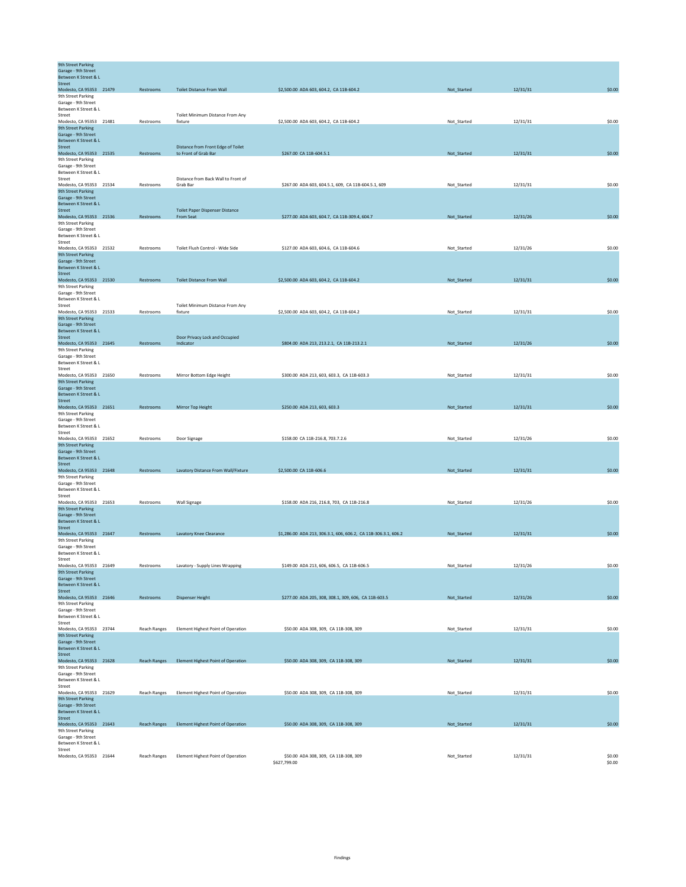| | | | | | | | |
|---|---|---|---|---|---|---|---|
| 9th Street Parking Garage - 9th Street Between K Street & L Street Modesto, CA 95353 | 21479 | Restrooms | Toilet Distance From Wall | $2,500.00 ADA 603, 604.2, CA 11B-604.2 | Not_Started | 12/31/31 | $0.00 |
| 9th Street Parking Garage - 9th Street Between K Street & L Street Modesto, CA 95353 | 21481 | Restrooms | Toilet Minimum Distance From Any fixture | $2,500.00 ADA 603, 604.2, CA 11B-604.2 | Not_Started | 12/31/31 | $0.00 |
| 9th Street Parking Garage - 9th Street Between K Street & L Street Modesto, CA 95353 | 21535 | Restrooms | Distance from Front Edge of Toilet to Front of Grab Bar | $267.00 CA 11B-604.5.1 | Not_Started | 12/31/31 | $0.00 |
| 9th Street Parking Garage - 9th Street Between K Street & L Street Modesto, CA 95353 | 21534 | Restrooms | Distance from Back Wall to Front of Grab Bar | $267.00 ADA 603, 604.5.1, 609, CA 11B-604.5.1, 609 | Not_Started | 12/31/31 | $0.00 |
| 9th Street Parking Garage - 9th Street Between K Street & L Street Modesto, CA 95353 | 21536 | Restrooms | Toilet Paper Dispenser Distance From Seat | $277.00 ADA 603, 604.7, CA 11B-309.4, 604.7 | Not_Started | 12/31/26 | $0.00 |
| 9th Street Parking Garage - 9th Street Between K Street & L Street Modesto, CA 95353 | 21532 | Restrooms | Toilet Flush Control - Wide Side | $127.00 ADA 603, 604.6, CA 11B-604.6 | Not_Started | 12/31/26 | $0.00 |
| 9th Street Parking Garage - 9th Street Between K Street & L Street Modesto, CA 95353 | 21530 | Restrooms | Toilet Distance From Wall | $2,500.00 ADA 603, 604.2, CA 11B-604.2 | Not_Started | 12/31/31 | $0.00 |
| 9th Street Parking Garage - 9th Street Between K Street & L Street Modesto, CA 95353 | 21533 | Restrooms | Toilet Minimum Distance From Any fixture | $2,500.00 ADA 603, 604.2, CA 11B-604.2 | Not_Started | 12/31/31 | $0.00 |
| 9th Street Parking Garage - 9th Street Between K Street & L Street Modesto, CA 95353 | 21645 | Restrooms | Door Privacy Lock and Occupied Indicator | $804.00 ADA 213, 213.2.1, CA 11B-213.2.1 | Not_Started | 12/31/26 | $0.00 |
| 9th Street Parking Garage - 9th Street Between K Street & L Street Modesto, CA 95353 | 21650 | Restrooms | Mirror Bottom Edge Height | $300.00 ADA 213, 603, 603.3, CA 11B-603.3 | Not_Started | 12/31/31 | $0.00 |
| 9th Street Parking Garage - 9th Street Between K Street & L Street Modesto, CA 95353 | 21651 | Restrooms | Mirror Top Height | $250.00 ADA 213, 603, 603.3 | Not_Started | 12/31/31 | $0.00 |
| 9th Street Parking Garage - 9th Street Between K Street & L Street Modesto, CA 95353 | 21652 | Restrooms | Door Signage | $158.00 CA 11B-216.8, 703.7.2.6 | Not_Started | 12/31/26 | $0.00 |
| 9th Street Parking Garage - 9th Street Between K Street & L Street Modesto, CA 95353 | 21648 | Restrooms | Lavatory Distance From Wall/Fixture | $2,500.00 CA 11B-606.6 | Not_Started | 12/31/31 | $0.00 |
| 9th Street Parking Garage - 9th Street Between K Street & L Street Modesto, CA 95353 | 21653 | Restrooms | Wall Signage | $158.00 ADA 216, 216.8, 703, CA 11B-216.8 | Not_Started | 12/31/26 | $0.00 |
| 9th Street Parking Garage - 9th Street Between K Street & L Street Modesto, CA 95353 | 21647 | Restrooms | Lavatory Knee Clearance | $1,286.00 ADA 213, 306.3.1, 606, 606.2, CA 11B-306.3.1, 606.2 | Not_Started | 12/31/31 | $0.00 |
| 9th Street Parking Garage - 9th Street Between K Street & L Street Modesto, CA 95353 | 21649 | Restrooms | Lavatory - Supply Lines Wrapping | $149.00 ADA 213, 606, 606.5, CA 11B-606.5 | Not_Started | 12/31/26 | $0.00 |
| 9th Street Parking Garage - 9th Street Between K Street & L Street Modesto, CA 95353 | 21646 | Restrooms | Dispenser Height | $277.00 ADA 205, 308, 308.1, 309, 606, CA 11B-603.5 | Not_Started | 12/31/26 | $0.00 |
| 9th Street Parking Garage - 9th Street Between K Street & L Street Modesto, CA 95353 | 23744 | Reach Ranges | Element Highest Point of Operation | $50.00 ADA 308, 309, CA 11B-308, 309 | Not_Started | 12/31/31 | $0.00 |
| 9th Street Parking Garage - 9th Street Between K Street & L Street Modesto, CA 95353 | 21628 | Reach Ranges | Element Highest Point of Operation | $50.00 ADA 308, 309, CA 11B-308, 309 | Not_Started | 12/31/31 | $0.00 |
| 9th Street Parking Garage - 9th Street Between K Street & L Street Modesto, CA 95353 | 21629 | Reach Ranges | Element Highest Point of Operation | $50.00 ADA 308, 309, CA 11B-308, 309 | Not_Started | 12/31/31 | $0.00 |
| 9th Street Parking Garage - 9th Street Between K Street & L Street Modesto, CA 95353 | 21643 | Reach Ranges | Element Highest Point of Operation | $50.00 ADA 308, 309, CA 11B-308, 309 | Not_Started | 12/31/31 | $0.00 |
| 9th Street Parking Garage - 9th Street Between K Street & L Street Modesto, CA 95353 | 21644 | Reach Ranges | Element Highest Point of Operation | $50.00 ADA 308, 309, CA 11B-308, 309 | Not_Started | 12/31/31 | $0.00 |
| | | | | $627,799.00 | | | $0.00 |

Findings